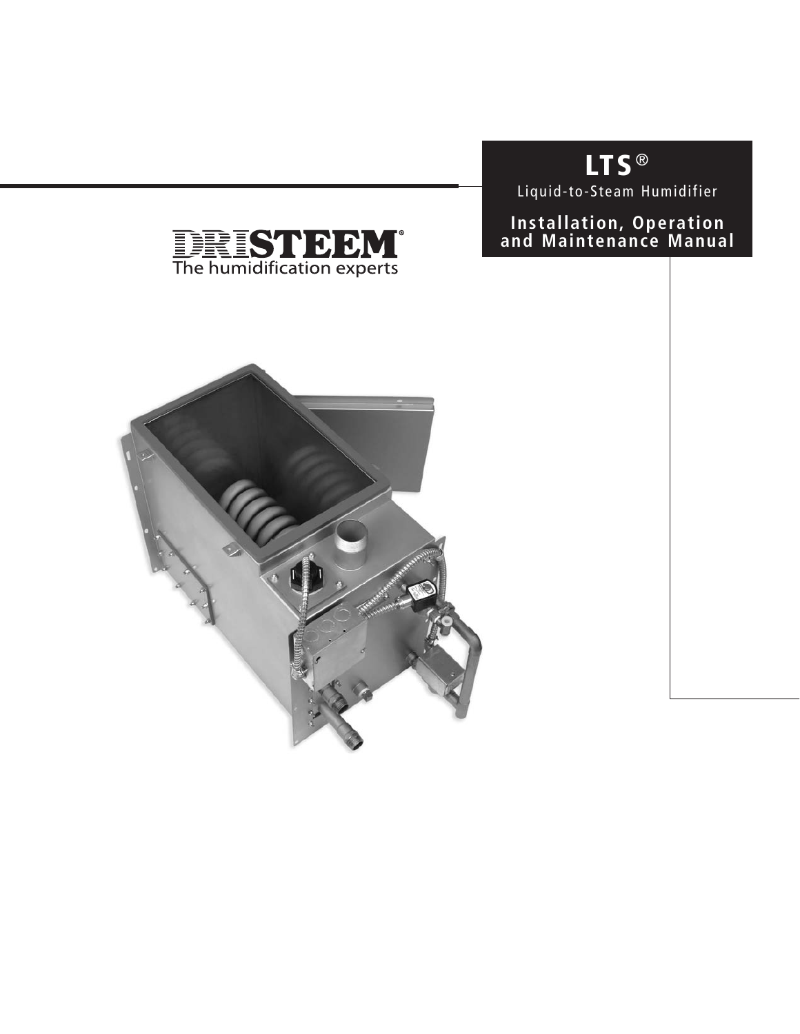# LTS®

Liquid-to-Steam Humidifier

## Installation, Operation and Maintenance Manual

DRISTEEM®

The humidification experts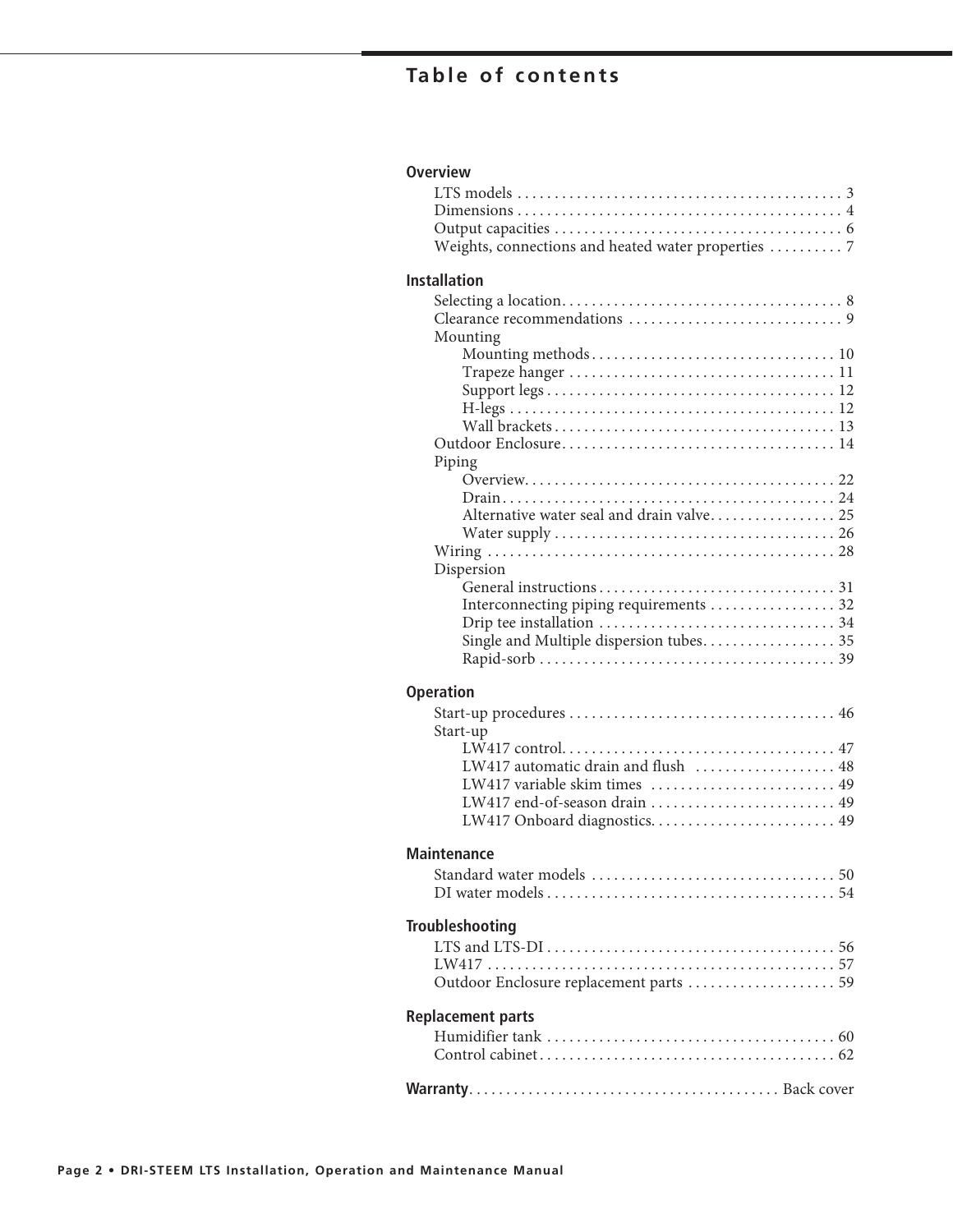# Table of contents

## Overview

- LTS models . . . . . . . . . . . . . . . . . . . . . . . . . . . . . . . . . . . . . . . . . . . 3
- Dimensions . . . . . . . . . . . . . . . . . . . . . . . . . . . . . . . . . . . . . . . . . . . 4
- Output capacities . . . . . . . . . . . . . . . . . . . . . . . . . . . . . . . . . . . . . . 6
- Weights, connections and heated water properties . . . . . . . . . 7

## Installation

- Selecting a location. . . . . . . . . . . . . . . . . . . . . . . . . . . . . . . . . . . . . 8
- Clearance recommendations . . . . . . . . . . . . . . . . . . . . . . . . . . . . 9
- Mounting
  - Mounting methods. . . . . . . . . . . . . . . . . . . . . . . . . . . . . . . . 10
  - Trapeze hanger . . . . . . . . . . . . . . . . . . . . . . . . . . . . . . . . . . . 11
  - Support legs . . . . . . . . . . . . . . . . . . . . . . . . . . . . . . . . . . . . . . 12
  - H-legs . . . . . . . . . . . . . . . . . . . . . . . . . . . . . . . . . . . . . . . . . . . 12
  - Wall brackets . . . . . . . . . . . . . . . . . . . . . . . . . . . . . . . . . . . . . 13
- Outdoor Enclosure. . . . . . . . . . . . . . . . . . . . . . . . . . . . . . . . . . . . 14
- Piping
  - Overview. . . . . . . . . . . . . . . . . . . . . . . . . . . . . . . . . . . . . . . . . 22
  - Drain . . . . . . . . . . . . . . . . . . . . . . . . . . . . . . . . . . . . . . . . . . . . 24
  - Alternative water seal and drain valve. . . . . . . . . . . . . . . . . 25
  - Water supply . . . . . . . . . . . . . . . . . . . . . . . . . . . . . . . . . . . . . 26
- Wiring . . . . . . . . . . . . . . . . . . . . . . . . . . . . . . . . . . . . . . . . . . . . . . 28
- Dispersion
  - General instructions . . . . . . . . . . . . . . . . . . . . . . . . . . . . . . . 31
  - Interconnecting piping requirements . . . . . . . . . . . . . . . . . 32
  - Drip tee installation . . . . . . . . . . . . . . . . . . . . . . . . . . . . . . . 34
  - Single and Multiple dispersion tubes. . . . . . . . . . . . . . . . . . 35
  - Rapid-sorb . . . . . . . . . . . . . . . . . . . . . . . . . . . . . . . . . . . . . . . 39

## Operation

- Start-up procedures . . . . . . . . . . . . . . . . . . . . . . . . . . . . . . . . . . . 46
- Start-up
  - LW417 control. . . . . . . . . . . . . . . . . . . . . . . . . . . . . . . . . . . . 47
  - LW417 automatic drain and flush . . . . . . . . . . . . . . . . . . . 48
  - LW417 variable skim times . . . . . . . . . . . . . . . . . . . . . . . . . 49
  - LW417 end-of-season drain . . . . . . . . . . . . . . . . . . . . . . . . . 49
  - LW417 Onboard diagnostics. . . . . . . . . . . . . . . . . . . . . . . . . 49

## Maintenance

- Standard water models . . . . . . . . . . . . . . . . . . . . . . . . . . . . . . . . 50
- DI water models . . . . . . . . . . . . . . . . . . . . . . . . . . . . . . . . . . . . . . 54

## Troubleshooting

- LTS and LTS-DI . . . . . . . . . . . . . . . . . . . . . . . . . . . . . . . . . . . . . . 56
- LW417 . . . . . . . . . . . . . . . . . . . . . . . . . . . . . . . . . . . . . . . . . . . . . . 57
- Outdoor Enclosure replacement parts . . . . . . . . . . . . . . . . . . . . 59

## Replacement parts

- Humidifier tank . . . . . . . . . . . . . . . . . . . . . . . . . . . . . . . . . . . . . . . 60
- Control cabinet . . . . . . . . . . . . . . . . . . . . . . . . . . . . . . . . . . . . . . . 62

**Warranty**. . . . . . . . . . . . . . . . . . . . . . . . . . . . . . . . . . . . . . . . . Back cover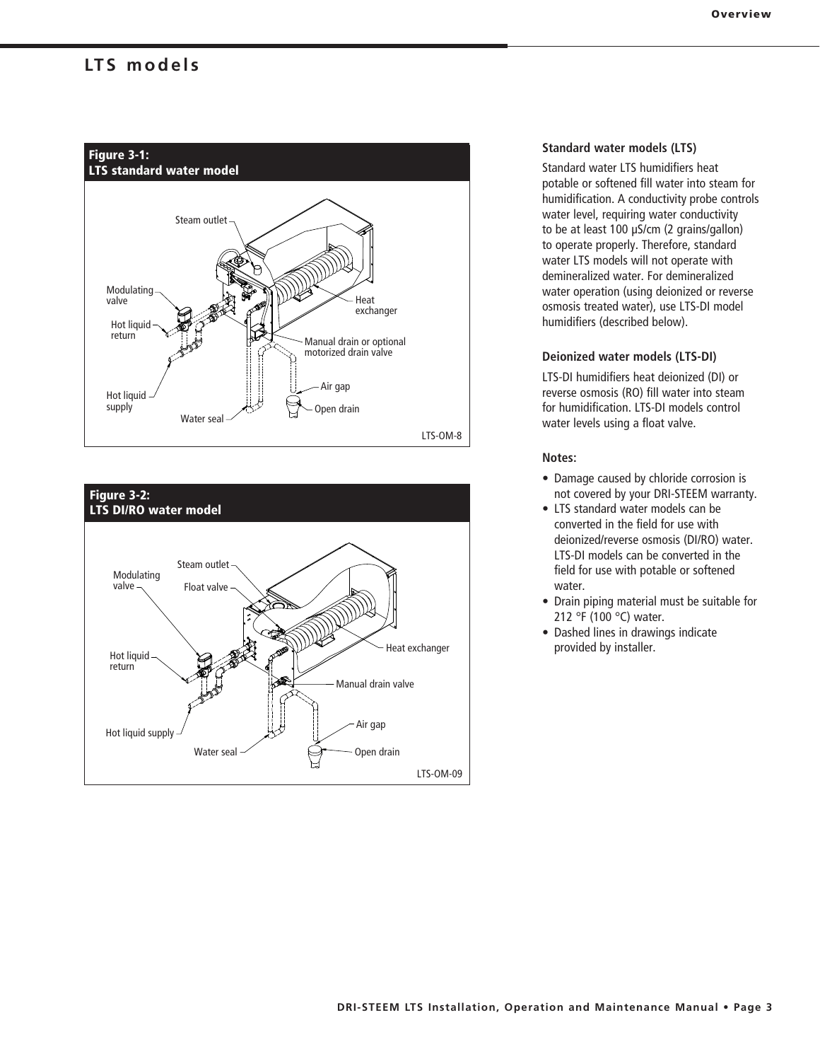## LTS models

**Figure 3-1:**
**LTS standard water model**

Steam outlet

Modulating valve

Hot liquid return

Hot liquid supply

Water seal

Heat exchanger

Manual drain or optional motorized drain valve

Air gap

Open drain

LTS-OM-8

**Figure 3-2:**
**LTS DI/RO water model**

Steam outlet

Modulating valve

Float valve

Hot liquid return

Hot liquid supply

Water seal

Heat exchanger

Manual drain valve

Air gap

Open drain

LTS-OM-09

### Standard water models (LTS)

Standard water LTS humidifiers heat potable or softened fill water into steam for humidification. A conductivity probe controls water level, requiring water conductivity to be at least 100 µS/cm (2 grains/gallon) to operate properly. Therefore, standard water LTS models will not operate with demineralized water. For demineralized water operation (using deionized or reverse osmosis treated water), use LTS-DI model humidifiers (described below).

### Deionized water models (LTS-DI)

LTS-DI humidifiers heat deionized (DI) or reverse osmosis (RO) fill water into steam for humidification. LTS-DI models control water levels using a float valve.

**Notes:**

- Damage caused by chloride corrosion is not covered by your DRI-STEEM warranty.
- LTS standard water models can be converted in the field for use with deionized/reverse osmosis (DI/RO) water. LTS-DI models can be converted in the field for use with potable or softened water.
- Drain piping material must be suitable for 212 °F (100 °C) water.
- Dashed lines in drawings indicate provided by installer.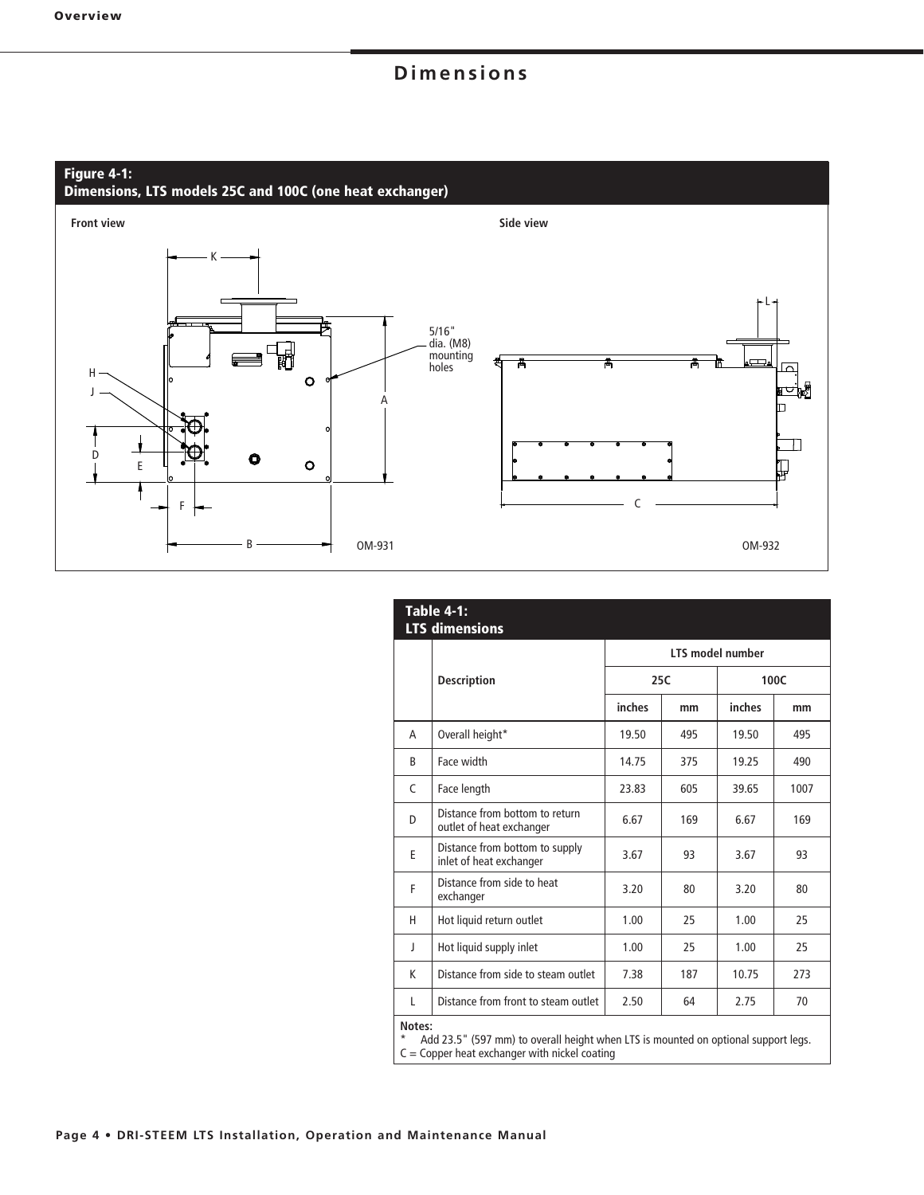# Dimensions

**Figure 4-1:**
**Dimensions, LTS models 25C and 100C (one heat exchanger)**

Front view

Side view

5/16" dia. (M8) mounting holes

OM-931

OM-932

**Table 4-1:**
**LTS dimensions**

| | Description | LTS model number | | | |
|---|---|---|---|---|---|
| | | 25C | | 100C | |
| | | inches | mm | inches | mm |
| A | Overall height* | 19.50 | 495 | 19.50 | 495 |
| B | Face width | 14.75 | 375 | 19.25 | 490 |
| C | Face length | 23.83 | 605 | 39.65 | 1007 |
| D | Distance from bottom to return outlet of heat exchanger | 6.67 | 169 | 6.67 | 169 |
| E | Distance from bottom to supply inlet of heat exchanger | 3.67 | 93 | 3.67 | 93 |
| F | Distance from side to heat exchanger | 3.20 | 80 | 3.20 | 80 |
| H | Hot liquid return outlet | 1.00 | 25 | 1.00 | 25 |
| J | Hot liquid supply inlet | 1.00 | 25 | 1.00 | 25 |
| K | Distance from side to steam outlet | 7.38 | 187 | 10.75 | 273 |
| L | Distance from front to steam outlet | 2.50 | 64 | 2.75 | 70 |

**Notes:**
* Add 23.5" (597 mm) to overall height when LTS is mounted on optional support legs.
C = Copper heat exchanger with nickel coating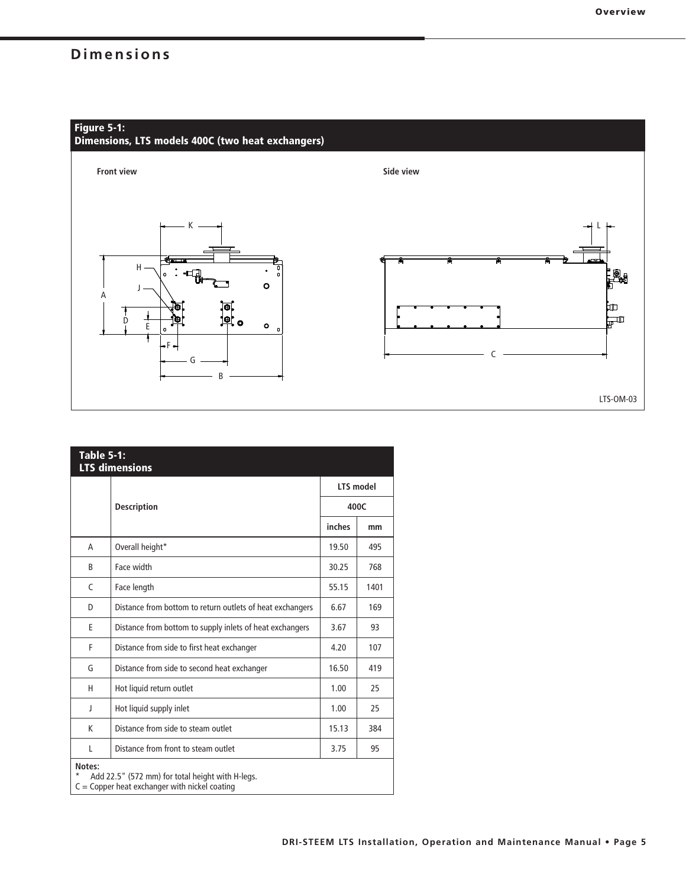## Dimensions

**Figure 5-1:**
**Dimensions, LTS models 400C (two heat exchangers)**

Front view

Side view

LTS-OM-03

**Table 5-1:**
**LTS dimensions**

| | Description | LTS model | |
|---|---|---|---|
| | | 400C | |
| | | inches | mm |
| A | Overall height* | 19.50 | 495 |
| B | Face width | 30.25 | 768 |
| C | Face length | 55.15 | 1401 |
| D | Distance from bottom to return outlets of heat exchangers | 6.67 | 169 |
| E | Distance from bottom to supply inlets of heat exchangers | 3.67 | 93 |
| F | Distance from side to first heat exchanger | 4.20 | 107 |
| G | Distance from side to second heat exchanger | 16.50 | 419 |
| H | Hot liquid return outlet | 1.00 | 25 |
| J | Hot liquid supply inlet | 1.00 | 25 |
| K | Distance from side to steam outlet | 15.13 | 384 |
| L | Distance from front to steam outlet | 3.75 | 95 |

**Notes:**
* Add 22.5" (572 mm) for total height with H-legs.
C = Copper heat exchanger with nickel coating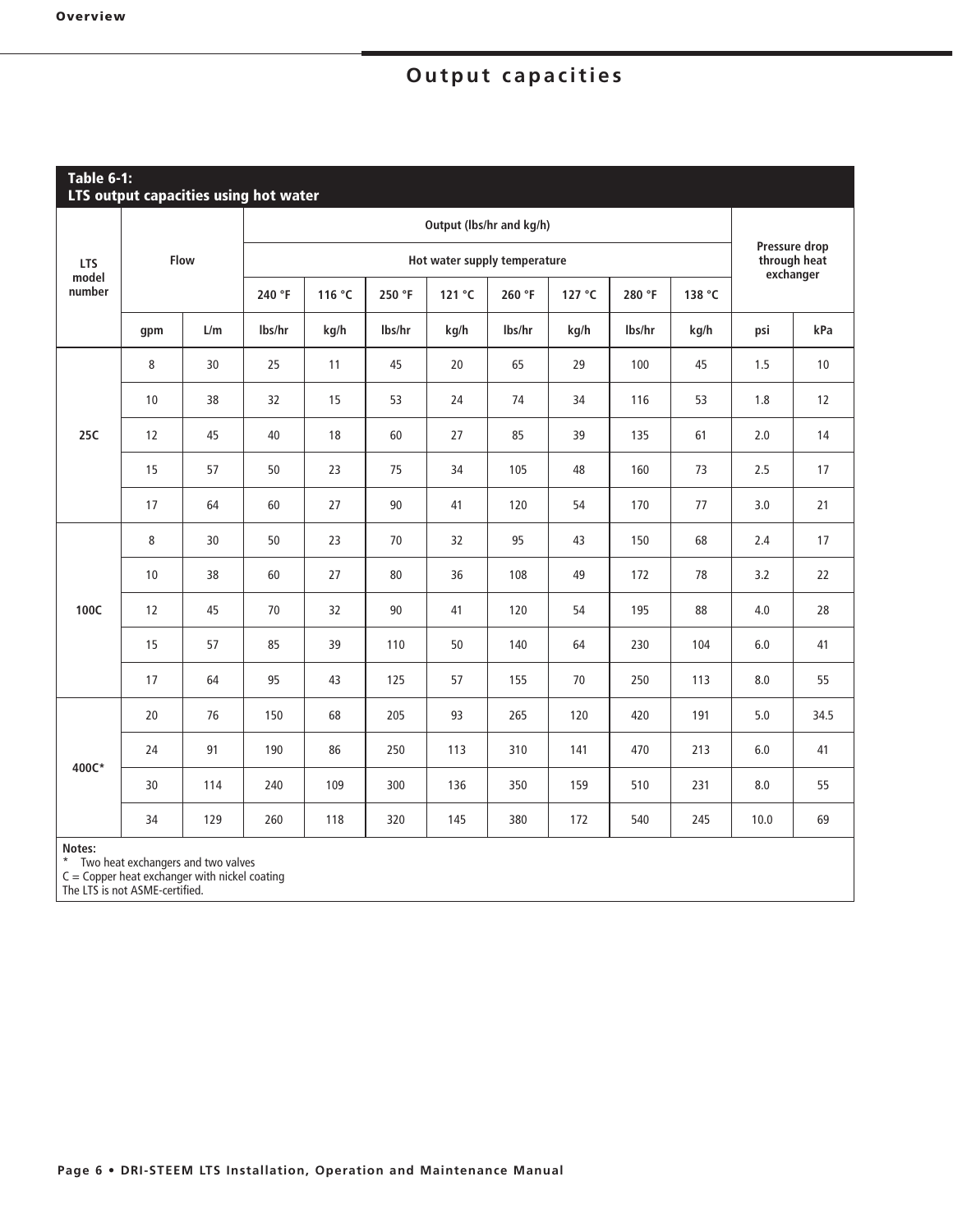## Output capacities

**Table 6-1: LTS output capacities using hot water**

| LTS model number | Flow | | Output (lbs/hr and kg/h) | | | | | | | | Pressure drop through heat exchanger | |
|---|---|---|---|---|---|---|---|---|---|---|---|---|
| | | | Hot water supply temperature | | | | | | | | | |
| | | | 240 °F | 116 °C | 250 °F | 121 °C | 260 °F | 127 °C | 280 °F | 138 °C | | |
| | gpm | L/m | lbs/hr | kg/h | lbs/hr | kg/h | lbs/hr | kg/h | lbs/hr | kg/h | psi | kPa |
| 25C | 8 | 30 | 25 | 11 | 45 | 20 | 65 | 29 | 100 | 45 | 1.5 | 10 |
| | 10 | 38 | 32 | 15 | 53 | 24 | 74 | 34 | 116 | 53 | 1.8 | 12 |
| | 12 | 45 | 40 | 18 | 60 | 27 | 85 | 39 | 135 | 61 | 2.0 | 14 |
| | 15 | 57 | 50 | 23 | 75 | 34 | 105 | 48 | 160 | 73 | 2.5 | 17 |
| | 17 | 64 | 60 | 27 | 90 | 41 | 120 | 54 | 170 | 77 | 3.0 | 21 |
| 100C | 8 | 30 | 50 | 23 | 70 | 32 | 95 | 43 | 150 | 68 | 2.4 | 17 |
| | 10 | 38 | 60 | 27 | 80 | 36 | 108 | 49 | 172 | 78 | 3.2 | 22 |
| | 12 | 45 | 70 | 32 | 90 | 41 | 120 | 54 | 195 | 88 | 4.0 | 28 |
| | 15 | 57 | 85 | 39 | 110 | 50 | 140 | 64 | 230 | 104 | 6.0 | 41 |
| | 17 | 64 | 95 | 43 | 125 | 57 | 155 | 70 | 250 | 113 | 8.0 | 55 |
| 400C* | 20 | 76 | 150 | 68 | 205 | 93 | 265 | 120 | 420 | 191 | 5.0 | 34.5 |
| | 24 | 91 | 190 | 86 | 250 | 113 | 310 | 141 | 470 | 213 | 6.0 | 41 |
| | 30 | 114 | 240 | 109 | 300 | 136 | 350 | 159 | 510 | 231 | 8.0 | 55 |
| | 34 | 129 | 260 | 118 | 320 | 145 | 380 | 172 | 540 | 245 | 10.0 | 69 |

**Notes:**
* Two heat exchangers and two valves

C = Copper heat exchanger with nickel coating

The LTS is not ASME-certified.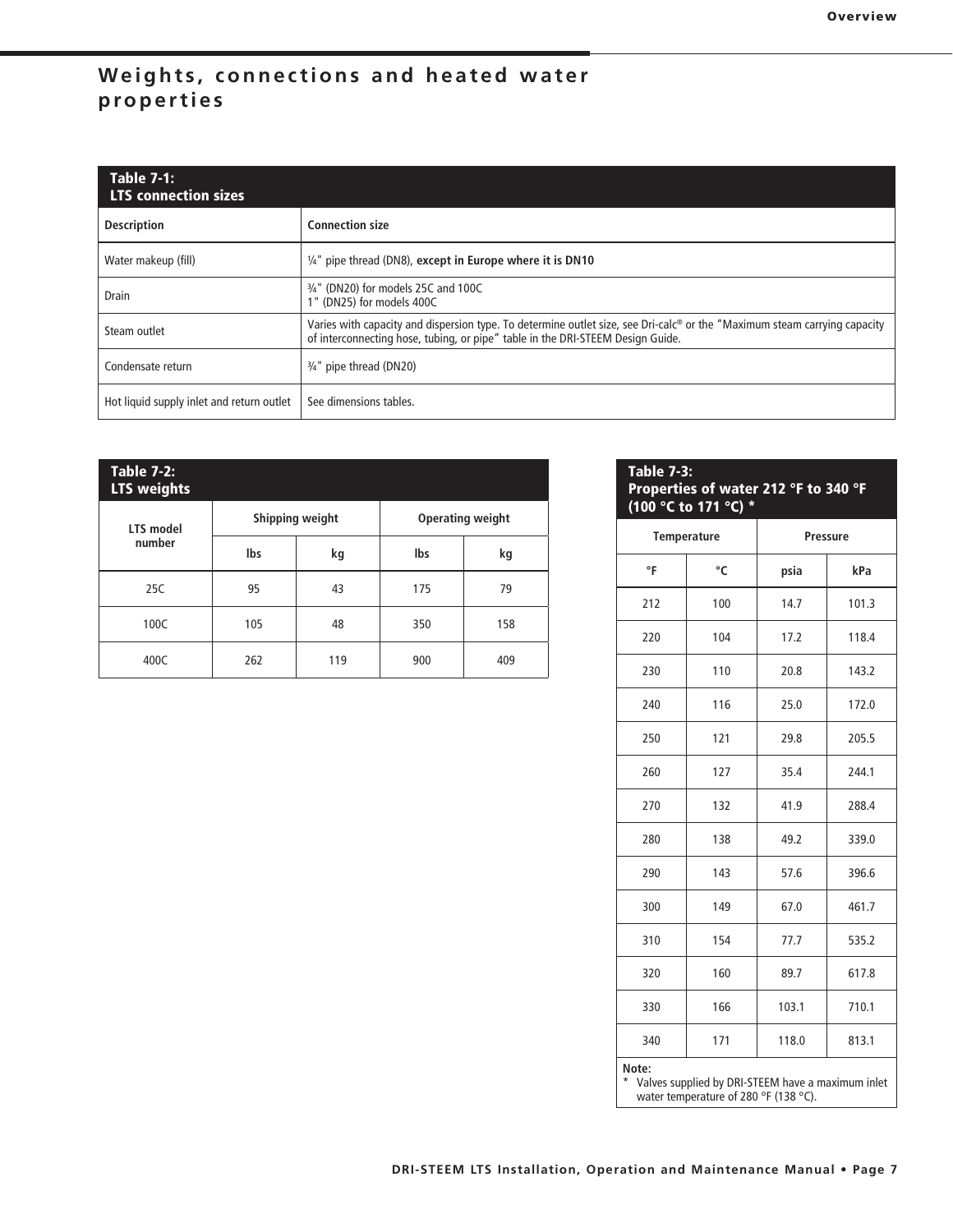# Weights, connections and heated water properties

| **Table 7-1: LTS connection sizes** | |
|---|---|
| **Description** | **Connection size** |
| Water makeup (fill) | ¼" pipe thread (DN8), **except in Europe where it is DN10** |
| Drain | ¾" (DN20) for models 25C and 100C<br>1" (DN25) for models 400C |
| Steam outlet | Varies with capacity and dispersion type. To determine outlet size, see Dri-calc® or the "Maximum steam carrying capacity of interconnecting hose, tubing, or pipe" table in the DRI-STEEM Design Guide. |
| Condensate return | ¾" pipe thread (DN20) |
| Hot liquid supply inlet and return outlet | See dimensions tables. |

**Table 7-2: LTS weights**

| LTS model number | Shipping weight | | Operating weight | |
|---|---|---|---|---|
| | lbs | kg | lbs | kg |
| 25C | 95 | 43 | 175 | 79 |
| 100C | 105 | 48 | 350 | 158 |
| 400C | 262 | 119 | 900 | 409 |

**Table 7-3: Properties of water 212 °F to 340 °F (100 °C to 171 °C) \***

| Temperature | | Pressure | |
|---|---|---|---|
| °F | °C | psia | kPa |
| 212 | 100 | 14.7 | 101.3 |
| 220 | 104 | 17.2 | 118.4 |
| 230 | 110 | 20.8 | 143.2 |
| 240 | 116 | 25.0 | 172.0 |
| 250 | 121 | 29.8 | 205.5 |
| 260 | 127 | 35.4 | 244.1 |
| 270 | 132 | 41.9 | 288.4 |
| 280 | 138 | 49.2 | 339.0 |
| 290 | 143 | 57.6 | 396.6 |
| 300 | 149 | 67.0 | 461.7 |
| 310 | 154 | 77.7 | 535.2 |
| 320 | 160 | 89.7 | 617.8 |
| 330 | 166 | 103.1 | 710.1 |
| 340 | 171 | 118.0 | 813.1 |

**Note:**
\* Valves supplied by DRI-STEEM have a maximum inlet water temperature of 280 °F (138 °C).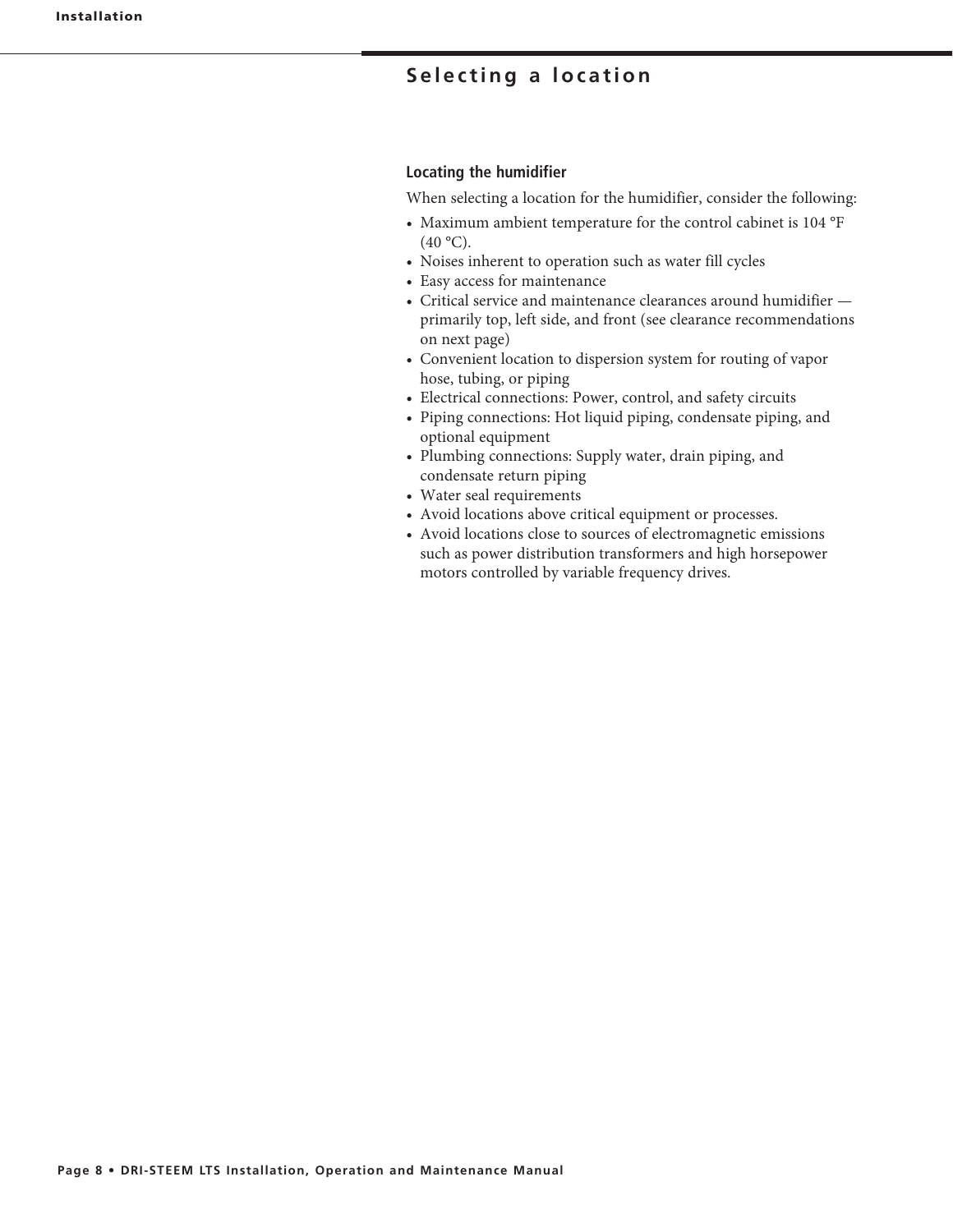## Selecting a location

### Locating the humidifier

When selecting a location for the humidifier, consider the following:

- Maximum ambient temperature for the control cabinet is 104 °F (40 °C).
- Noises inherent to operation such as water fill cycles
- Easy access for maintenance
- Critical service and maintenance clearances around humidifier — primarily top, left side, and front (see clearance recommendations on next page)
- Convenient location to dispersion system for routing of vapor hose, tubing, or piping
- Electrical connections: Power, control, and safety circuits
- Piping connections: Hot liquid piping, condensate piping, and optional equipment
- Plumbing connections: Supply water, drain piping, and condensate return piping
- Water seal requirements
- Avoid locations above critical equipment or processes.
- Avoid locations close to sources of electromagnetic emissions such as power distribution transformers and high horsepower motors controlled by variable frequency drives.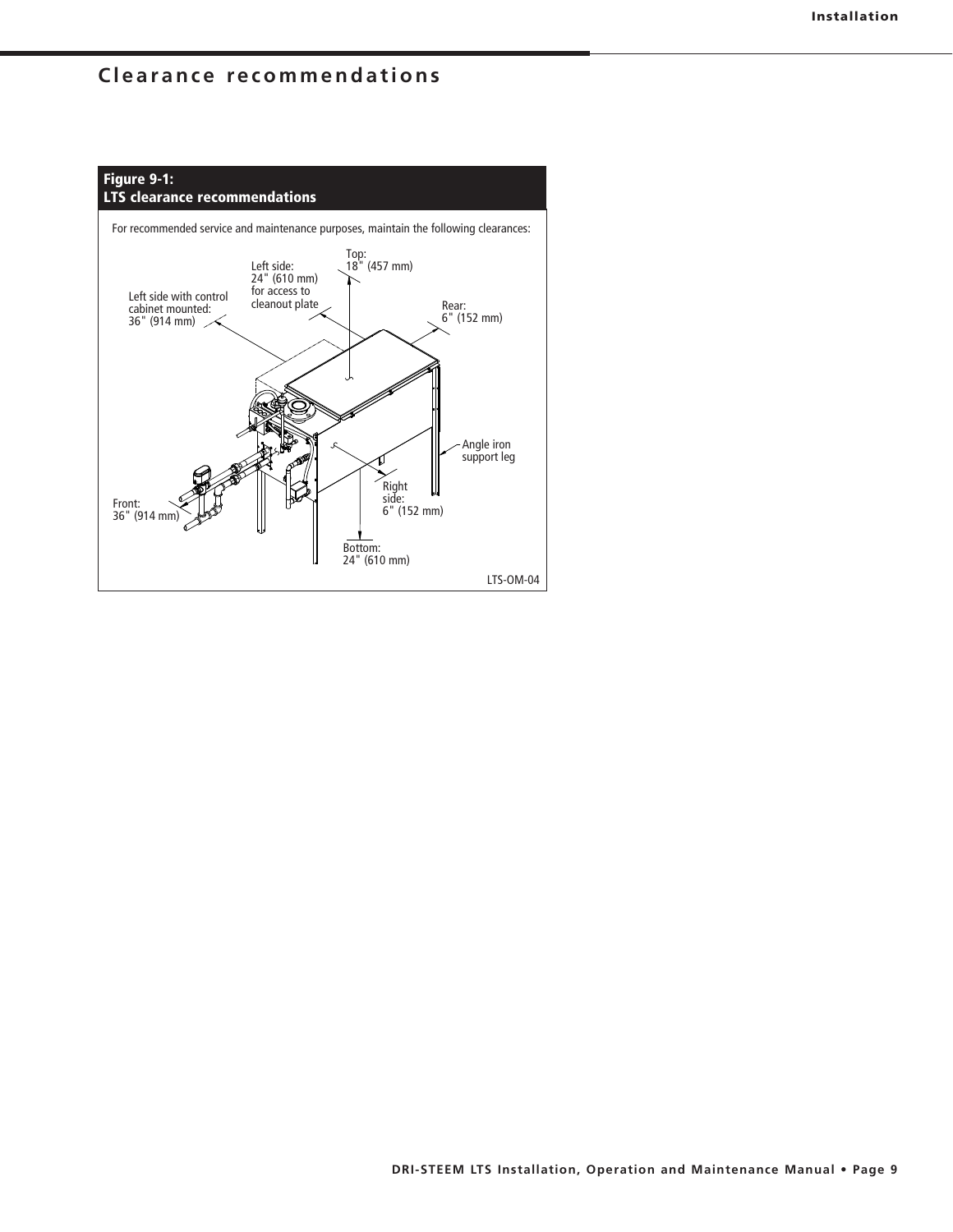## Clearance recommendations

**Figure 9-1:**
**LTS clearance recommendations**

For recommended service and maintenance purposes, maintain the following clearances:

Top:
18" (457 mm)

Left side:
24" (610 mm)
for access to
cleanout plate

Left side with control
cabinet mounted:
36" (914 mm)

Rear:
6" (152 mm)

Angle iron
support leg

Right
side:
6" (152 mm)

Front:
36" (914 mm)

Bottom:
24" (610 mm)

LTS-OM-04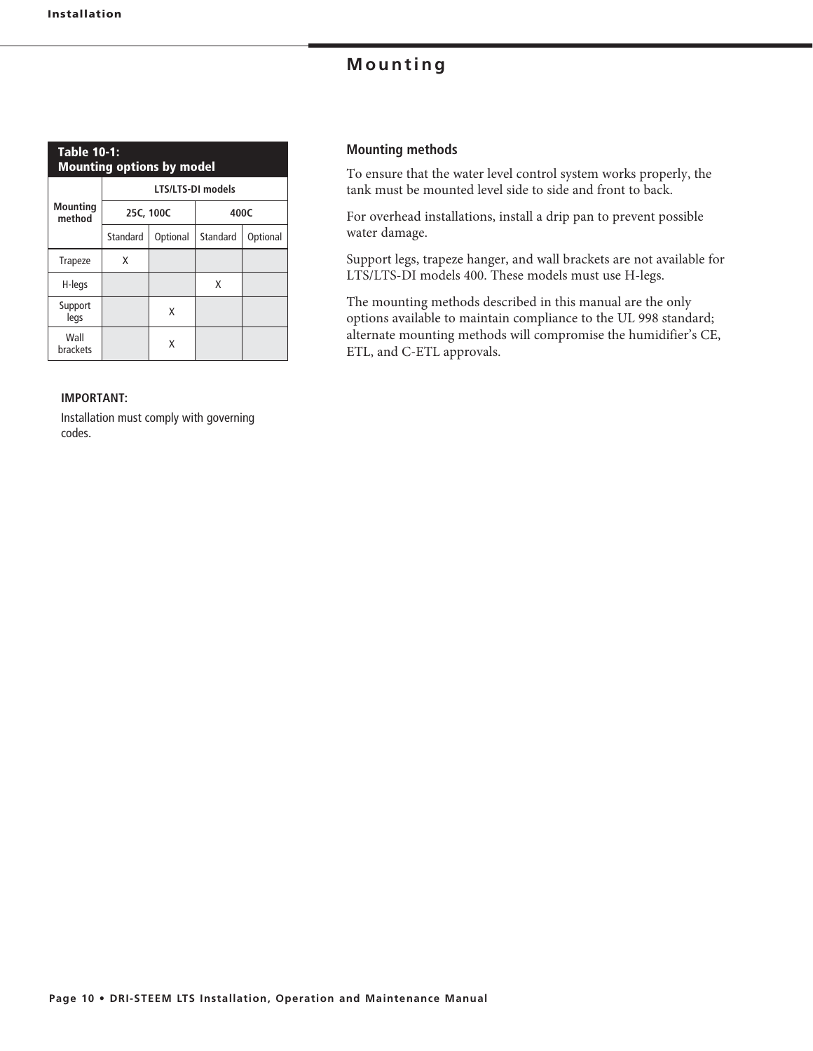## Mounting

**Table 10-1: Mounting options by model**

| Mounting method | LTS/LTS-DI models | | | |
|---|---|---|---|---|
| | 25C, 100C | | 400C | |
| | Standard | Optional | Standard | Optional |
| Trapeze | X | | | |
| H-legs | | | X | |
| Support legs | | X | | |
| Wall brackets | | X | | |

**IMPORTANT:**

Installation must comply with governing codes.

### Mounting methods

To ensure that the water level control system works properly, the tank must be mounted level side to side and front to back.

For overhead installations, install a drip pan to prevent possible water damage.

Support legs, trapeze hanger, and wall brackets are not available for LTS/LTS-DI models 400. These models must use H-legs.

The mounting methods described in this manual are the only options available to maintain compliance to the UL 998 standard; alternate mounting methods will compromise the humidifier's CE, ETL, and C-ETL approvals.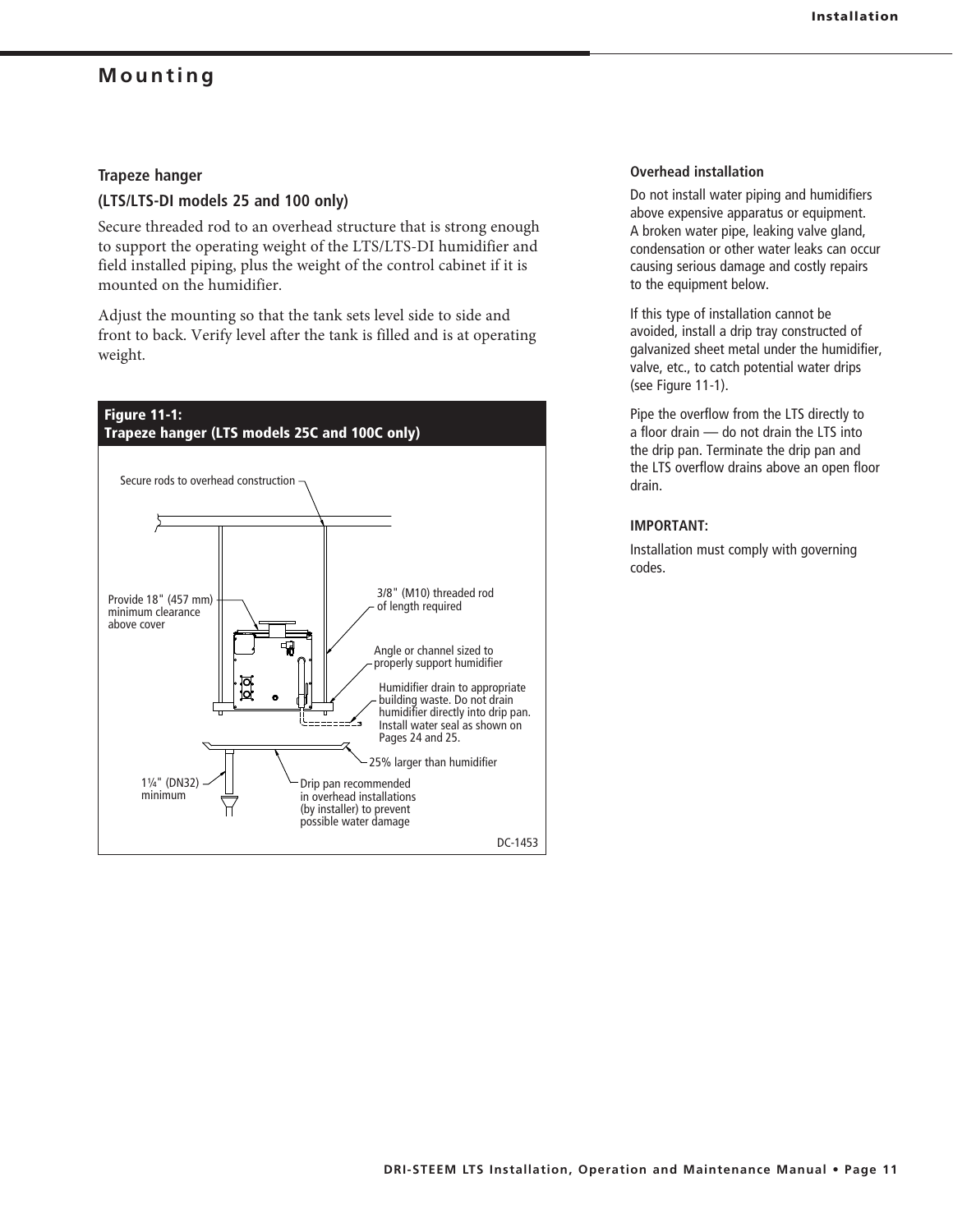## Mounting

### Trapeze hanger

**(LTS/LTS-DI models 25 and 100 only)**

Secure threaded rod to an overhead structure that is strong enough to support the operating weight of the LTS/LTS-DI humidifier and field installed piping, plus the weight of the control cabinet if it is mounted on the humidifier.

Adjust the mounting so that the tank sets level side to side and front to back. Verify level after the tank is filled and is at operating weight.

**Figure 11-1:**
**Trapeze hanger (LTS models 25C and 100C only)**

Secure rods to overhead construction

Provide 18" (457 mm) minimum clearance above cover

3/8" (M10) threaded rod of length required

Angle or channel sized to properly support humidifier

Humidifier drain to appropriate building waste. Do not drain humidifier directly into drip pan. Install water seal as shown on Pages 24 and 25.

25% larger than humidifier

1¼" (DN32) minimum

Drip pan recommended in overhead installations (by installer) to prevent possible water damage

DC-1453

### Overhead installation

Do not install water piping and humidifiers above expensive apparatus or equipment. A broken water pipe, leaking valve gland, condensation or other water leaks can occur causing serious damage and costly repairs to the equipment below.

If this type of installation cannot be avoided, install a drip tray constructed of galvanized sheet metal under the humidifier, valve, etc., to catch potential water drips (see Figure 11-1).

Pipe the overflow from the LTS directly to a floor drain — do not drain the LTS into the drip pan. Terminate the drip pan and the LTS overflow drains above an open floor drain.

**IMPORTANT:**

Installation must comply with governing codes.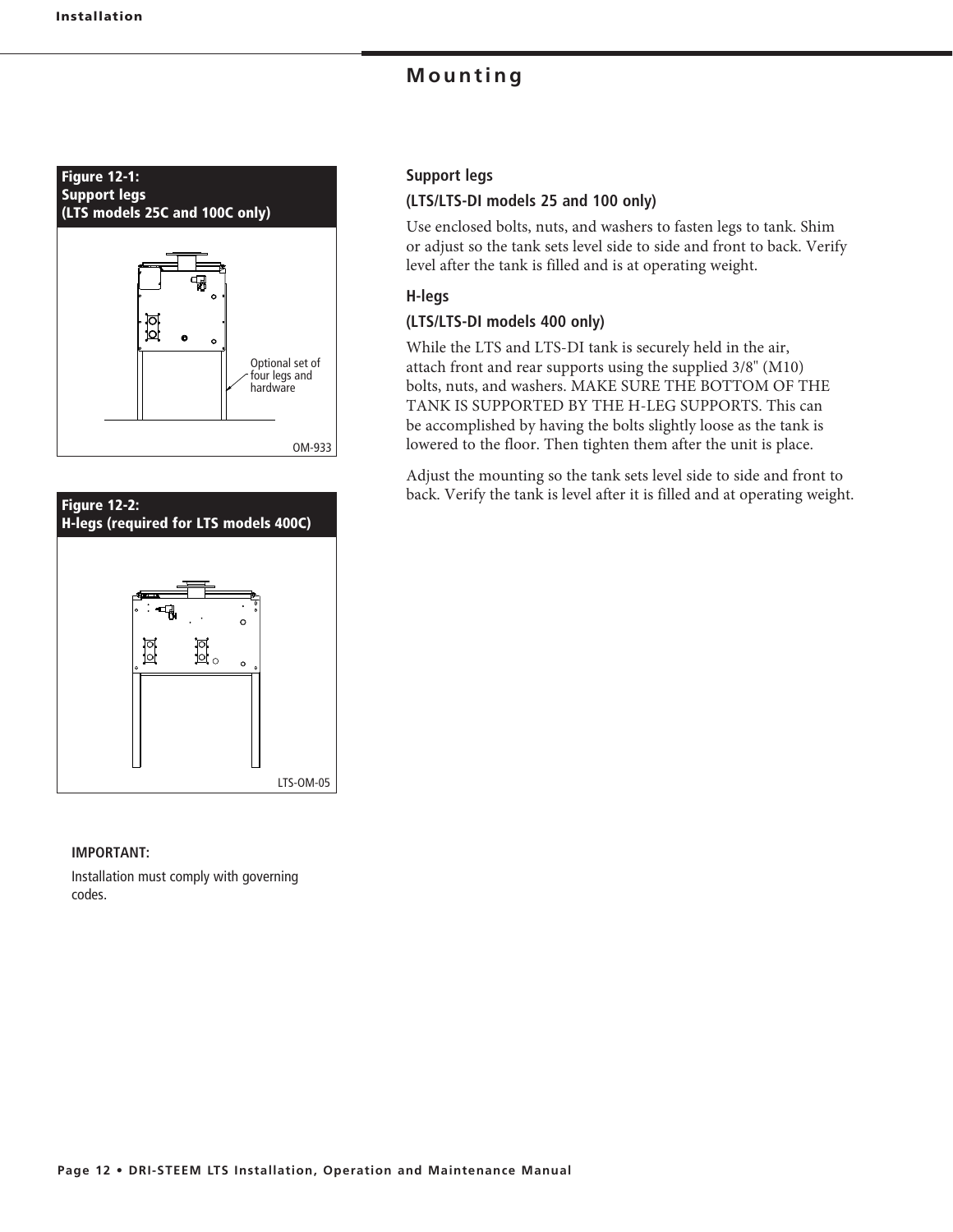## Mounting

**Figure 12-1:**
**Support legs**
**(LTS models 25C and 100C only)**

Optional set of four legs and hardware

OM-933

**Figure 12-2:**
**H-legs (required for LTS models 400C)**

LTS-OM-05

**IMPORTANT:**

Installation must comply with governing codes.

### Support legs

**(LTS/LTS-DI models 25 and 100 only)**

Use enclosed bolts, nuts, and washers to fasten legs to tank. Shim or adjust so the tank sets level side to side and front to back. Verify level after the tank is filled and is at operating weight.

### H-legs

**(LTS/LTS-DI models 400 only)**

While the LTS and LTS-DI tank is securely held in the air, attach front and rear supports using the supplied 3/8" (M10) bolts, nuts, and washers. MAKE SURE THE BOTTOM OF THE TANK IS SUPPORTED BY THE H-LEG SUPPORTS. This can be accomplished by having the bolts slightly loose as the tank is lowered to the floor. Then tighten them after the unit is place.

Adjust the mounting so the tank sets level side to side and front to back. Verify the tank is level after it is filled and at operating weight.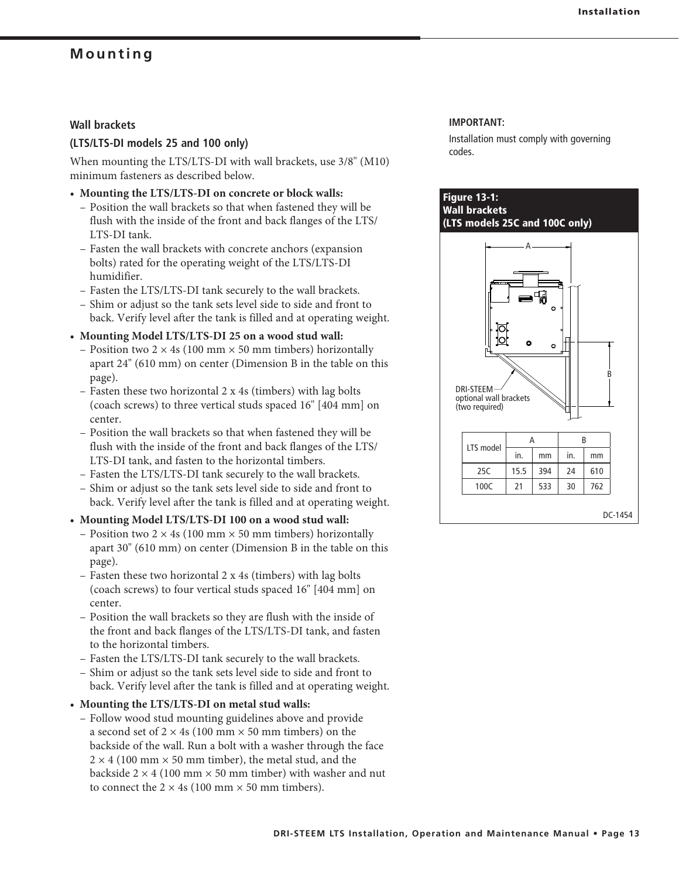## Mounting

### Wall brackets

### (LTS/LTS-DI models 25 and 100 only)

When mounting the LTS/LTS-DI with wall brackets, use 3/8" (M10) minimum fasteners as described below.

- **Mounting the LTS/LTS-DI on concrete or block walls:**
  - Position the wall brackets so that when fastened they will be flush with the inside of the front and back flanges of the LTS/LTS-DI tank.
  - Fasten the wall brackets with concrete anchors (expansion bolts) rated for the operating weight of the LTS/LTS-DI humidifier.
  - Fasten the LTS/LTS-DI tank securely to the wall brackets.
  - Shim or adjust so the tank sets level side to side and front to back. Verify level after the tank is filled and at operating weight.
- **Mounting Model LTS/LTS-DI 25 on a wood stud wall:**
  - Position two 2 × 4s (100 mm × 50 mm timbers) horizontally apart 24" (610 mm) on center (Dimension B in the table on this page).
  - Fasten these two horizontal 2 x 4s (timbers) with lag bolts (coach screws) to three vertical studs spaced 16" [404 mm] on center.
  - Position the wall brackets so that when fastened they will be flush with the inside of the front and back flanges of the LTS/LTS-DI tank, and fasten to the horizontal timbers.
  - Fasten the LTS/LTS-DI tank securely to the wall brackets.
  - Shim or adjust so the tank sets level side to side and front to back. Verify level after the tank is filled and at operating weight.
- **Mounting Model LTS/LTS-DI 100 on a wood stud wall:**
  - Position two 2 × 4s (100 mm × 50 mm timbers) horizontally apart 30" (610 mm) on center (Dimension B in the table on this page).
  - Fasten these two horizontal 2 x 4s (timbers) with lag bolts (coach screws) to four vertical studs spaced 16" [404 mm] on center.
  - Position the wall brackets so they are flush with the inside of the front and back flanges of the LTS/LTS-DI tank, and fasten to the horizontal timbers.
  - Fasten the LTS/LTS-DI tank securely to the wall brackets.
  - Shim or adjust so the tank sets level side to side and front to back. Verify level after the tank is filled and at operating weight.
- **Mounting the LTS/LTS-DI on metal stud walls:**
  - Follow wood stud mounting guidelines above and provide a second set of 2 × 4s (100 mm × 50 mm timbers) on the backside of the wall. Run a bolt with a washer through the face 2 × 4 (100 mm × 50 mm timber), the metal stud, and the backside 2 × 4 (100 mm × 50 mm timber) with washer and nut to connect the 2 × 4s (100 mm × 50 mm timbers).

**IMPORTANT:**

Installation must comply with governing codes.

**Figure 13-1:**
**Wall brackets**
**(LTS models 25C and 100C only)**

DRI-STEEM optional wall brackets (two required)

| LTS model | A | | B | |
|---|---|---|---|---|
| | in. | mm | in. | mm |
| 25C | 15.5 | 394 | 24 | 610 |
| 100C | 21 | 533 | 30 | 762 |

DC-1454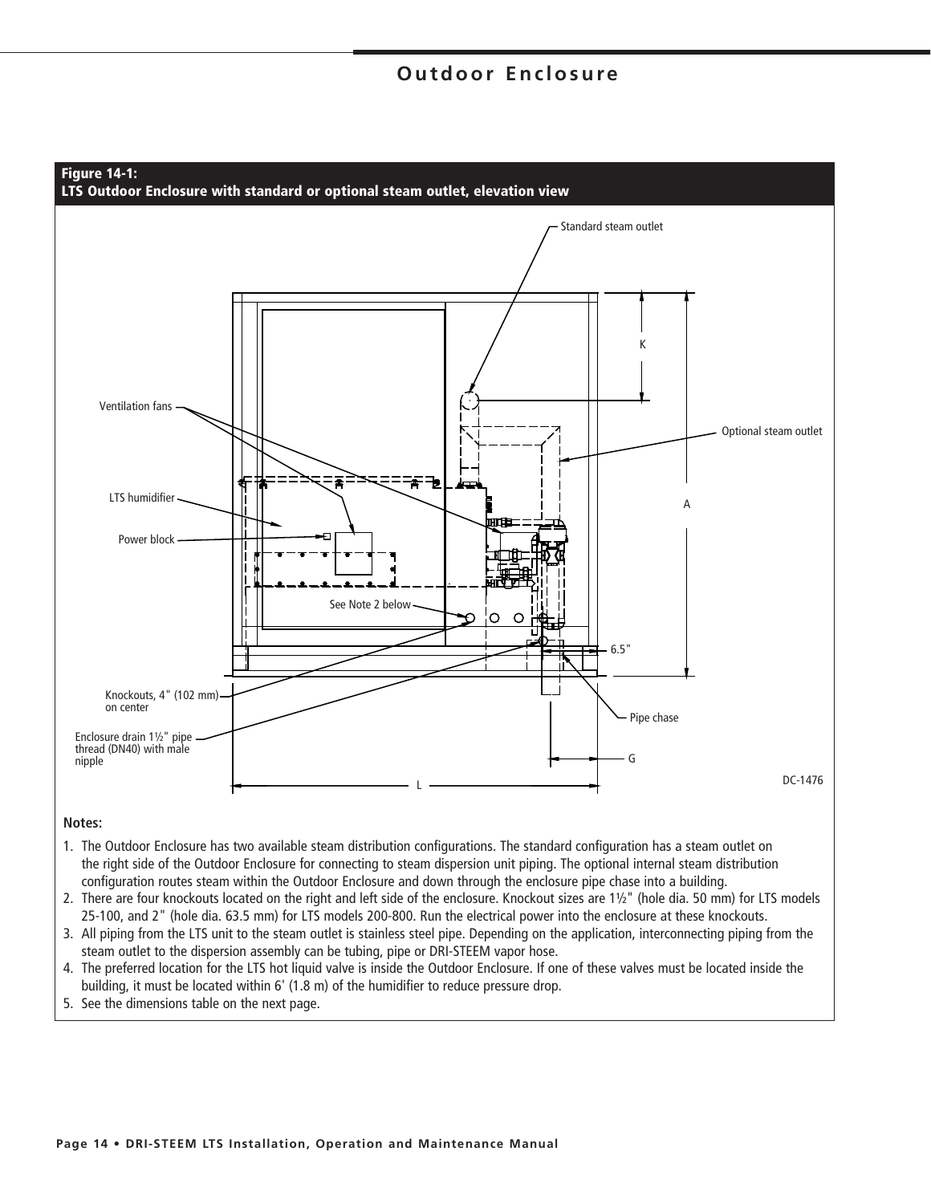## Outdoor Enclosure

**Figure 14-1:**
**LTS Outdoor Enclosure with standard or optional steam outlet, elevation view**

Standard steam outlet

Ventilation fans

Optional steam outlet

LTS humidifier

Power block

K

A

See Note 2 below

6.5"

Knockouts, 4" (102 mm) on center

Enclosure drain 1½" pipe thread (DN40) with male nipple

Pipe chase

G

L

DC-1476

**Notes:**

1. The Outdoor Enclosure has two available steam distribution configurations. The standard configuration has a steam outlet on the right side of the Outdoor Enclosure for connecting to steam dispersion unit piping. The optional internal steam distribution configuration routes steam within the Outdoor Enclosure and down through the enclosure pipe chase into a building.
2. There are four knockouts located on the right and left side of the enclosure. Knockout sizes are 1½" (hole dia. 50 mm) for LTS models 25-100, and 2" (hole dia. 63.5 mm) for LTS models 200-800. Run the electrical power into the enclosure at these knockouts.
3. All piping from the LTS unit to the steam outlet is stainless steel pipe. Depending on the application, interconnecting piping from the steam outlet to the dispersion assembly can be tubing, pipe or DRI-STEEM vapor hose.
4. The preferred location for the LTS hot liquid valve is inside the Outdoor Enclosure. If one of these valves must be located inside the building, it must be located within 6' (1.8 m) of the humidifier to reduce pressure drop.
5. See the dimensions table on the next page.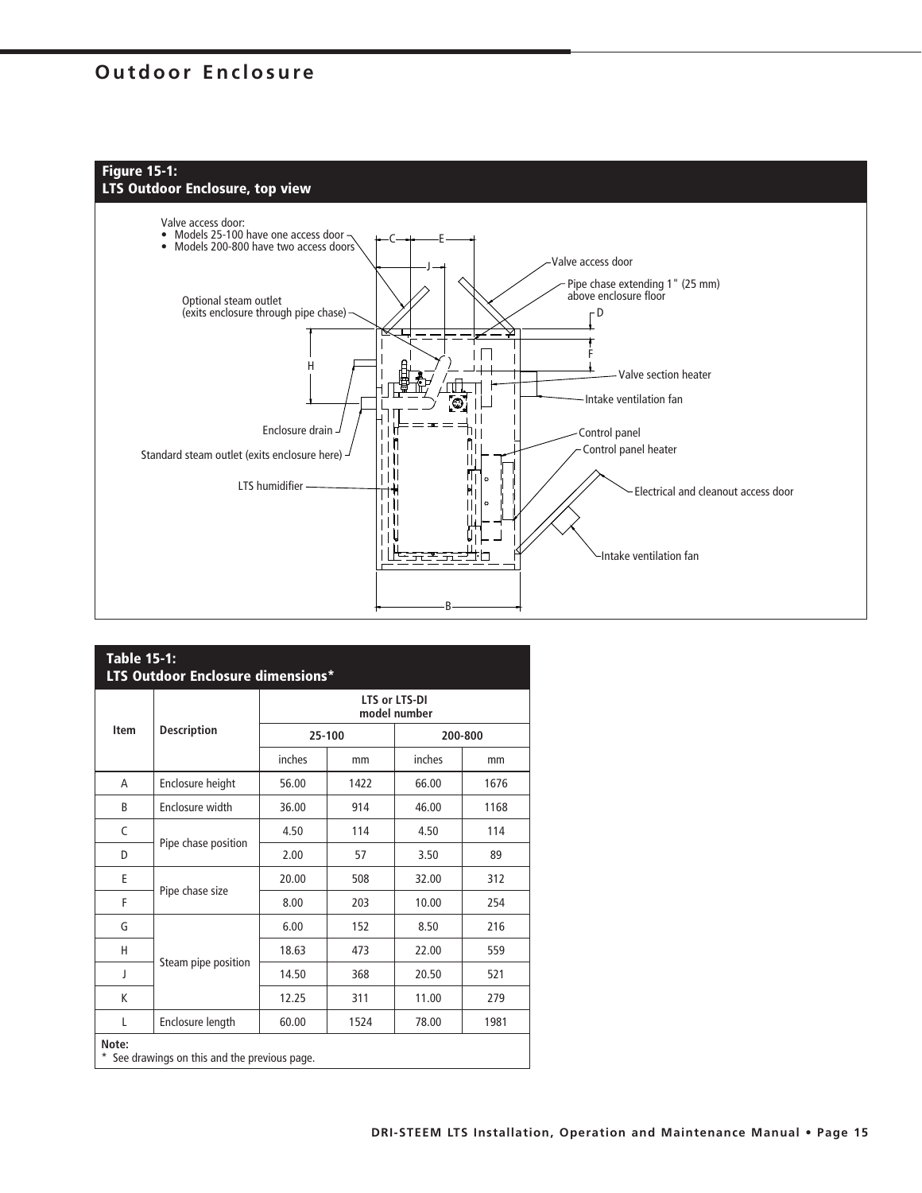# Outdoor Enclosure

**Figure 15-1: LTS Outdoor Enclosure, top view**

Valve access door:
- Models 25-100 have one access door
- Models 200-800 have two access doors

Valve access door

Pipe chase extending 1" (25 mm) above enclosure floor

Optional steam outlet (exits enclosure through pipe chase)

Valve section heater

Intake ventilation fan

Enclosure drain

Control panel

Standard steam outlet (exits enclosure here)

Control panel heater

LTS humidifier

Electrical and cleanout access door

Intake ventilation fan

**Table 15-1: LTS Outdoor Enclosure dimensions***

| Item | Description | LTS or LTS-DI model number | | | |
|---|---|---|---|---|---|
| | | 25-100 | | 200-800 | |
| | | inches | mm | inches | mm |
| A | Enclosure height | 56.00 | 1422 | 66.00 | 1676 |
| B | Enclosure width | 36.00 | 914 | 46.00 | 1168 |
| C | Pipe chase position | 4.50 | 114 | 4.50 | 114 |
| D | | 2.00 | 57 | 3.50 | 89 |
| E | Pipe chase size | 20.00 | 508 | 32.00 | 312 |
| F | | 8.00 | 203 | 10.00 | 254 |
| G | Steam pipe position | 6.00 | 152 | 8.50 | 216 |
| H | | 18.63 | 473 | 22.00 | 559 |
| J | | 14.50 | 368 | 20.50 | 521 |
| K | | 12.25 | 311 | 11.00 | 279 |
| L | Enclosure length | 60.00 | 1524 | 78.00 | 1981 |

**Note:**
* See drawings on this and the previous page.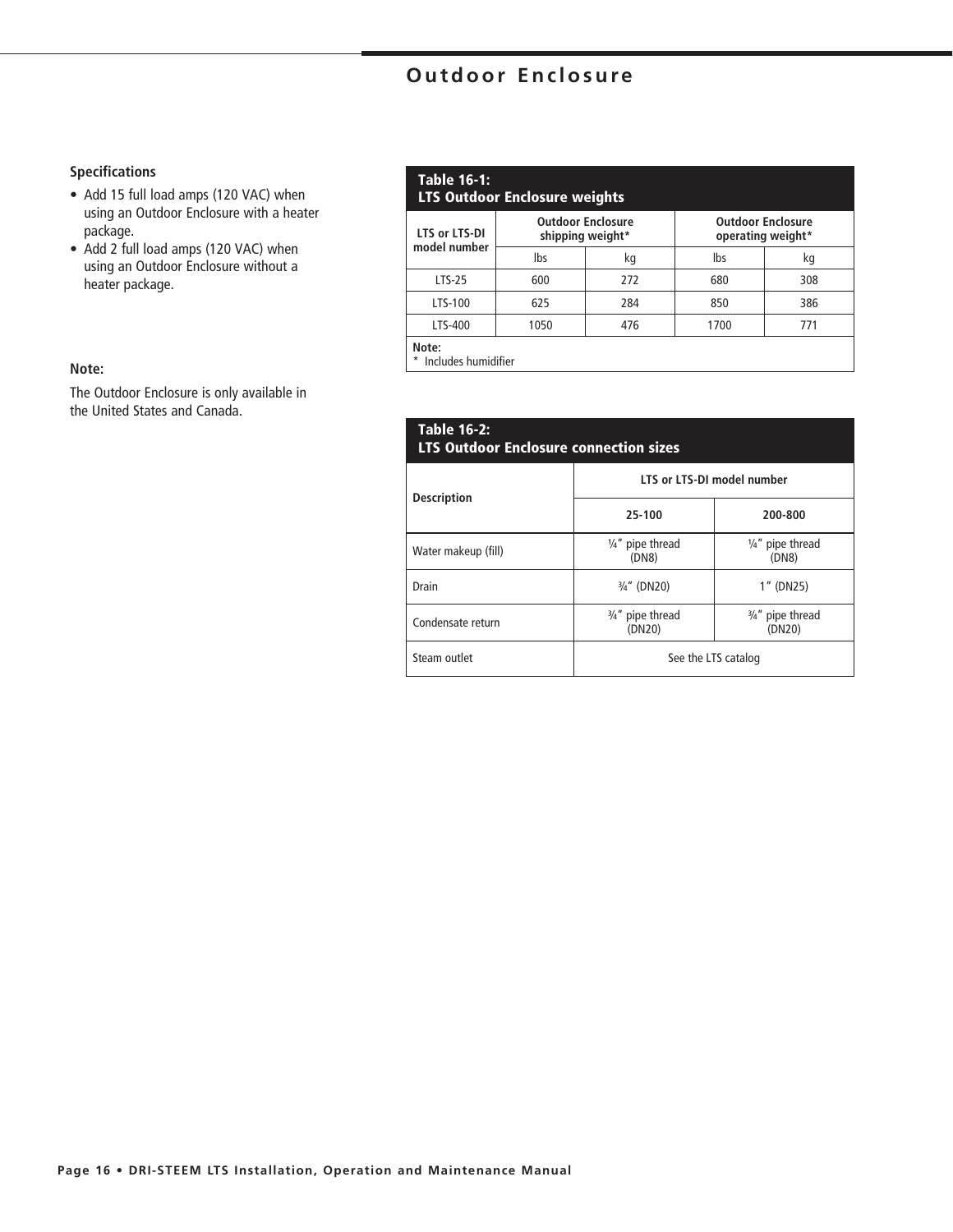# Outdoor Enclosure

**Specifications**

- Add 15 full load amps (120 VAC) when using an Outdoor Enclosure with a heater package.
- Add 2 full load amps (120 VAC) when using an Outdoor Enclosure without a heater package.

**Note:**

The Outdoor Enclosure is only available in the United States and Canada.

**Table 16-1:**
**LTS Outdoor Enclosure weights**

| LTS or LTS-DI model number | Outdoor Enclosure shipping weight* | | Outdoor Enclosure operating weight* | |
|---|---|---|---|---|
| | lbs | kg | lbs | kg |
| LTS-25 | 600 | 272 | 680 | 308 |
| LTS-100 | 625 | 284 | 850 | 386 |
| LTS-400 | 1050 | 476 | 1700 | 771 |

**Note:**
* Includes humidifier

**Table 16-2:**
**LTS Outdoor Enclosure connection sizes**

| Description | LTS or LTS-DI model number | |
|---|---|---|
| | 25-100 | 200-800 |
| Water makeup (fill) | ¼″ pipe thread (DN8) | ¼″ pipe thread (DN8) |
| Drain | ¾″ (DN20) | 1″ (DN25) |
| Condensate return | ¾″ pipe thread (DN20) | ¾″ pipe thread (DN20) |
| Steam outlet | See the LTS catalog | |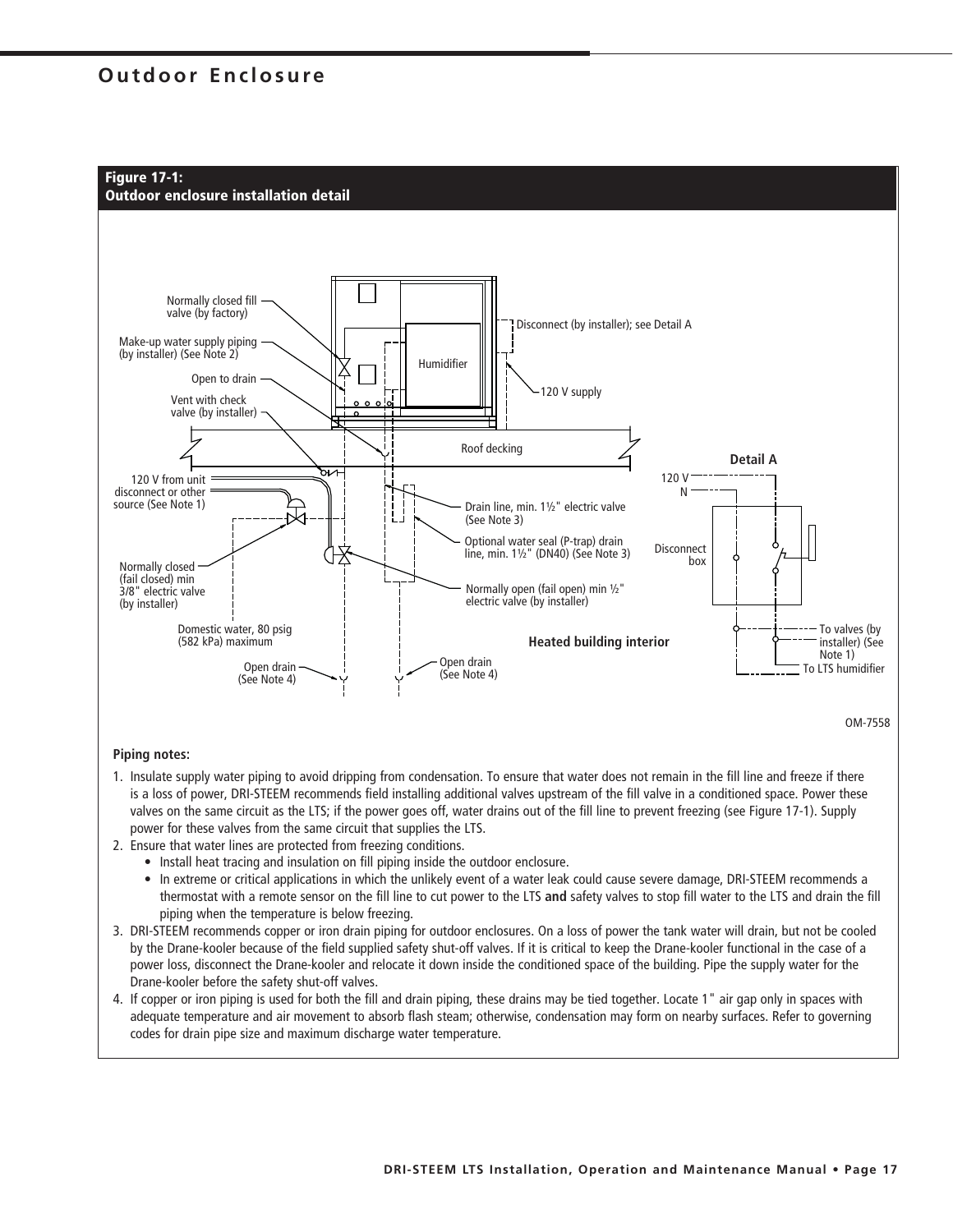# Outdoor Enclosure

**Figure 17-1:**
**Outdoor enclosure installation detail**

Normally closed fill valve (by factory)

Make-up water supply piping (by installer) (See Note 2)

Open to drain

Vent with check valve (by installer)

Humidifier

Disconnect (by installer); see Detail A

120 V supply

Roof decking

120 V from unit disconnect or other source (See Note 1)

Drain line, min. 1½" electric valve (See Note 3)

Optional water seal (P-trap) drain line, min. 1½" (DN40) (See Note 3)

Normally closed (fail closed) min 3/8" electric valve (by installer)

Normally open (fail open) min ½" electric valve (by installer)

Domestic water, 80 psig (582 kPa) maximum

Heated building interior

Open drain (See Note 4)

Open drain (See Note 4)

**Detail A**

120 V

N

Disconnect box

To valves (by installer) (See Note 1)

To LTS humidifier

OM-7558

**Piping notes:**

1. Insulate supply water piping to avoid dripping from condensation. To ensure that water does not remain in the fill line and freeze if there is a loss of power, DRI-STEEM recommends field installing additional valves upstream of the fill valve in a conditioned space. Power these valves on the same circuit as the LTS; if the power goes off, water drains out of the fill line to prevent freezing (see Figure 17-1). Supply power for these valves from the same circuit that supplies the LTS.
2. Ensure that water lines are protected from freezing conditions.
   - Install heat tracing and insulation on fill piping inside the outdoor enclosure.
   - In extreme or critical applications in which the unlikely event of a water leak could cause severe damage, DRI-STEEM recommends a thermostat with a remote sensor on the fill line to cut power to the LTS **and** safety valves to stop fill water to the LTS and drain the fill piping when the temperature is below freezing.
3. DRI-STEEM recommends copper or iron drain piping for outdoor enclosures. On a loss of power the tank water will drain, but not be cooled by the Drane-kooler because of the field supplied safety shut-off valves. If it is critical to keep the Drane-kooler functional in the case of a power loss, disconnect the Drane-kooler and relocate it down inside the conditioned space of the building. Pipe the supply water for the Drane-kooler before the safety shut-off valves.
4. If copper or iron piping is used for both the fill and drain piping, these drains may be tied together. Locate 1" air gap only in spaces with adequate temperature and air movement to absorb flash steam; otherwise, condensation may form on nearby surfaces. Refer to governing codes for drain pipe size and maximum discharge water temperature.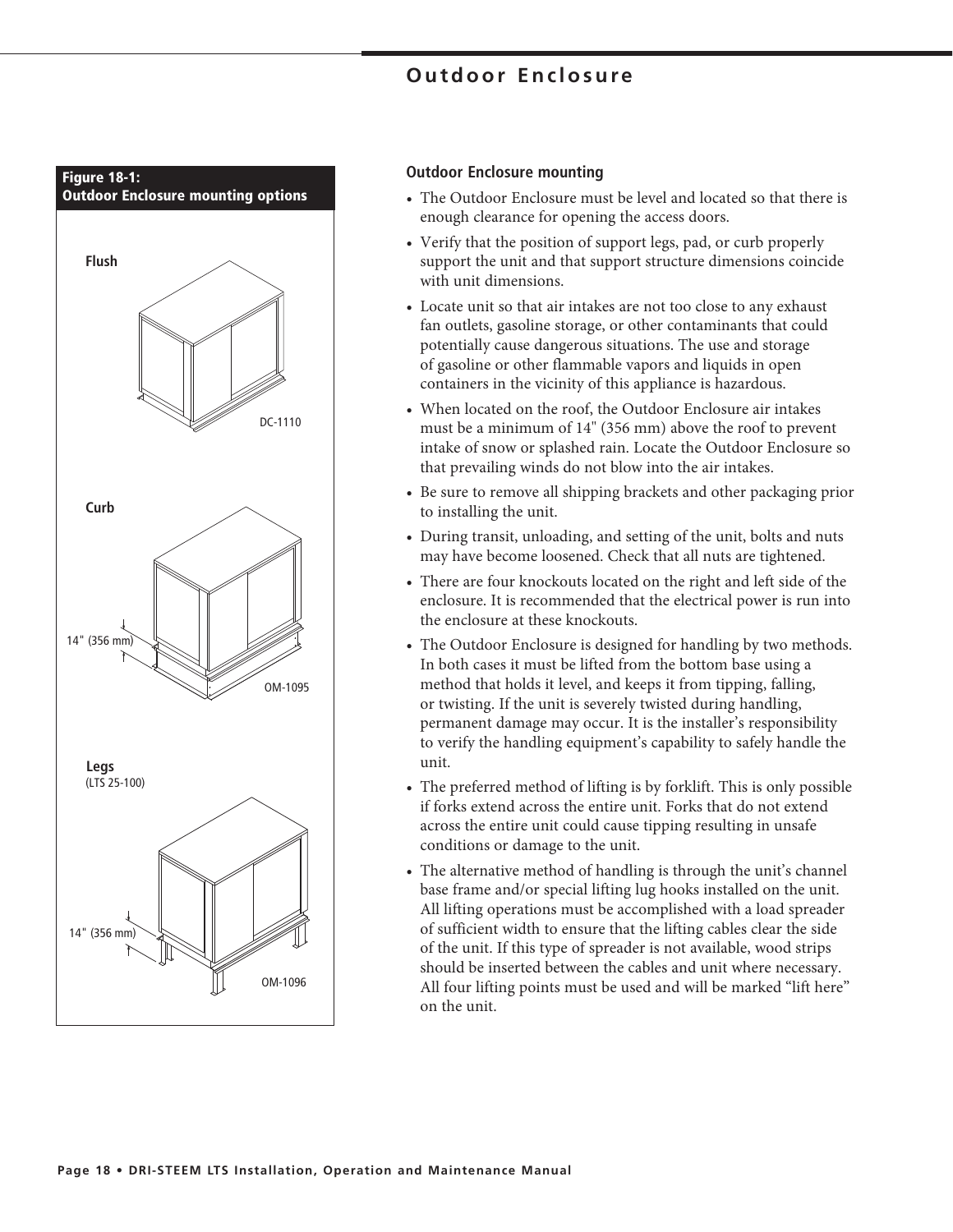# Outdoor Enclosure

**Figure 18-1: Outdoor Enclosure mounting options**

Flush

DC-1110

Curb

14" (356 mm)

OM-1095

Legs
(LTS 25-100)

14" (356 mm)

OM-1096

## Outdoor Enclosure mounting

- The Outdoor Enclosure must be level and located so that there is enough clearance for opening the access doors.
- Verify that the position of support legs, pad, or curb properly support the unit and that support structure dimensions coincide with unit dimensions.
- Locate unit so that air intakes are not too close to any exhaust fan outlets, gasoline storage, or other contaminants that could potentially cause dangerous situations. The use and storage of gasoline or other flammable vapors and liquids in open containers in the vicinity of this appliance is hazardous.
- When located on the roof, the Outdoor Enclosure air intakes must be a minimum of 14" (356 mm) above the roof to prevent intake of snow or splashed rain. Locate the Outdoor Enclosure so that prevailing winds do not blow into the air intakes.
- Be sure to remove all shipping brackets and other packaging prior to installing the unit.
- During transit, unloading, and setting of the unit, bolts and nuts may have become loosened. Check that all nuts are tightened.
- There are four knockouts located on the right and left side of the enclosure. It is recommended that the electrical power is run into the enclosure at these knockouts.
- The Outdoor Enclosure is designed for handling by two methods. In both cases it must be lifted from the bottom base using a method that holds it level, and keeps it from tipping, falling, or twisting. If the unit is severely twisted during handling, permanent damage may occur. It is the installer's responsibility to verify the handling equipment's capability to safely handle the unit.
- The preferred method of lifting is by forklift. This is only possible if forks extend across the entire unit. Forks that do not extend across the entire unit could cause tipping resulting in unsafe conditions or damage to the unit.
- The alternative method of handling is through the unit's channel base frame and/or special lifting lug hooks installed on the unit. All lifting operations must be accomplished with a load spreader of sufficient width to ensure that the lifting cables clear the side of the unit. If this type of spreader is not available, wood strips should be inserted between the cables and unit where necessary. All four lifting points must be used and will be marked "lift here" on the unit.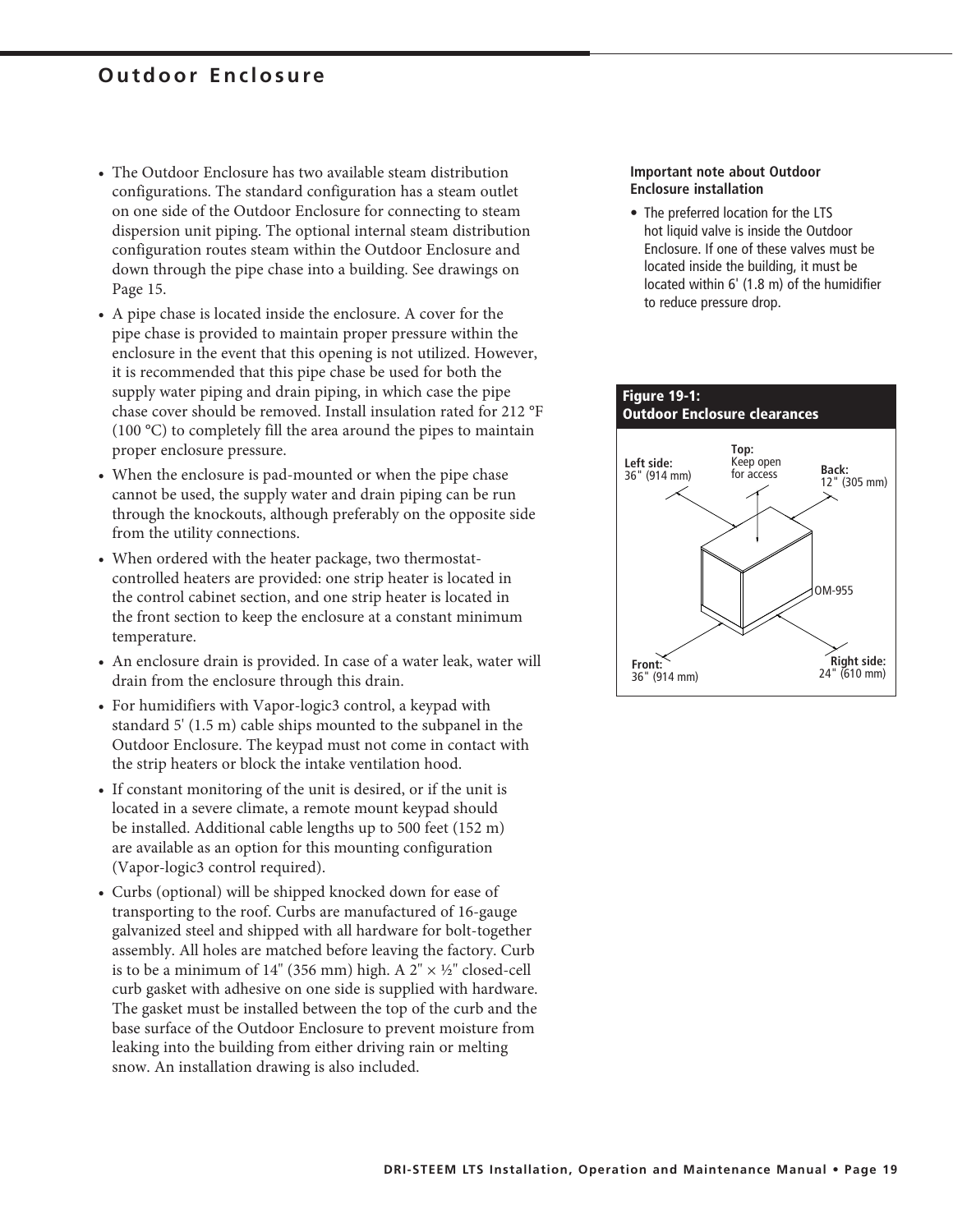## Outdoor Enclosure

- The Outdoor Enclosure has two available steam distribution configurations. The standard configuration has a steam outlet on one side of the Outdoor Enclosure for connecting to steam dispersion unit piping. The optional internal steam distribution configuration routes steam within the Outdoor Enclosure and down through the pipe chase into a building. See drawings on Page 15.
- A pipe chase is located inside the enclosure. A cover for the pipe chase is provided to maintain proper pressure within the enclosure in the event that this opening is not utilized. However, it is recommended that this pipe chase be used for both the supply water piping and drain piping, in which case the pipe chase cover should be removed. Install insulation rated for 212 °F (100 °C) to completely fill the area around the pipes to maintain proper enclosure pressure.
- When the enclosure is pad-mounted or when the pipe chase cannot be used, the supply water and drain piping can be run through the knockouts, although preferably on the opposite side from the utility connections.
- When ordered with the heater package, two thermostat-controlled heaters are provided: one strip heater is located in the control cabinet section, and one strip heater is located in the front section to keep the enclosure at a constant minimum temperature.
- An enclosure drain is provided. In case of a water leak, water will drain from the enclosure through this drain.
- For humidifiers with Vapor-logic3 control, a keypad with standard 5' (1.5 m) cable ships mounted to the subpanel in the Outdoor Enclosure. The keypad must not come in contact with the strip heaters or block the intake ventilation hood.
- If constant monitoring of the unit is desired, or if the unit is located in a severe climate, a remote mount keypad should be installed. Additional cable lengths up to 500 feet (152 m) are available as an option for this mounting configuration (Vapor-logic3 control required).
- Curbs (optional) will be shipped knocked down for ease of transporting to the roof. Curbs are manufactured of 16-gauge galvanized steel and shipped with all hardware for bolt-together assembly. All holes are matched before leaving the factory. Curb is to be a minimum of 14" (356 mm) high. A 2" × ½" closed-cell curb gasket with adhesive on one side is supplied with hardware. The gasket must be installed between the top of the curb and the base surface of the Outdoor Enclosure to prevent moisture from leaking into the building from either driving rain or melting snow. An installation drawing is also included.

**Important note about Outdoor Enclosure installation**

- The preferred location for the LTS hot liquid valve is inside the Outdoor Enclosure. If one of these valves must be located inside the building, it must be located within 6' (1.8 m) of the humidifier to reduce pressure drop.

**Figure 19-1: Outdoor Enclosure clearances**

**Top:** Keep open for access
**Left side:** 36" (914 mm)
**Back:** 12" (305 mm)
**Front:** 36" (914 mm)
**Right side:** 24" (610 mm)

OM-955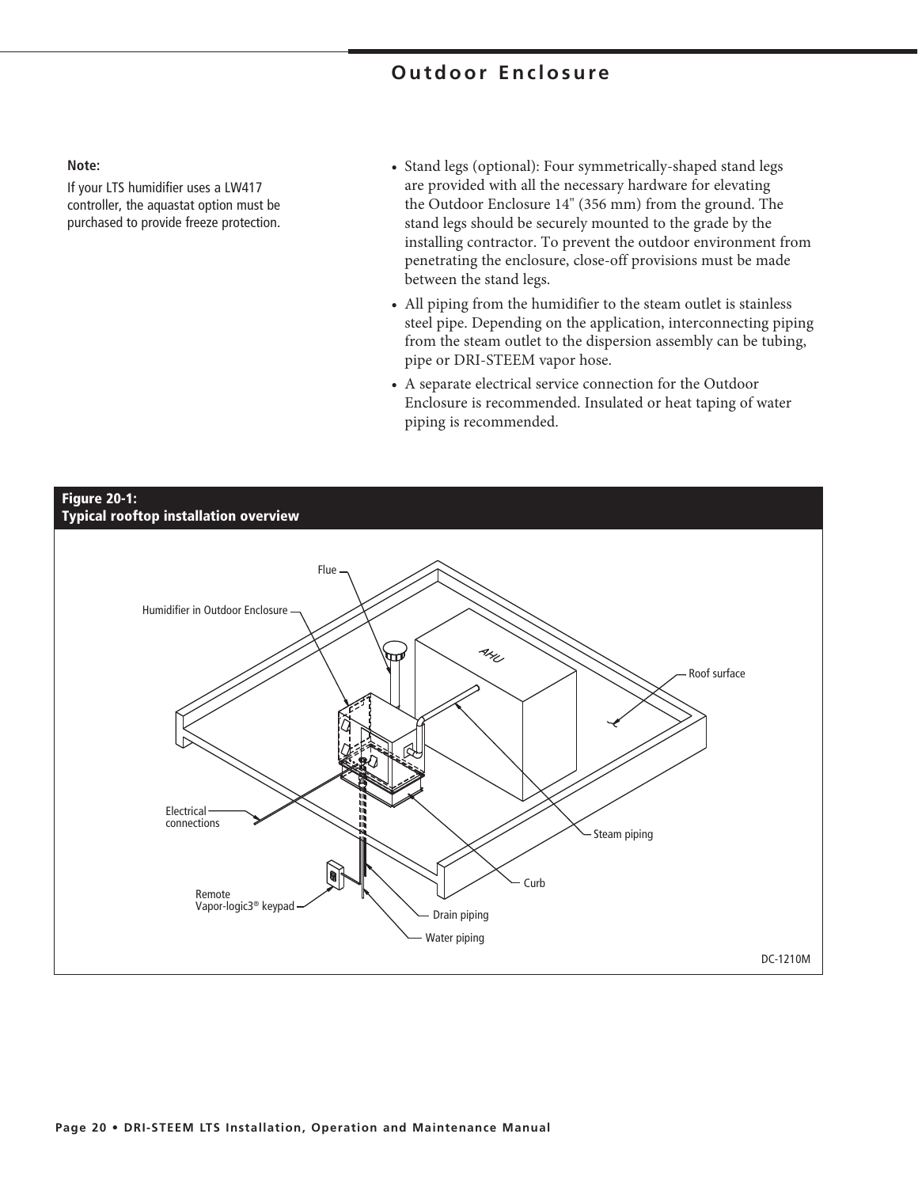# Outdoor Enclosure

**Note:**

If your LTS humidifier uses a LW417 controller, the aquastat option must be purchased to provide freeze protection.

- Stand legs (optional): Four symmetrically-shaped stand legs are provided with all the necessary hardware for elevating the Outdoor Enclosure 14" (356 mm) from the ground. The stand legs should be securely mounted to the grade by the installing contractor. To prevent the outdoor environment from penetrating the enclosure, close-off provisions must be made between the stand legs.
- All piping from the humidifier to the steam outlet is stainless steel pipe. Depending on the application, interconnecting piping from the steam outlet to the dispersion assembly can be tubing, pipe or DRI-STEEM vapor hose.
- A separate electrical service connection for the Outdoor Enclosure is recommended. Insulated or heat taping of water piping is recommended.

**Figure 20-1:**
**Typical rooftop installation overview**

Flue

Humidifier in Outdoor Enclosure

AHU

Roof surface

Electrical connections

Steam piping

Curb

Remote Vapor-logic3® keypad

Drain piping

Water piping

DC-1210M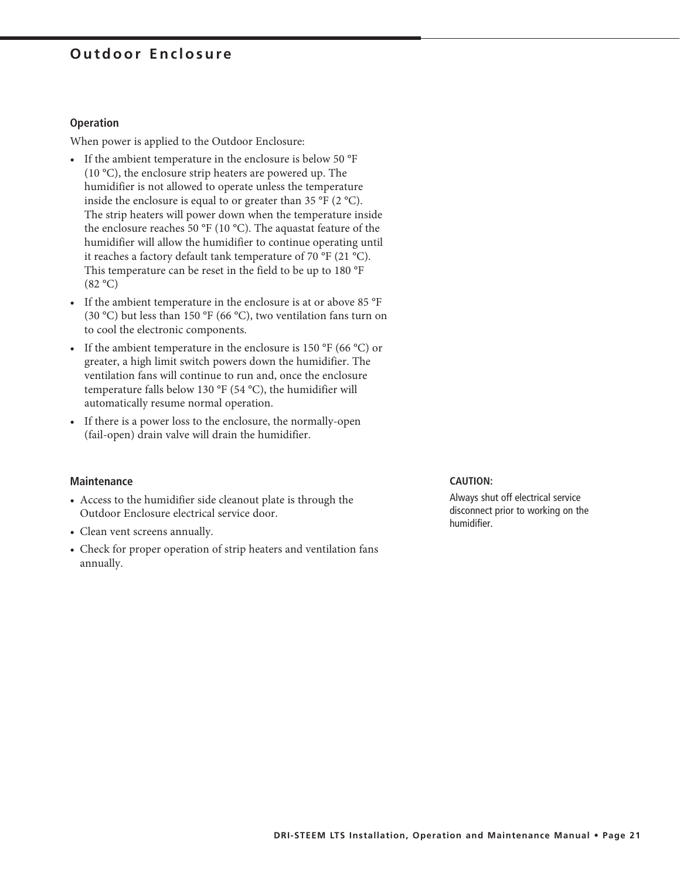# Outdoor Enclosure

### Operation

When power is applied to the Outdoor Enclosure:

- If the ambient temperature in the enclosure is below 50 °F (10 °C), the enclosure strip heaters are powered up. The humidifier is not allowed to operate unless the temperature inside the enclosure is equal to or greater than 35 °F (2 °C). The strip heaters will power down when the temperature inside the enclosure reaches 50 °F (10 °C). The aquastat feature of the humidifier will allow the humidifier to continue operating until it reaches a factory default tank temperature of 70 °F (21 °C). This temperature can be reset in the field to be up to 180 °F (82 °C)
- If the ambient temperature in the enclosure is at or above 85 °F (30 °C) but less than 150 °F (66 °C), two ventilation fans turn on to cool the electronic components.
- If the ambient temperature in the enclosure is 150 °F (66 °C) or greater, a high limit switch powers down the humidifier. The ventilation fans will continue to run and, once the enclosure temperature falls below 130 °F (54 °C), the humidifier will automatically resume normal operation.
- If there is a power loss to the enclosure, the normally-open (fail-open) drain valve will drain the humidifier.

### Maintenance

- Access to the humidifier side cleanout plate is through the Outdoor Enclosure electrical service door.
- Clean vent screens annually.
- Check for proper operation of strip heaters and ventilation fans annually.

**CAUTION:**

Always shut off electrical service disconnect prior to working on the humidifier.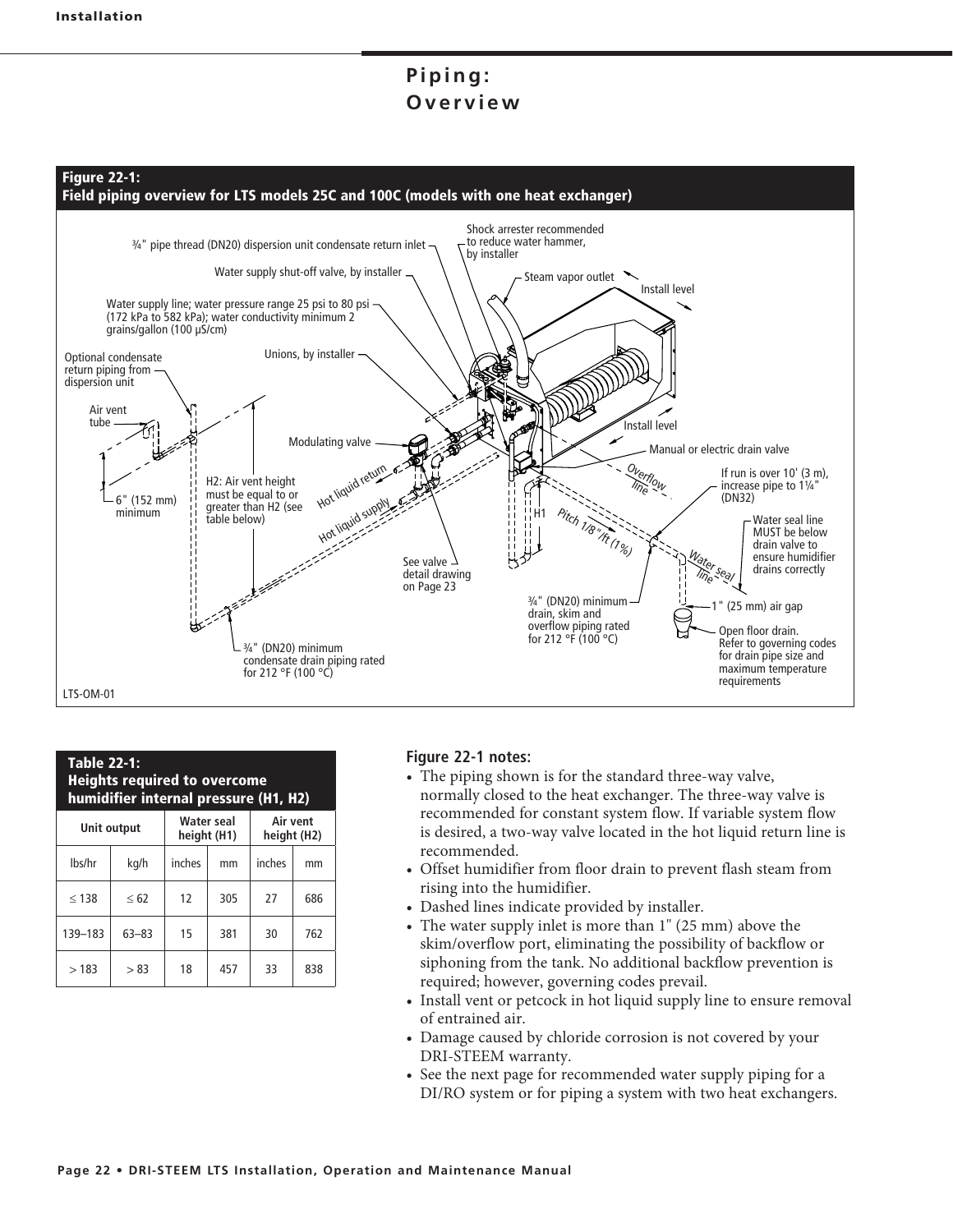# Piping: Overview

**Figure 22-1: Field piping overview for LTS models 25C and 100C (models with one heat exchanger)**

¾" pipe thread (DN20) dispersion unit condensate return inlet

Shock arrester recommended to reduce water hammer, by installer

Water supply shut-off valve, by installer

Steam vapor outlet

Install level

Water supply line; water pressure range 25 psi to 80 psi (172 kPa to 582 kPa); water conductivity minimum 2 grains/gallon (100 µS/cm)

Optional condensate return piping from dispersion unit

Unions, by installer

Air vent tube

Install level

Modulating valve

Manual or electric drain valve

Hot liquid return

Overflow line

If run is over 10' (3 m), increase pipe to 1¼" (DN32)

H2: Air vent height must be equal to or greater than H2 (see table below)

Hot liquid supply

H1

Pitch 1/8"/ft (1%)

Water seal line MUST be below drain valve to ensure humidifier drains correctly

6" (152 mm) minimum

Water seal line

See valve detail drawing on Page 23

¾" (DN20) minimum drain, skim and overflow piping rated for 212 °F (100 °C)

1" (25 mm) air gap

Open floor drain. Refer to governing codes for drain pipe size and maximum temperature requirements

¾" (DN20) minimum condensate drain piping rated for 212 °F (100 °C)

LTS-OM-01

**Table 22-1: Heights required to overcome humidifier internal pressure (H1, H2)**

| Unit output | | Water seal height (H1) | | Air vent height (H2) | |
|---|---|---|---|---|---|
| lbs/hr | kg/h | inches | mm | inches | mm |
| ≤ 138 | ≤ 62 | 12 | 305 | 27 | 686 |
| 139–183 | 63–83 | 15 | 381 | 30 | 762 |
| > 183 | > 83 | 18 | 457 | 33 | 838 |

**Figure 22-1 notes:**

- The piping shown is for the standard three-way valve, normally closed to the heat exchanger. The three-way valve is recommended for constant system flow. If variable system flow is desired, a two-way valve located in the hot liquid return line is recommended.
- Offset humidifier from floor drain to prevent flash steam from rising into the humidifier.
- Dashed lines indicate provided by installer.
- The water supply inlet is more than 1" (25 mm) above the skim/overflow port, eliminating the possibility of backflow or siphoning from the tank. No additional backflow prevention is required; however, governing codes prevail.
- Install vent or petcock in hot liquid supply line to ensure removal of entrained air.
- Damage caused by chloride corrosion is not covered by your DRI-STEEM warranty.
- See the next page for recommended water supply piping for a DI/RO system or for piping a system with two heat exchangers.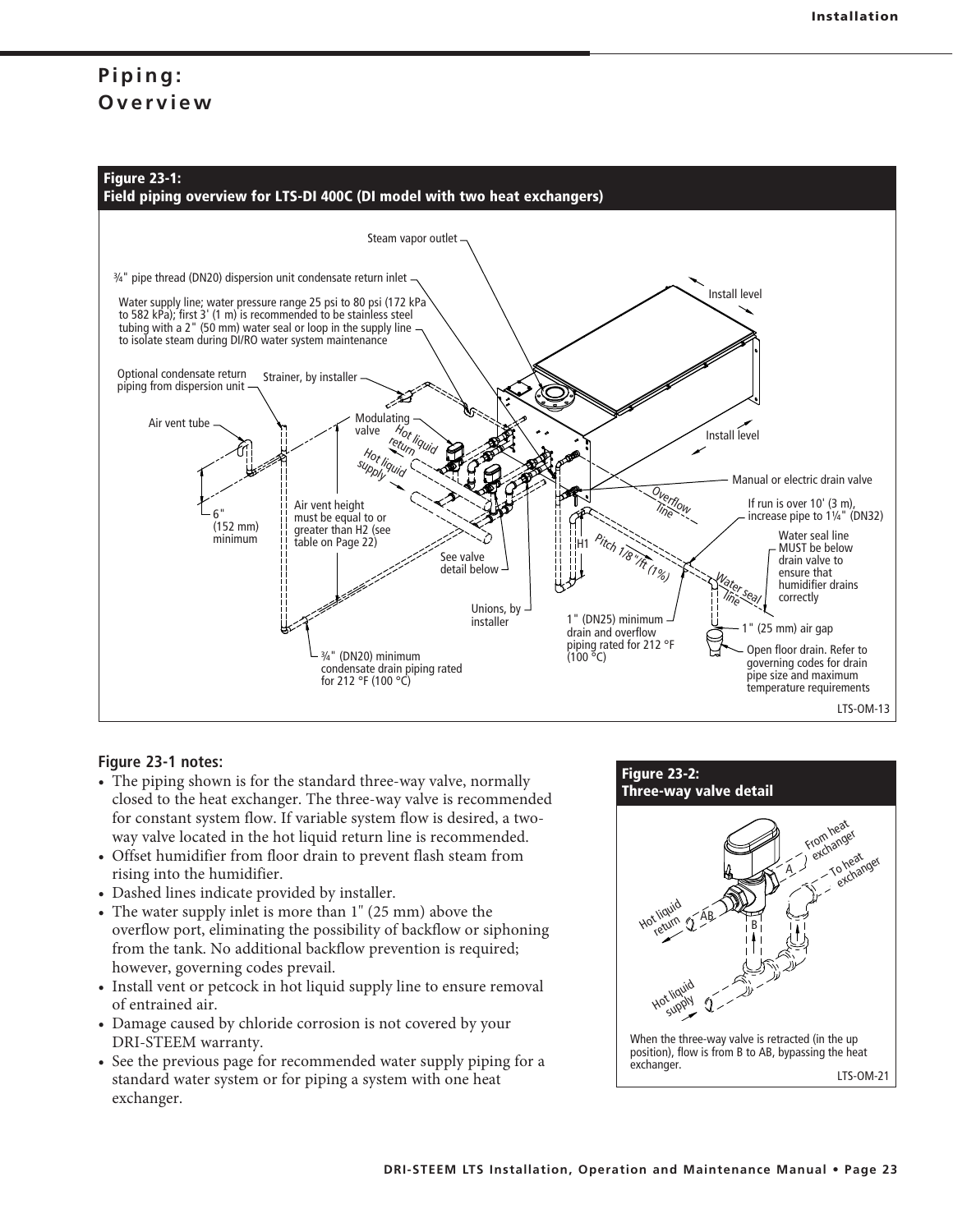# Piping: Overview

**Figure 23-1: Field piping overview for LTS-DI 400C (DI model with two heat exchangers)**

Steam vapor outlet

¾" pipe thread (DN20) dispersion unit condensate return inlet

Water supply line; water pressure range 25 psi to 80 psi (172 kPa to 582 kPa); first 3' (1 m) is recommended to be stainless steel tubing with a 2" (50 mm) water seal or loop in the supply line to isolate steam during DI/RO water system maintenance

Optional condensate return piping from dispersion unit

Strainer, by installer

Air vent tube

Modulating valve

Hot liquid return

Hot liquid supply

6" (152 mm) minimum

Air vent height must be equal to or greater than H2 (see table on Page 22)

See valve detail below

Unions, by installer

¾" (DN20) minimum condensate drain piping rated for 212 °F (100 °C)

Install level

Install level

Manual or electric drain valve

Overflow line

If run is over 10' (3 m), increase pipe to 1¼" (DN32)

H1

Pitch 1/8"/ft (1%)

Water seal line MUST be below drain valve to ensure that humidifier drains correctly

Water seal line

1" (25 mm) air gap

1" (DN25) minimum drain and overflow piping rated for 212 °F (100 °C)

Open floor drain. Refer to governing codes for drain pipe size and maximum temperature requirements

LTS-OM-13

**Figure 23-1 notes:**

- The piping shown is for the standard three-way valve, normally closed to the heat exchanger. The three-way valve is recommended for constant system flow. If variable system flow is desired, a two-way valve located in the hot liquid return line is recommended.
- Offset humidifier from floor drain to prevent flash steam from rising into the humidifier.
- Dashed lines indicate provided by installer.
- The water supply inlet is more than 1" (25 mm) above the overflow port, eliminating the possibility of backflow or siphoning from the tank. No additional backflow prevention is required; however, governing codes prevail.
- Install vent or petcock in hot liquid supply line to ensure removal of entrained air.
- Damage caused by chloride corrosion is not covered by your DRI-STEEM warranty.
- See the previous page for recommended water supply piping for a standard water system or for piping a system with one heat exchanger.

**Figure 23-2: Three-way valve detail**

From heat exchanger

To heat exchanger

A

AB

B

Hot liquid return

Hot liquid supply

When the three-way valve is retracted (in the up position), flow is from B to AB, bypassing the heat exchanger.

LTS-OM-21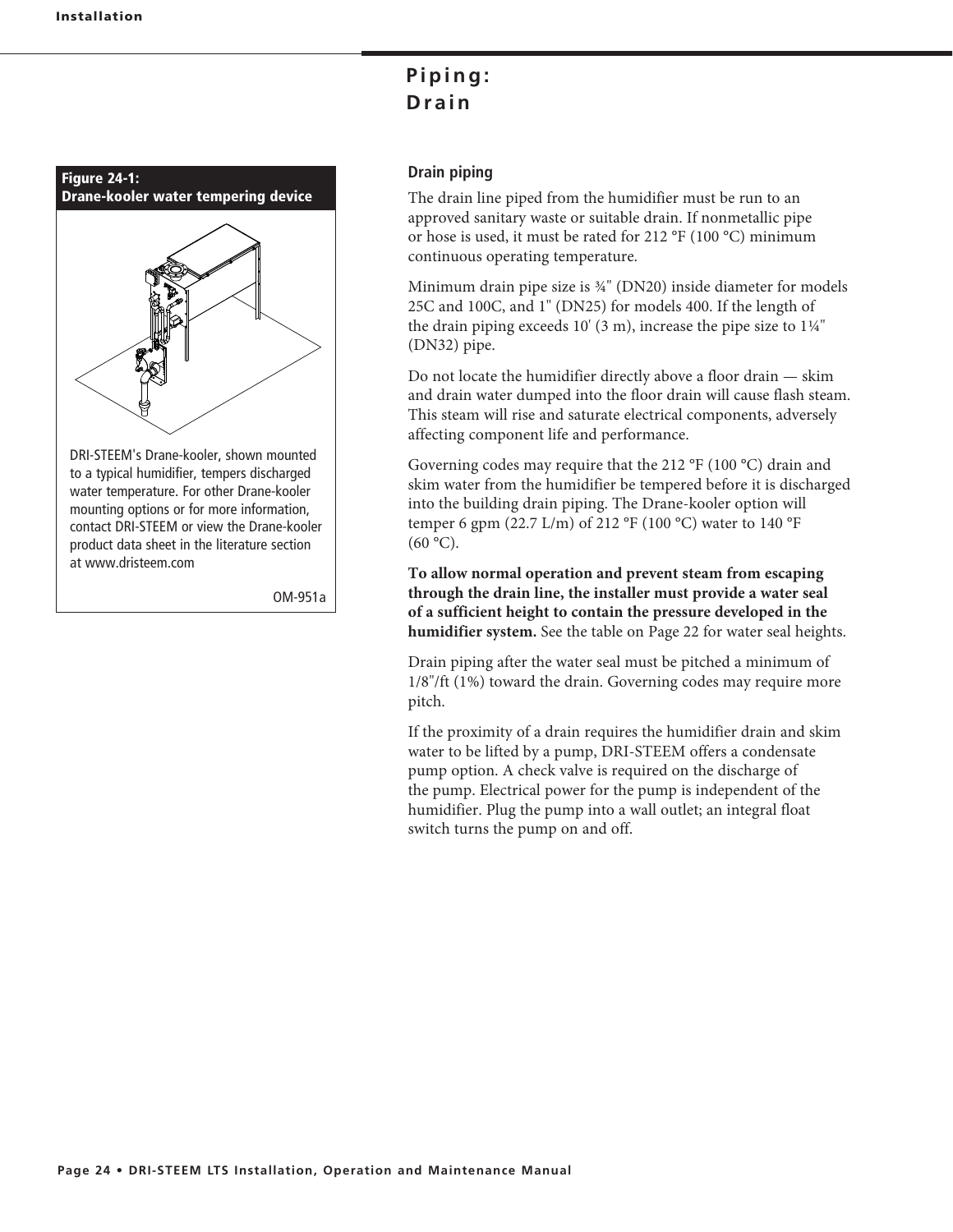# Piping: Drain

**Figure 24-1: Drane-kooler water tempering device**

DRI-STEEM's Drane-kooler, shown mounted to a typical humidifier, tempers discharged water temperature. For other Drane-kooler mounting options or for more information, contact DRI-STEEM or view the Drane-kooler product data sheet in the literature section at www.dristeem.com

OM-951a

### Drain piping

The drain line piped from the humidifier must be run to an approved sanitary waste or suitable drain. If nonmetallic pipe or hose is used, it must be rated for 212 °F (100 °C) minimum continuous operating temperature.

Minimum drain pipe size is ¾" (DN20) inside diameter for models 25C and 100C, and 1" (DN25) for models 400. If the length of the drain piping exceeds 10' (3 m), increase the pipe size to 1¼" (DN32) pipe.

Do not locate the humidifier directly above a floor drain — skim and drain water dumped into the floor drain will cause flash steam. This steam will rise and saturate electrical components, adversely affecting component life and performance.

Governing codes may require that the 212 °F (100 °C) drain and skim water from the humidifier be tempered before it is discharged into the building drain piping. The Drane-kooler option will temper 6 gpm (22.7 L/m) of 212 °F (100 °C) water to 140 °F (60 °C).

**To allow normal operation and prevent steam from escaping through the drain line, the installer must provide a water seal of a sufficient height to contain the pressure developed in the humidifier system.** See the table on Page 22 for water seal heights.

Drain piping after the water seal must be pitched a minimum of 1/8"/ft (1%) toward the drain. Governing codes may require more pitch.

If the proximity of a drain requires the humidifier drain and skim water to be lifted by a pump, DRI-STEEM offers a condensate pump option. A check valve is required on the discharge of the pump. Electrical power for the pump is independent of the humidifier. Plug the pump into a wall outlet; an integral float switch turns the pump on and off.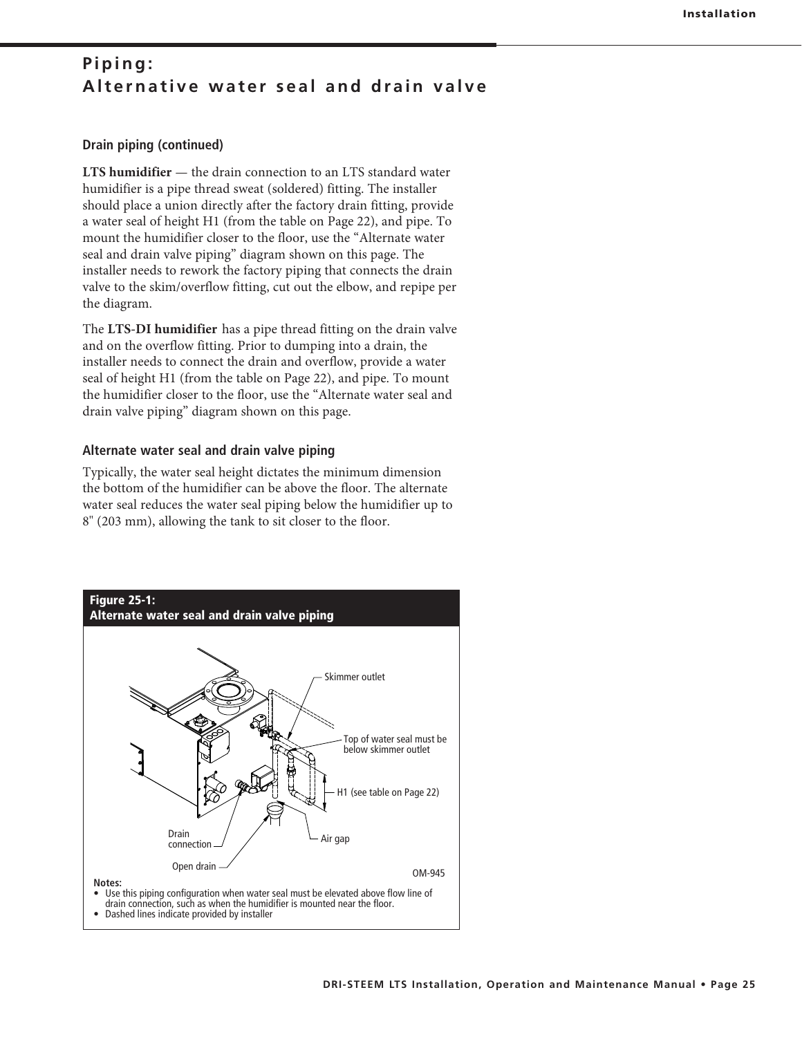# Piping: Alternative water seal and drain valve

## Drain piping (continued)

**LTS humidifier** — the drain connection to an LTS standard water humidifier is a pipe thread sweat (soldered) fitting. The installer should place a union directly after the factory drain fitting, provide a water seal of height H1 (from the table on Page 22), and pipe. To mount the humidifier closer to the floor, use the "Alternate water seal and drain valve piping" diagram shown on this page. The installer needs to rework the factory piping that connects the drain valve to the skim/overflow fitting, cut out the elbow, and repipe per the diagram.

The **LTS-DI humidifier** has a pipe thread fitting on the drain valve and on the overflow fitting. Prior to dumping into a drain, the installer needs to connect the drain and overflow, provide a water seal of height H1 (from the table on Page 22), and pipe. To mount the humidifier closer to the floor, use the "Alternate water seal and drain valve piping" diagram shown on this page.

## Alternate water seal and drain valve piping

Typically, the water seal height dictates the minimum dimension the bottom of the humidifier can be above the floor. The alternate water seal reduces the water seal piping below the humidifier up to 8" (203 mm), allowing the tank to sit closer to the floor.

**Figure 25-1:**
**Alternate water seal and drain valve piping**

Skimmer outlet

Top of water seal must be below skimmer outlet

H1 (see table on Page 22)

Drain connection

Air gap

Open drain

OM-945

Notes:
- Use this piping configuration when water seal must be elevated above flow line of drain connection, such as when the humidifier is mounted near the floor.
- Dashed lines indicate provided by installer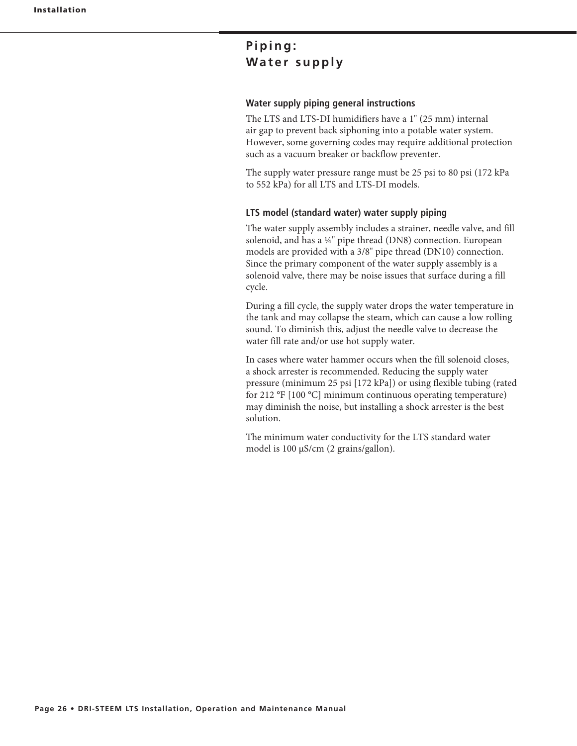# Piping: Water supply

### Water supply piping general instructions

The LTS and LTS-DI humidifiers have a 1" (25 mm) internal air gap to prevent back siphoning into a potable water system. However, some governing codes may require additional protection such as a vacuum breaker or backflow preventer.

The supply water pressure range must be 25 psi to 80 psi (172 kPa to 552 kPa) for all LTS and LTS-DI models.

### LTS model (standard water) water supply piping

The water supply assembly includes a strainer, needle valve, and fill solenoid, and has a ¼" pipe thread (DN8) connection. European models are provided with a 3/8" pipe thread (DN10) connection. Since the primary component of the water supply assembly is a solenoid valve, there may be noise issues that surface during a fill cycle.

During a fill cycle, the supply water drops the water temperature in the tank and may collapse the steam, which can cause a low rolling sound. To diminish this, adjust the needle valve to decrease the water fill rate and/or use hot supply water.

In cases where water hammer occurs when the fill solenoid closes, a shock arrester is recommended. Reducing the supply water pressure (minimum 25 psi [172 kPa]) or using flexible tubing (rated for 212 °F [100 °C] minimum continuous operating temperature) may diminish the noise, but installing a shock arrester is the best solution.

The minimum water conductivity for the LTS standard water model is 100 µS/cm (2 grains/gallon).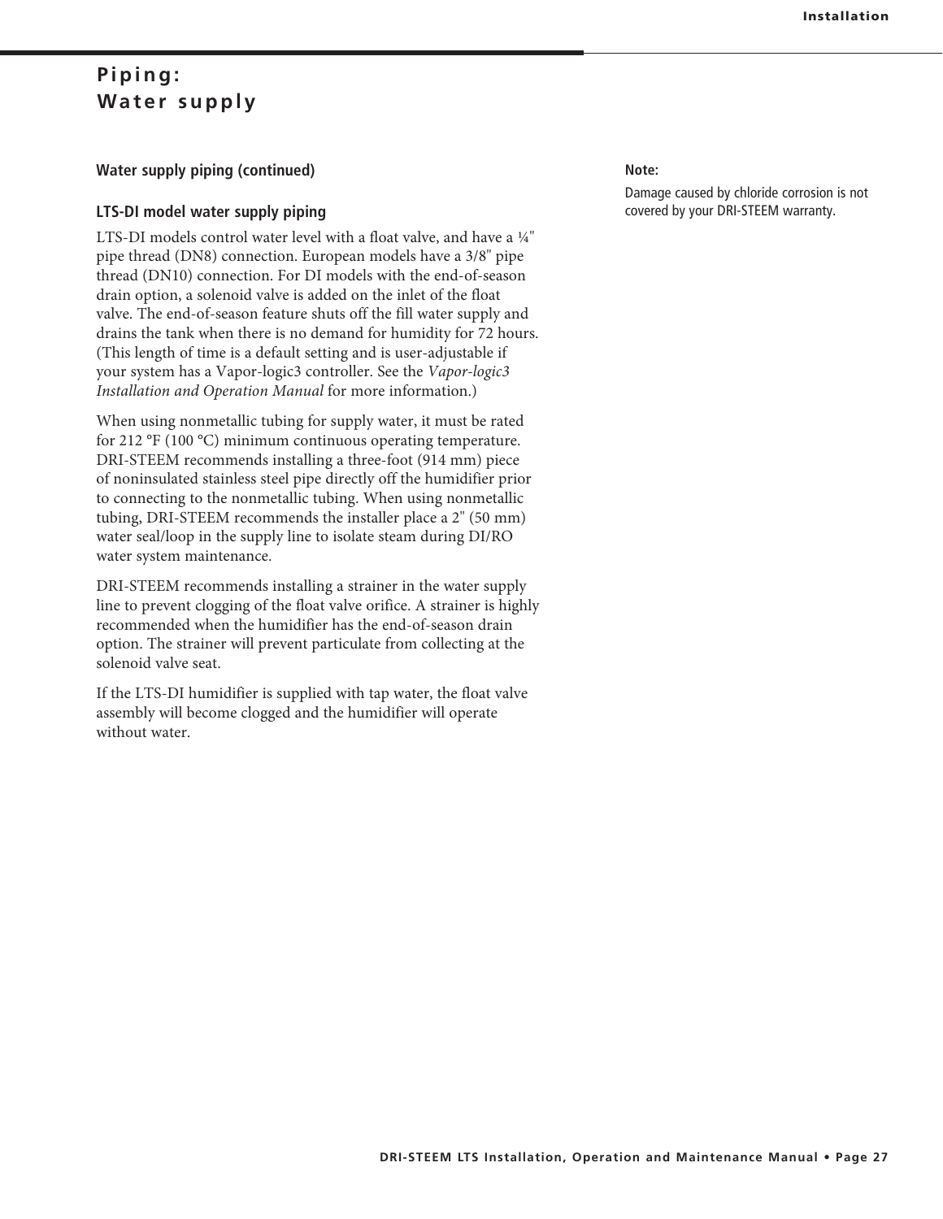# Piping: Water supply

## Water supply piping (continued)

### LTS-DI model water supply piping

LTS-DI models control water level with a float valve, and have a ¼" pipe thread (DN8) connection. European models have a 3/8" pipe thread (DN10) connection. For DI models with the end-of-season drain option, a solenoid valve is added on the inlet of the float valve. The end-of-season feature shuts off the fill water supply and drains the tank when there is no demand for humidity for 72 hours. (This length of time is a default setting and is user-adjustable if your system has a Vapor-logic3 controller. See the *Vapor-logic3 Installation and Operation Manual* for more information.)

When using nonmetallic tubing for supply water, it must be rated for 212 °F (100 °C) minimum continuous operating temperature. DRI-STEEM recommends installing a three-foot (914 mm) piece of noninsulated stainless steel pipe directly off the humidifier prior to connecting to the nonmetallic tubing. When using nonmetallic tubing, DRI-STEEM recommends the installer place a 2" (50 mm) water seal/loop in the supply line to isolate steam during DI/RO water system maintenance.

DRI-STEEM recommends installing a strainer in the water supply line to prevent clogging of the float valve orifice. A strainer is highly recommended when the humidifier has the end-of-season drain option. The strainer will prevent particulate from collecting at the solenoid valve seat.

If the LTS-DI humidifier is supplied with tap water, the float valve assembly will become clogged and the humidifier will operate without water.

**Note:**

Damage caused by chloride corrosion is not covered by your DRI-STEEM warranty.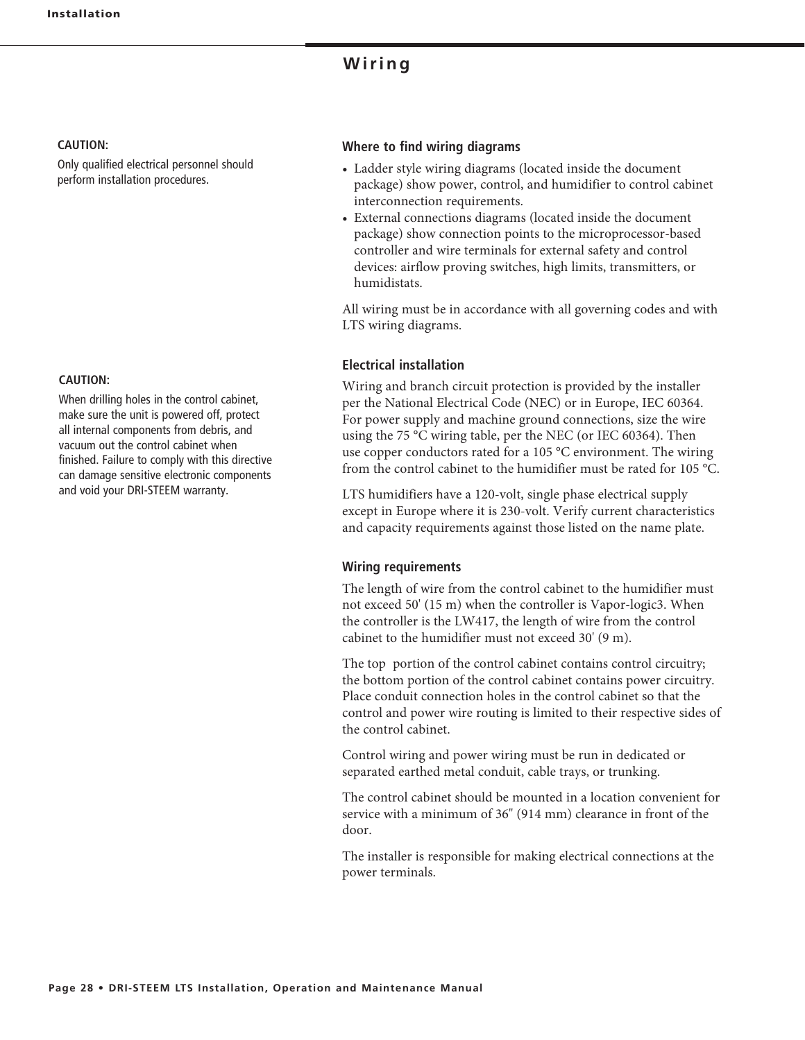## Wiring

**CAUTION:**

Only qualified electrical personnel should perform installation procedures.

### Where to find wiring diagrams

- Ladder style wiring diagrams (located inside the document package) show power, control, and humidifier to control cabinet interconnection requirements.
- External connections diagrams (located inside the document package) show connection points to the microprocessor-based controller and wire terminals for external safety and control devices: airflow proving switches, high limits, transmitters, or humidistats.

All wiring must be in accordance with all governing codes and with LTS wiring diagrams.

**CAUTION:**

When drilling holes in the control cabinet, make sure the unit is powered off, protect all internal components from debris, and vacuum out the control cabinet when finished. Failure to comply with this directive can damage sensitive electronic components and void your DRI-STEEM warranty.

### Electrical installation

Wiring and branch circuit protection is provided by the installer per the National Electrical Code (NEC) or in Europe, IEC 60364. For power supply and machine ground connections, size the wire using the 75 °C wiring table, per the NEC (or IEC 60364). Then use copper conductors rated for a 105 °C environment. The wiring from the control cabinet to the humidifier must be rated for 105 °C.

LTS humidifiers have a 120-volt, single phase electrical supply except in Europe where it is 230-volt. Verify current characteristics and capacity requirements against those listed on the name plate.

### Wiring requirements

The length of wire from the control cabinet to the humidifier must not exceed 50' (15 m) when the controller is Vapor-logic3. When the controller is the LW417, the length of wire from the control cabinet to the humidifier must not exceed 30' (9 m).

The top portion of the control cabinet contains control circuitry; the bottom portion of the control cabinet contains power circuitry. Place conduit connection holes in the control cabinet so that the control and power wire routing is limited to their respective sides of the control cabinet.

Control wiring and power wiring must be run in dedicated or separated earthed metal conduit, cable trays, or trunking.

The control cabinet should be mounted in a location convenient for service with a minimum of 36" (914 mm) clearance in front of the door.

The installer is responsible for making electrical connections at the power terminals.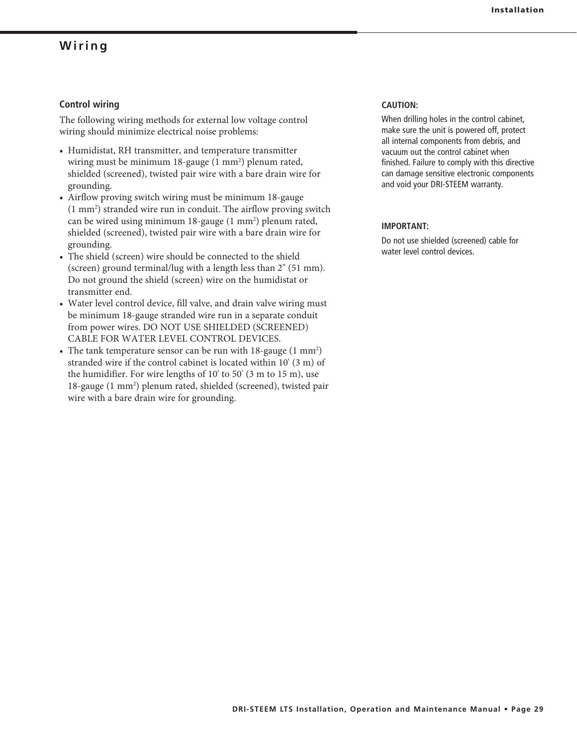## Wiring

### Control wiring

The following wiring methods for external low voltage control wiring should minimize electrical noise problems:

- Humidistat, RH transmitter, and temperature transmitter wiring must be minimum 18-gauge (1 $mm^2$) plenum rated, shielded (screened), twisted pair wire with a bare drain wire for grounding.
- Airflow proving switch wiring must be minimum 18-gauge (1 $mm^2$) stranded wire run in conduit. The airflow proving switch can be wired using minimum 18-gauge (1 $mm^2$) plenum rated, shielded (screened), twisted pair wire with a bare drain wire for grounding.
- The shield (screen) wire should be connected to the shield (screen) ground terminal/lug with a length less than 2" (51 mm). Do not ground the shield (screen) wire on the humidistat or transmitter end.
- Water level control device, fill valve, and drain valve wiring must be minimum 18-gauge stranded wire run in a separate conduit from power wires. DO NOT USE SHIELDED (SCREENED) CABLE FOR WATER LEVEL CONTROL DEVICES.
- The tank temperature sensor can be run with 18-gauge (1 $mm^2$) stranded wire if the control cabinet is located within 10' (3 m) of the humidifier. For wire lengths of 10' to 50' (3 m to 15 m), use 18-gauge (1 $mm^2$) plenum rated, shielded (screened), twisted pair wire with a bare drain wire for grounding.

**CAUTION:**

When drilling holes in the control cabinet, make sure the unit is powered off, protect all internal components from debris, and vacuum out the control cabinet when finished. Failure to comply with this directive can damage sensitive electronic components and void your DRI-STEEM warranty.

**IMPORTANT:**

Do not use shielded (screened) cable for water level control devices.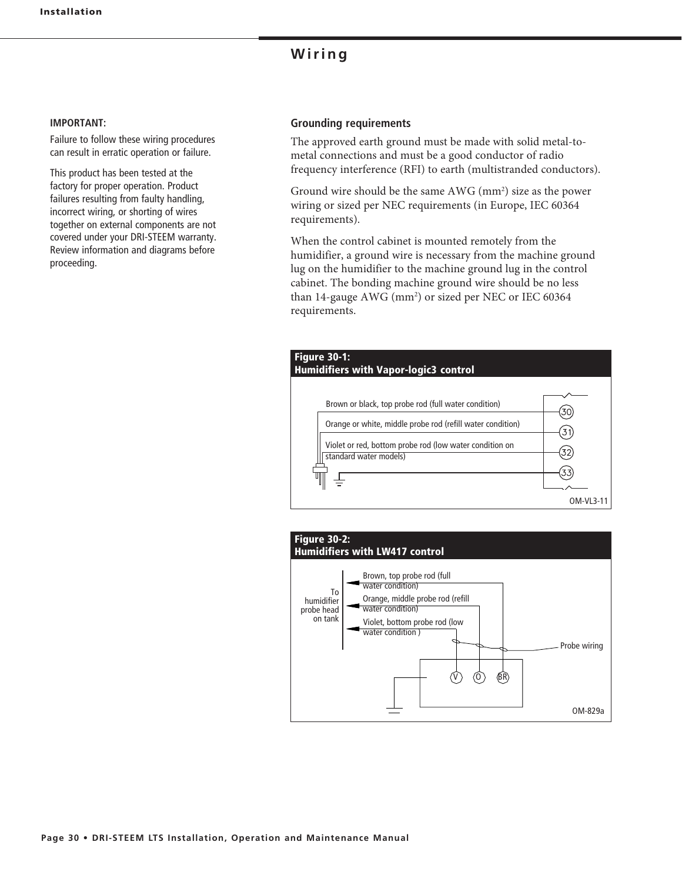# Wiring

**IMPORTANT:**

Failure to follow these wiring procedures can result in erratic operation or failure.

This product has been tested at the factory for proper operation. Product failures resulting from faulty handling, incorrect wiring, or shorting of wires together on external components are not covered under your DRI-STEEM warranty. Review information and diagrams before proceeding.

## Grounding requirements

The approved earth ground must be made with solid metal-to-metal connections and must be a good conductor of radio frequency interference (RFI) to earth (multistranded conductors).

Ground wire should be the same AWG (mm²) size as the power wiring or sized per NEC requirements (in Europe, IEC 60364 requirements).

When the control cabinet is mounted remotely from the humidifier, a ground wire is necessary from the machine ground lug on the humidifier to the machine ground lug in the control cabinet. The bonding machine ground wire should be no less than 14-gauge AWG (mm²) or sized per NEC or IEC 60364 requirements.

**Figure 30-1: Humidifiers with Vapor-logic3 control**

Brown or black, top probe rod (full water condition) — 30

Orange or white, middle probe rod (refill water condition) — 31

Violet or red, bottom probe rod (low water condition on standard water models) — 32

Ground — 33

OM-VL3-11

**Figure 30-2: Humidifiers with LW417 control**

To humidifier probe head on tank

Brown, top probe rod (full water condition) — BR

Orange, middle probe rod (refill water condition) — O

Violet, bottom probe rod (low water condition ) — V

Probe wiring

OM-829a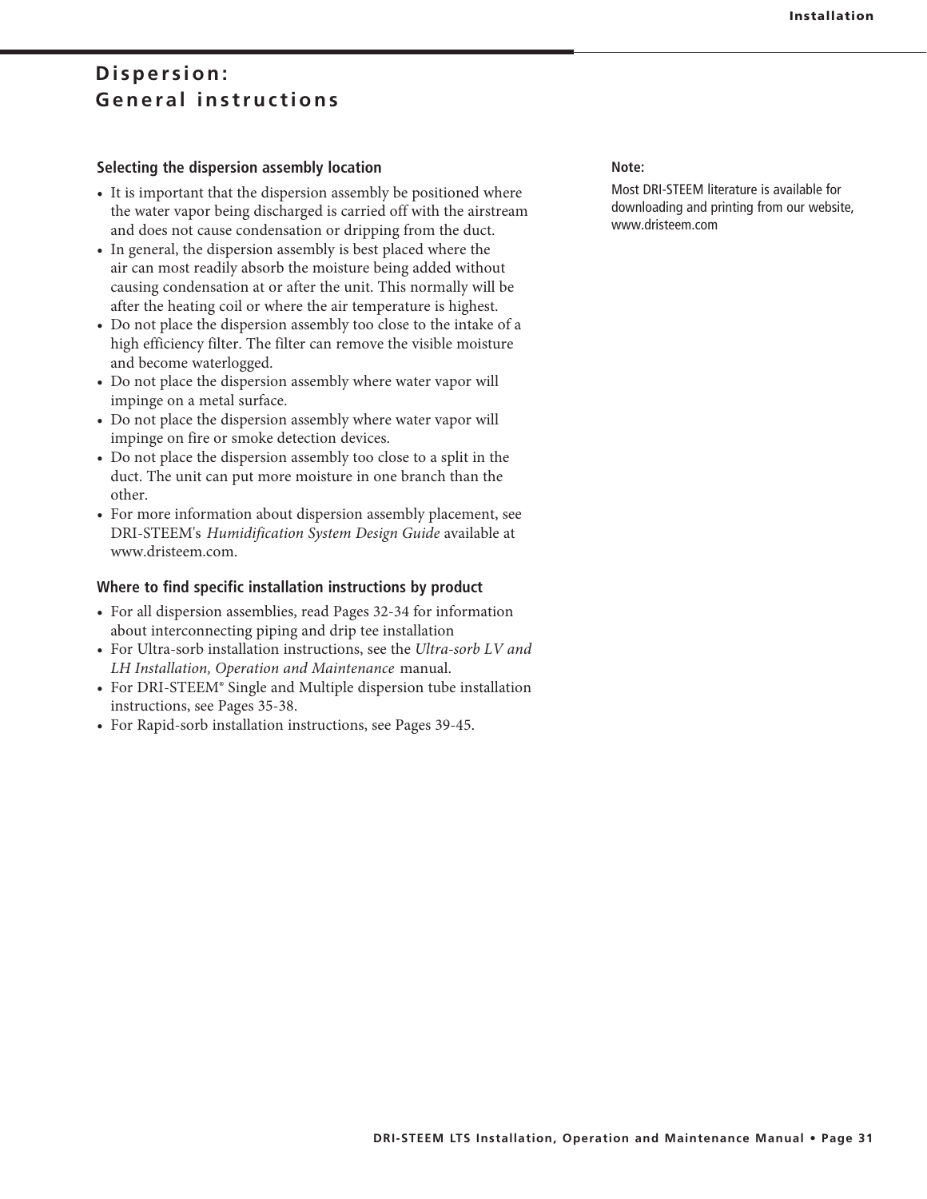# Dispersion: General instructions

## Selecting the dispersion assembly location

- It is important that the dispersion assembly be positioned where the water vapor being discharged is carried off with the airstream and does not cause condensation or dripping from the duct.
- In general, the dispersion assembly is best placed where the air can most readily absorb the moisture being added without causing condensation at or after the unit. This normally will be after the heating coil or where the air temperature is highest.
- Do not place the dispersion assembly too close to the intake of a high efficiency filter. The filter can remove the visible moisture and become waterlogged.
- Do not place the dispersion assembly where water vapor will impinge on a metal surface.
- Do not place the dispersion assembly where water vapor will impinge on fire or smoke detection devices.
- Do not place the dispersion assembly too close to a split in the duct. The unit can put more moisture in one branch than the other.
- For more information about dispersion assembly placement, see DRI-STEEM's *Humidification System Design Guide* available at www.dristeem.com.

## Where to find specific installation instructions by product

- For all dispersion assemblies, read Pages 32-34 for information about interconnecting piping and drip tee installation
- For Ultra-sorb installation instructions, see the *Ultra-sorb LV and LH Installation, Operation and Maintenance* manual.
- For DRI-STEEM® Single and Multiple dispersion tube installation instructions, see Pages 35-38.
- For Rapid-sorb installation instructions, see Pages 39-45.

**Note:**

Most DRI-STEEM literature is available for downloading and printing from our website, www.dristeem.com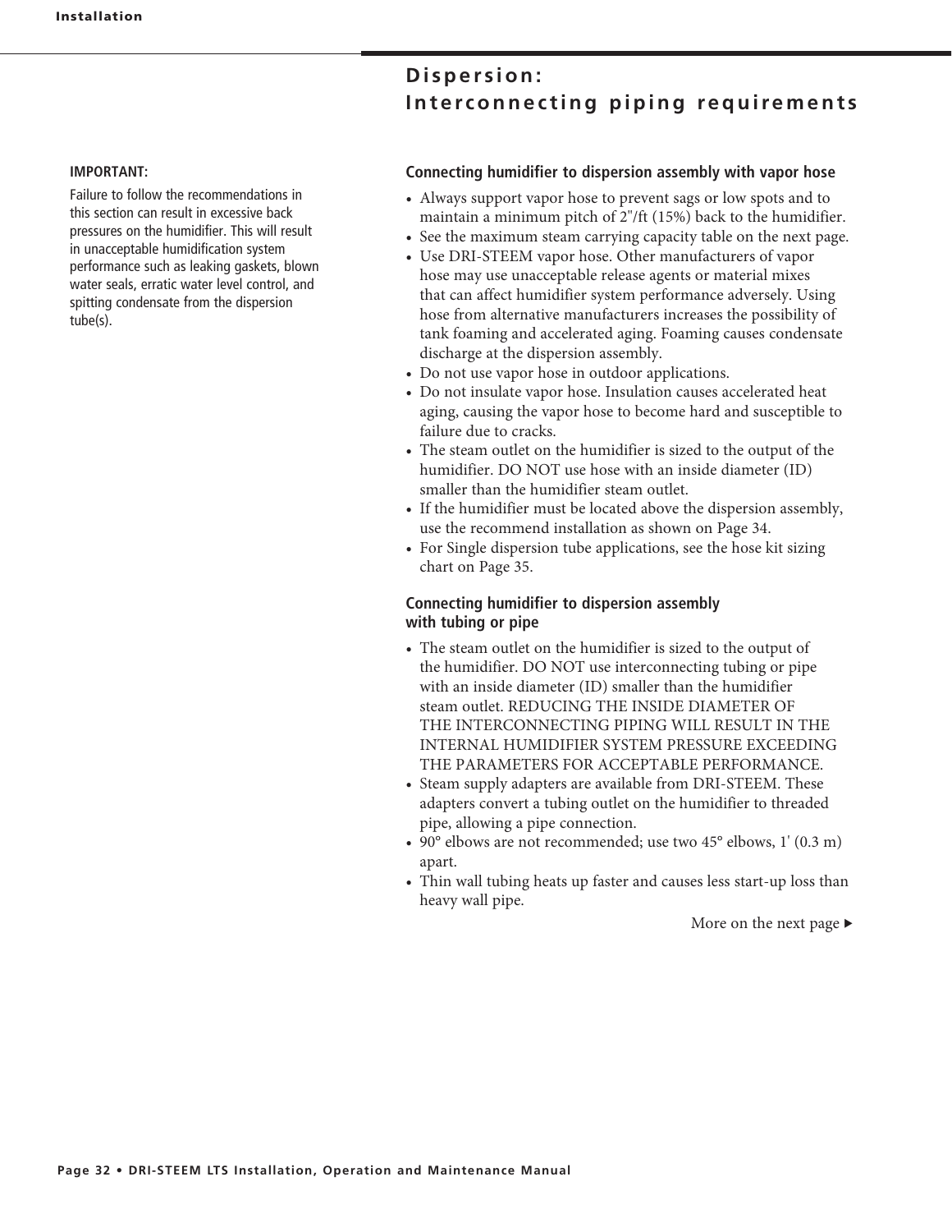## Dispersion: Interconnecting piping requirements

**IMPORTANT:**

Failure to follow the recommendations in this section can result in excessive back pressures on the humidifier. This will result in unacceptable humidification system performance such as leaking gaskets, blown water seals, erratic water level control, and spitting condensate from the dispersion tube(s).

### Connecting humidifier to dispersion assembly with vapor hose

- Always support vapor hose to prevent sags or low spots and to maintain a minimum pitch of 2"/ft (15%) back to the humidifier.
- See the maximum steam carrying capacity table on the next page.
- Use DRI-STEEM vapor hose. Other manufacturers of vapor hose may use unacceptable release agents or material mixes that can affect humidifier system performance adversely. Using hose from alternative manufacturers increases the possibility of tank foaming and accelerated aging. Foaming causes condensate discharge at the dispersion assembly.
- Do not use vapor hose in outdoor applications.
- Do not insulate vapor hose. Insulation causes accelerated heat aging, causing the vapor hose to become hard and susceptible to failure due to cracks.
- The steam outlet on the humidifier is sized to the output of the humidifier. DO NOT use hose with an inside diameter (ID) smaller than the humidifier steam outlet.
- If the humidifier must be located above the dispersion assembly, use the recommend installation as shown on Page 34.
- For Single dispersion tube applications, see the hose kit sizing chart on Page 35.

### Connecting humidifier to dispersion assembly with tubing or pipe

- The steam outlet on the humidifier is sized to the output of the humidifier. DO NOT use interconnecting tubing or pipe with an inside diameter (ID) smaller than the humidifier steam outlet. REDUCING THE INSIDE DIAMETER OF THE INTERCONNECTING PIPING WILL RESULT IN THE INTERNAL HUMIDIFIER SYSTEM PRESSURE EXCEEDING THE PARAMETERS FOR ACCEPTABLE PERFORMANCE.
- Steam supply adapters are available from DRI-STEEM. These adapters convert a tubing outlet on the humidifier to threaded pipe, allowing a pipe connection.
- 90° elbows are not recommended; use two 45° elbows, 1' (0.3 m) apart.
- Thin wall tubing heats up faster and causes less start-up loss than heavy wall pipe.

More on the next page ▶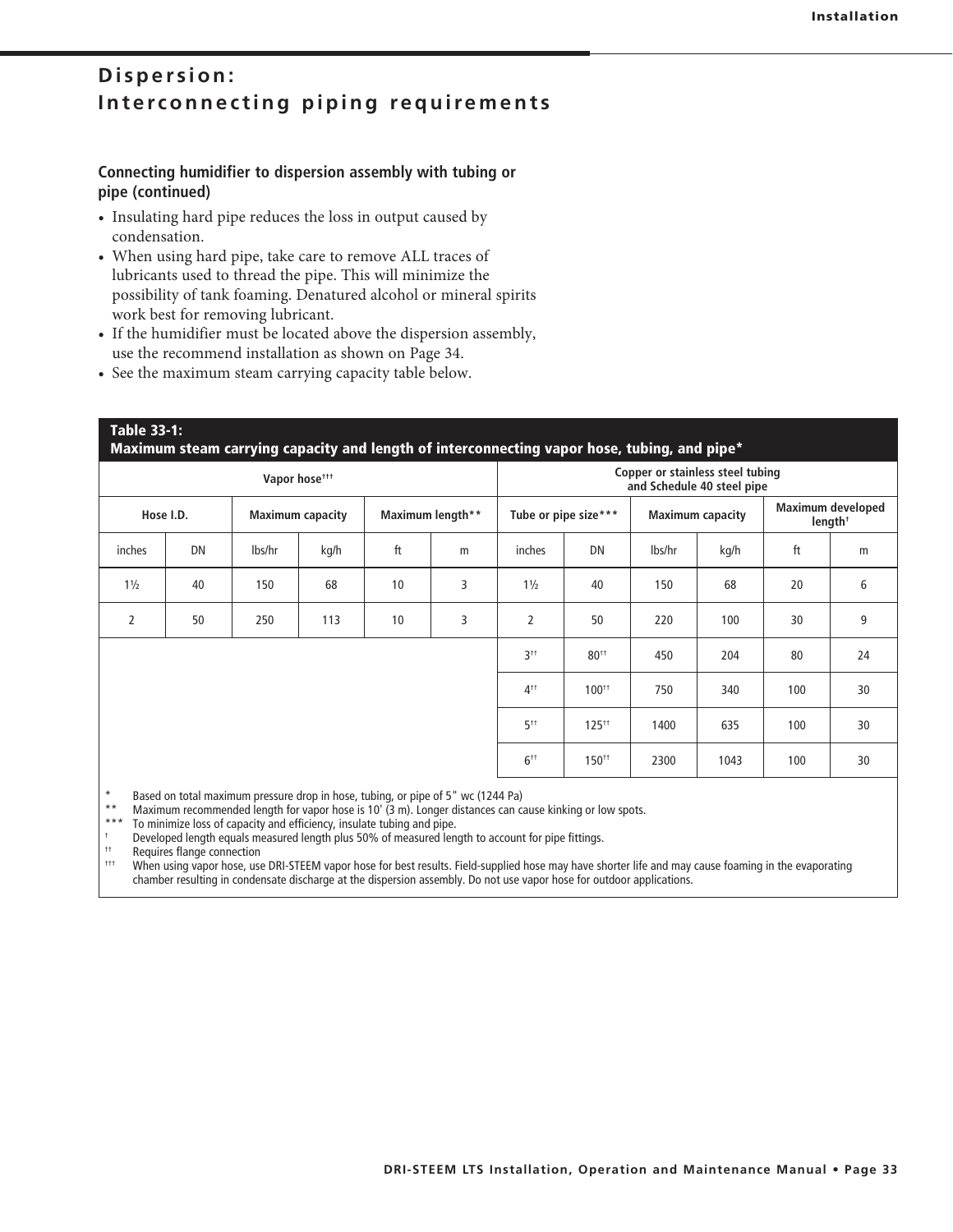# Dispersion: Interconnecting piping requirements

### Connecting humidifier to dispersion assembly with tubing or pipe (continued)

- Insulating hard pipe reduces the loss in output caused by condensation.
- When using hard pipe, take care to remove ALL traces of lubricants used to thread the pipe. This will minimize the possibility of tank foaming. Denatured alcohol or mineral spirits work best for removing lubricant.
- If the humidifier must be located above the dispersion assembly, use the recommend installation as shown on Page 34.
- See the maximum steam carrying capacity table below.

**Table 33-1:**
**Maximum steam carrying capacity and length of interconnecting vapor hose, tubing, and pipe***

| Vapor hose††† | | | | | | Copper or stainless steel tubing and Schedule 40 steel pipe | | | | | |
|---|---|---|---|---|---|---|---|---|---|---|---|
| Hose I.D. | | Maximum capacity | | Maximum length** | | Tube or pipe size*** | | Maximum capacity | | Maximum developed length† | |
| inches | DN | lbs/hr | kg/h | ft | m | inches | DN | lbs/hr | kg/h | ft | m |
| 1½ | 40 | 150 | 68 | 10 | 3 | 1½ | 40 | 150 | 68 | 20 | 6 |
| 2 | 50 | 250 | 113 | 10 | 3 | 2 | 50 | 220 | 100 | 30 | 9 |
| | | | | | | 3†† | 80†† | 450 | 204 | 80 | 24 |
| | | | | | | 4†† | 100†† | 750 | 340 | 100 | 30 |
| | | | | | | 5†† | 125†† | 1400 | 635 | 100 | 30 |
| | | | | | | 6†† | 150†† | 2300 | 1043 | 100 | 30 |

\* Based on total maximum pressure drop in hose, tubing, or pipe of 5" wc (1244 Pa)
** Maximum recommended length for vapor hose is 10' (3 m). Longer distances can cause kinking or low spots.
*** To minimize loss of capacity and efficiency, insulate tubing and pipe.
† Developed length equals measured length plus 50% of measured length to account for pipe fittings.
†† Requires flange connection
††† When using vapor hose, use DRI-STEEM vapor hose for best results. Field-supplied hose may have shorter life and may cause foaming in the evaporating chamber resulting in condensate discharge at the dispersion assembly. Do not use vapor hose for outdoor applications.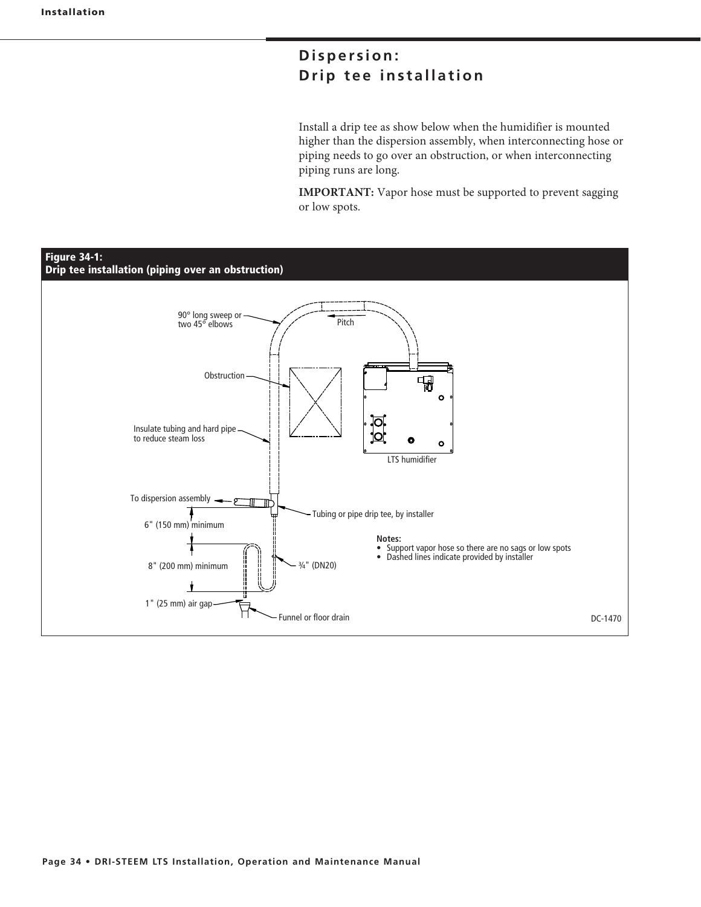## Dispersion: Drip tee installation

Install a drip tee as show below when the humidifier is mounted higher than the dispersion assembly, when interconnecting hose or piping needs to go over an obstruction, or when interconnecting piping runs are long.

**IMPORTANT:** Vapor hose must be supported to prevent sagging or low spots.

**Figure 34-1:**
**Drip tee installation (piping over an obstruction)**

90° long sweep or two 45° elbows

Pitch

Obstruction

Insulate tubing and hard pipe to reduce steam loss

LTS humidifier

To dispersion assembly

Tubing or pipe drip tee, by installer

6" (150 mm) minimum

8" (200 mm) minimum

¾" (DN20)

1" (25 mm) air gap

Funnel or floor drain

**Notes:**
- Support vapor hose so there are no sags or low spots
- Dashed lines indicate provided by installer

DC-1470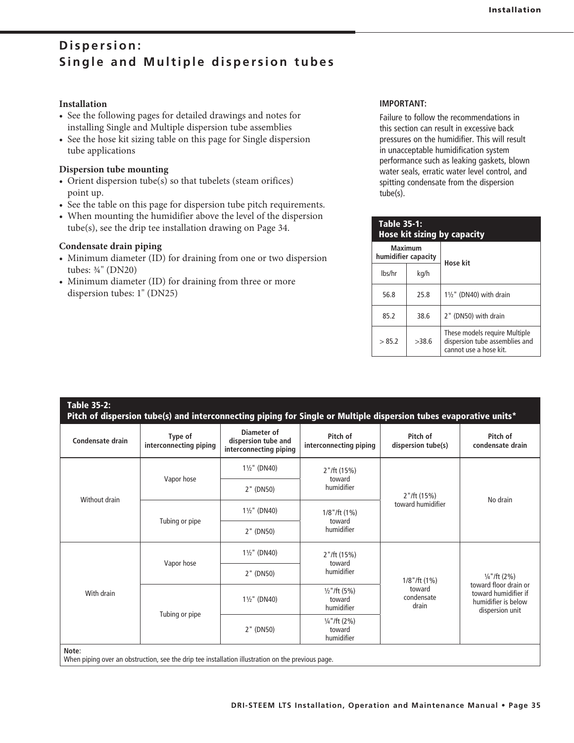# Dispersion: Single and Multiple dispersion tubes

**Installation**

- See the following pages for detailed drawings and notes for installing Single and Multiple dispersion tube assemblies
- See the hose kit sizing table on this page for Single dispersion tube applications

**Dispersion tube mounting**

- Orient dispersion tube(s) so that tubelets (steam orifices) point up.
- See the table on this page for dispersion tube pitch requirements.
- When mounting the humidifier above the level of the dispersion tube(s), see the drip tee installation drawing on Page 34.

**Condensate drain piping**

- Minimum diameter (ID) for draining from one or two dispersion tubes: ¾" (DN20)
- Minimum diameter (ID) for draining from three or more dispersion tubes: 1" (DN25)

**IMPORTANT:**

Failure to follow the recommendations in this section can result in excessive back pressures on the humidifier. This will result in unacceptable humidification system performance such as leaking gaskets, blown water seals, erratic water level control, and spitting condensate from the dispersion tube(s).

**Table 35-1: Hose kit sizing by capacity**

| Maximum humidifier capacity | | Hose kit |
|---|---|---|
| lbs/hr | kg/h | |
| 56.8 | 25.8 | 1½" (DN40) with drain |
| 85.2 | 38.6 | 2" (DN50) with drain |
| > 85.2 | >38.6 | These models require Multiple dispersion tube assemblies and cannot use a hose kit. |

**Table 35-2: Pitch of dispersion tube(s) and interconnecting piping for Single or Multiple dispersion tubes evaporative units***

| Condensate drain | Type of interconnecting piping | Diameter of dispersion tube and interconnecting piping | Pitch of interconnecting piping | Pitch of dispersion tube(s) | Pitch of condensate drain |
|---|---|---|---|---|---|
| Without drain | Vapor hose | 1½" (DN40) | 2"/ft (15%) toward humidifier | 2"/ft (15%) toward humidifier | No drain |
| | | 2" (DN50) | | | |
| | Tubing or pipe | 1½" (DN40) | 1/8"/ft (1%) toward humidifier | | |
| | | 2" (DN50) | | | |
| With drain | Vapor hose | 1½" (DN40) | 2"/ft (15%) toward humidifier | 1/8"/ft (1%) toward condensate drain | ¼"/ft (2%) toward floor drain or toward humidifier if humidifier is below dispersion unit |
| | | 2" (DN50) | | | |
| | Tubing or pipe | 1½" (DN40) | ½"/ft (5%) toward humidifier | | |
| | | 2" (DN50) | ¼"/ft (2%) toward humidifier | | |

**Note**:
When piping over an obstruction, see the drip tee installation illustration on the previous page.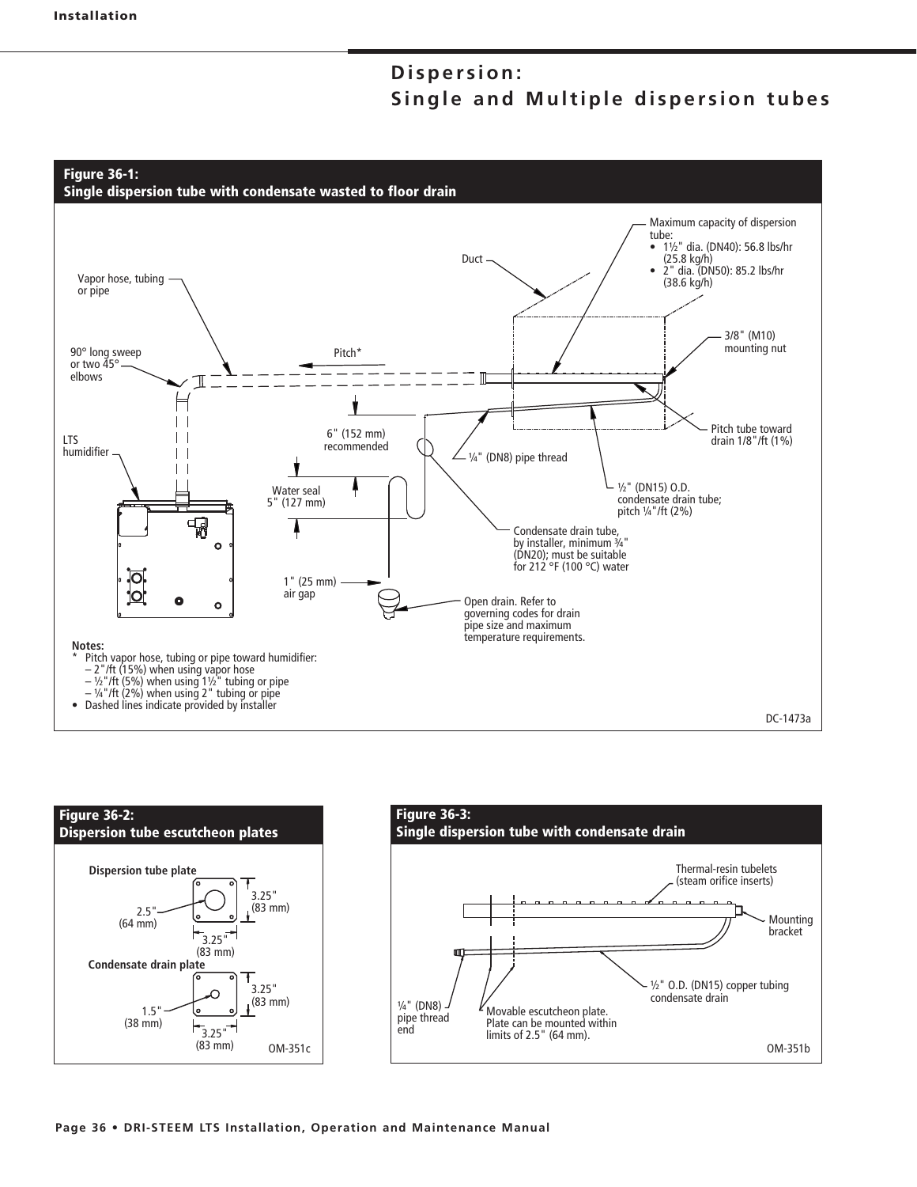## Dispersion: Single and Multiple dispersion tubes

**Figure 36-1: Single dispersion tube with condensate wasted to floor drain**

Vapor hose, tubing or pipe

Duct

Maximum capacity of dispersion tube:
- 1½" dia. (DN40): 56.8 lbs/hr (25.8 kg/h)
- 2" dia. (DN50): 85.2 lbs/hr (38.6 kg/h)

3/8" (M10) mounting nut

90° long sweep or two 45° elbows

Pitch*

Pitch tube toward drain 1/8"/ft (1%)

6" (152 mm) recommended

LTS humidifier

¼" (DN8) pipe thread

Water seal 5" (127 mm)

½" (DN15) O.D. condensate drain tube; pitch ¼"/ft (2%)

Condensate drain tube, by installer, minimum ¾" (DN20); must be suitable for 212 °F (100 °C) water

1" (25 mm) air gap

Open drain. Refer to governing codes for drain pipe size and maximum temperature requirements.

**Notes:**
- \* Pitch vapor hose, tubing or pipe toward humidifier:
  - – 2"/ft (15%) when using vapor hose
  - – ½"/ft (5%) when using 1½" tubing or pipe
  - – ¼"/ft (2%) when using 2" tubing or pipe
- Dashed lines indicate provided by installer

DC-1473a

**Figure 36-2: Dispersion tube escutcheon plates**

**Dispersion tube plate**

2.5" (64 mm)

3.25" (83 mm)

3.25" (83 mm)

**Condensate drain plate**

1.5" (38 mm)

3.25" (83 mm)

3.25" (83 mm)

OM-351c

**Figure 36-3: Single dispersion tube with condensate drain**

Thermal-resin tubelets (steam orifice inserts)

Mounting bracket

½" O.D. (DN15) copper tubing condensate drain

¼" (DN8) pipe thread end

Movable escutcheon plate. Plate can be mounted within limits of 2.5" (64 mm).

OM-351b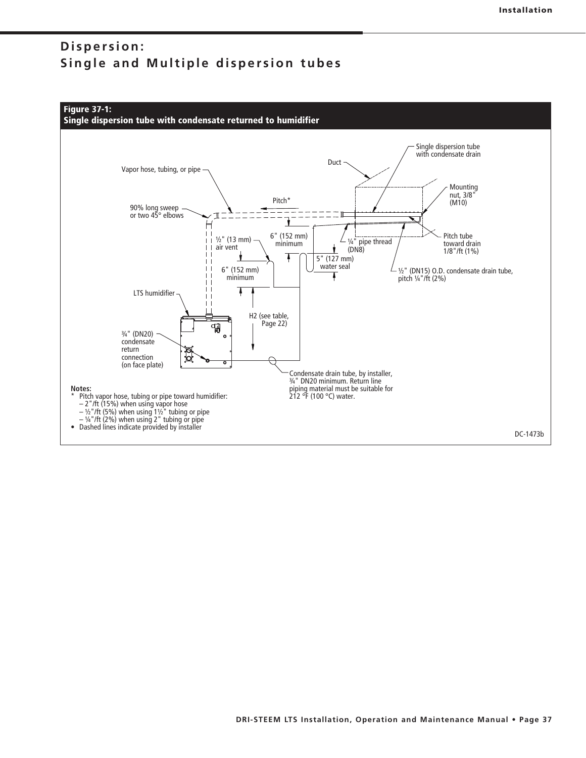# Dispersion:
# Single and Multiple dispersion tubes

**Figure 37-1:**
**Single dispersion tube with condensate returned to humidifier**

Vapor hose, tubing, or pipe

Duct

Single dispersion tube with condensate drain

Mounting nut, 3/8" (M10)

Pitch*

90% long sweep or two 45° elbows

½" (13 mm) air vent

6" (152 mm) minimum

¼" pipe thread (DN8)

Pitch tube toward drain 1/8"/ft (1%)

5" (127 mm) water seal

6" (152 mm) minimum

½" (DN15) O.D. condensate drain tube, pitch ¼"/ft (2%)

LTS humidifier

H2 (see table, Page 22)

¾" (DN20) condensate return connection (on face plate)

Condensate drain tube, by installer, ¾" DN20 minimum. Return line piping material must be suitable for 212 °F (100 °C) water.

**Notes:**

\* Pitch vapor hose, tubing or pipe toward humidifier:
- 2"/ft (15%) when using vapor hose
- ½"/ft (5%) when using 1½" tubing or pipe
- ¼"/ft (2%) when using 2" tubing or pipe

- Dashed lines indicate provided by installer

DC-1473b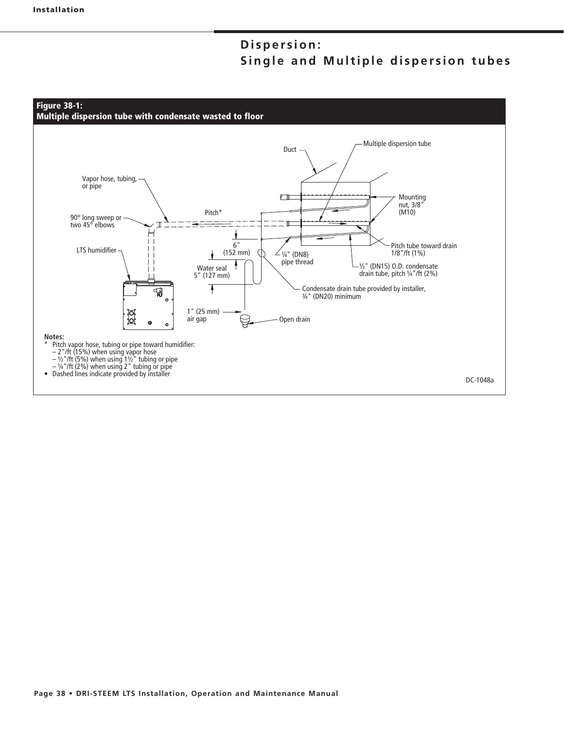# Dispersion: Single and Multiple dispersion tubes

**Figure 38-1: Multiple dispersion tube with condensate wasted to floor**

Duct

Multiple dispersion tube

Vapor hose, tubing, or pipe

Mounting nut, 3/8" (M10)

Pitch*

90° long sweep or two 45° elbows

Pitch tube toward drain 1/8"/ft (1%)

LTS humidifier

6" (152 mm)

¼" (DN8) pipe thread

Water seal 5" (127 mm)

½" (DN15) O.D. condensate drain tube, pitch ¼"/ft (2%)

Condensate drain tube provided by installer, ¾" (DN20) minimum

1" (25 mm) air gap

Open drain

**Notes:**

\* Pitch vapor hose, tubing or pipe toward humidifier:
  - 2"/ft (15%) when using vapor hose
  - ½"/ft (5%) when using 1½" tubing or pipe
  - ¼"/ft (2%) when using 2" tubing or pipe

- Dashed lines indicate provided by installer

DC-1048a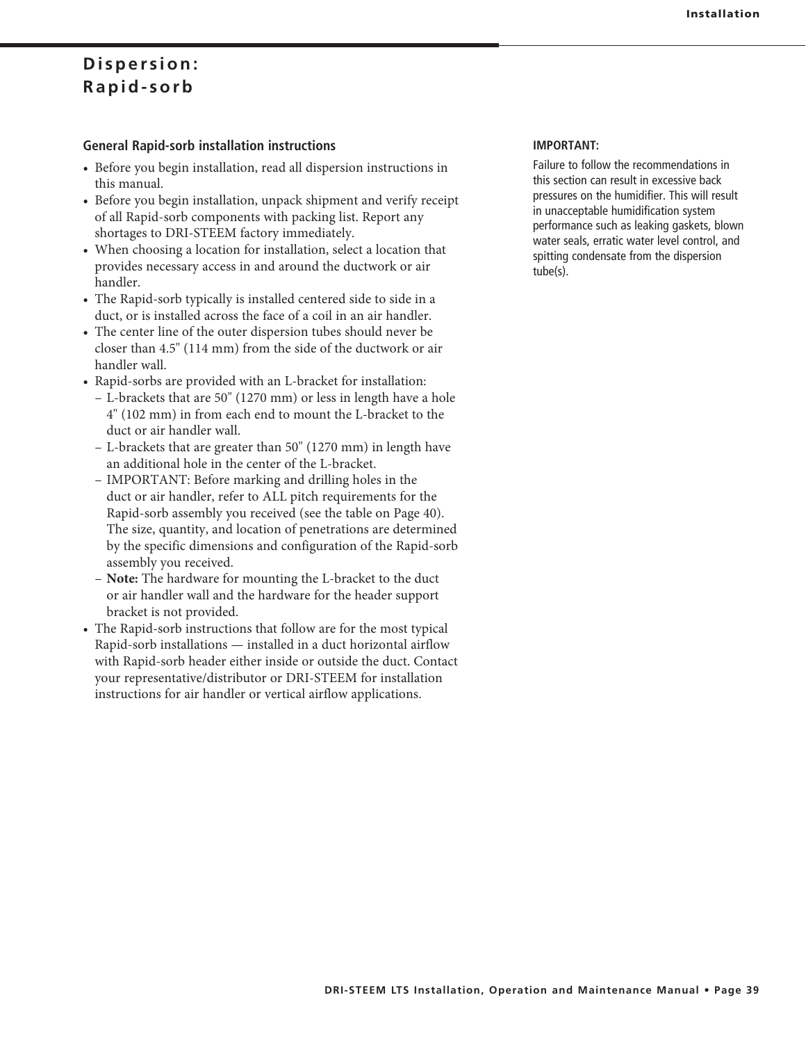# Dispersion: Rapid-sorb

## General Rapid-sorb installation instructions

- Before you begin installation, read all dispersion instructions in this manual.
- Before you begin installation, unpack shipment and verify receipt of all Rapid-sorb components with packing list. Report any shortages to DRI-STEEM factory immediately.
- When choosing a location for installation, select a location that provides necessary access in and around the ductwork or air handler.
- The Rapid-sorb typically is installed centered side to side in a duct, or is installed across the face of a coil in an air handler.
- The center line of the outer dispersion tubes should never be closer than 4.5" (114 mm) from the side of the ductwork or air handler wall.
- Rapid-sorbs are provided with an L-bracket for installation:
  - L-brackets that are 50" (1270 mm) or less in length have a hole 4" (102 mm) in from each end to mount the L-bracket to the duct or air handler wall.
  - L-brackets that are greater than 50" (1270 mm) in length have an additional hole in the center of the L-bracket.
  - IMPORTANT: Before marking and drilling holes in the duct or air handler, refer to ALL pitch requirements for the Rapid-sorb assembly you received (see the table on Page 40). The size, quantity, and location of penetrations are determined by the specific dimensions and configuration of the Rapid-sorb assembly you received.
  - **Note:** The hardware for mounting the L-bracket to the duct or air handler wall and the hardware for the header support bracket is not provided.
- The Rapid-sorb instructions that follow are for the most typical Rapid-sorb installations — installed in a duct horizontal airflow with Rapid-sorb header either inside or outside the duct. Contact your representative/distributor or DRI-STEEM for installation instructions for air handler or vertical airflow applications.

**IMPORTANT:**

Failure to follow the recommendations in this section can result in excessive back pressures on the humidifier. This will result in unacceptable humidification system performance such as leaking gaskets, blown water seals, erratic water level control, and spitting condensate from the dispersion tube(s).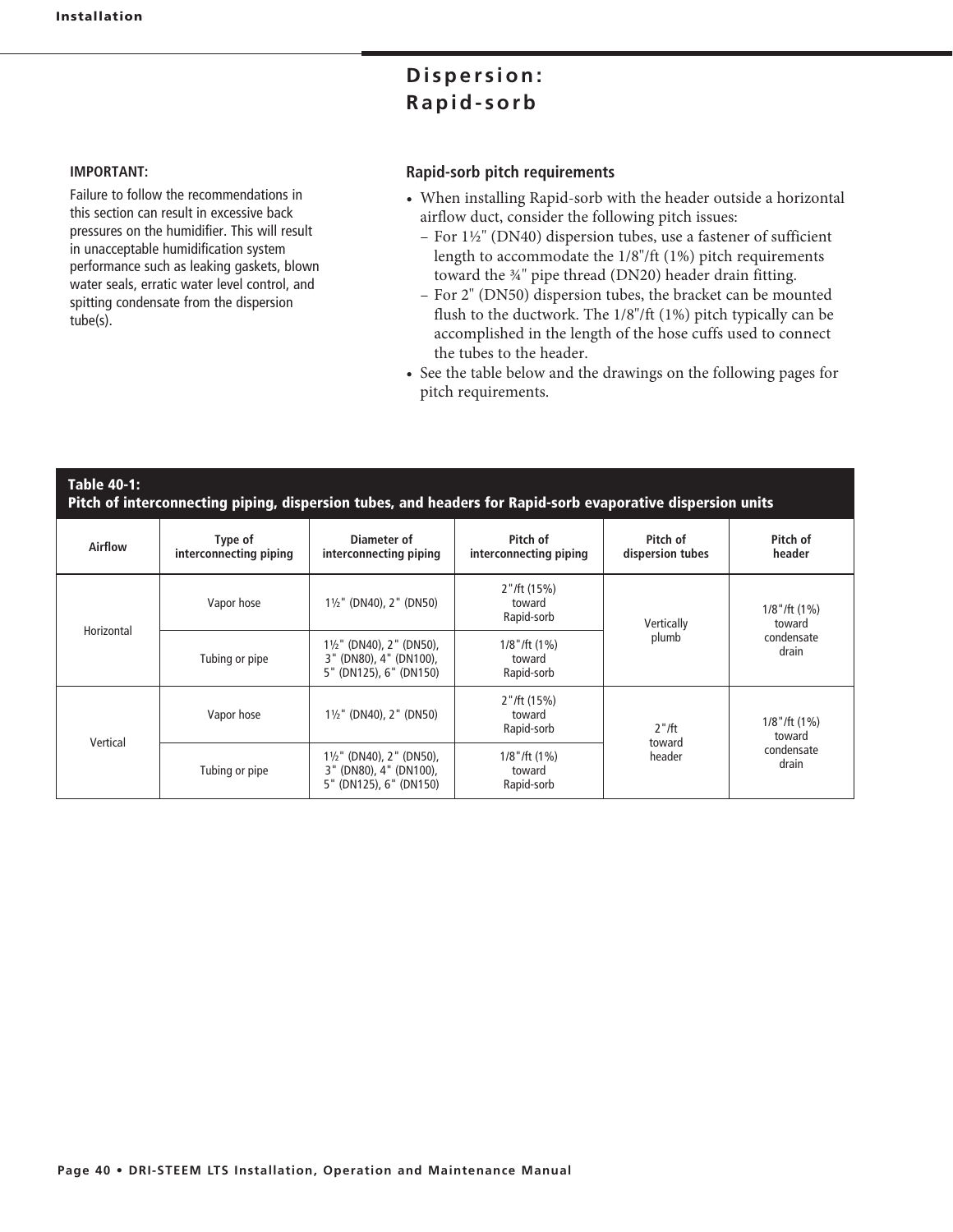## Dispersion: Rapid-sorb

**IMPORTANT:**

Failure to follow the recommendations in this section can result in excessive back pressures on the humidifier. This will result in unacceptable humidification system performance such as leaking gaskets, blown water seals, erratic water level control, and spitting condensate from the dispersion tube(s).

### Rapid-sorb pitch requirements

- When installing Rapid-sorb with the header outside a horizontal airflow duct, consider the following pitch issues:
  - For 1½" (DN40) dispersion tubes, use a fastener of sufficient length to accommodate the 1/8"/ft (1%) pitch requirements toward the ¾" pipe thread (DN20) header drain fitting.
  - For 2" (DN50) dispersion tubes, the bracket can be mounted flush to the ductwork. The 1/8"/ft (1%) pitch typically can be accomplished in the length of the hose cuffs used to connect the tubes to the header.
- See the table below and the drawings on the following pages for pitch requirements.

**Table 40-1:**
**Pitch of interconnecting piping, dispersion tubes, and headers for Rapid-sorb evaporative dispersion units**

| Airflow | Type of interconnecting piping | Diameter of interconnecting piping | Pitch of interconnecting piping | Pitch of dispersion tubes | Pitch of header |
|---|---|---|---|---|---|
| Horizontal | Vapor hose | 1½" (DN40), 2" (DN50) | 2"/ft (15%) toward Rapid-sorb | Vertically plumb | 1/8"/ft (1%) toward condensate drain |
| | Tubing or pipe | 1½" (DN40), 2" (DN50), 3" (DN80), 4" (DN100), 5" (DN125), 6" (DN150) | 1/8"/ft (1%) toward Rapid-sorb | | |
| Vertical | Vapor hose | 1½" (DN40), 2" (DN50) | 2"/ft (15%) toward Rapid-sorb | 2"/ft toward header | 1/8"/ft (1%) toward condensate drain |
| | Tubing or pipe | 1½" (DN40), 2" (DN50), 3" (DN80), 4" (DN100), 5" (DN125), 6" (DN150) | 1/8"/ft (1%) toward Rapid-sorb | | |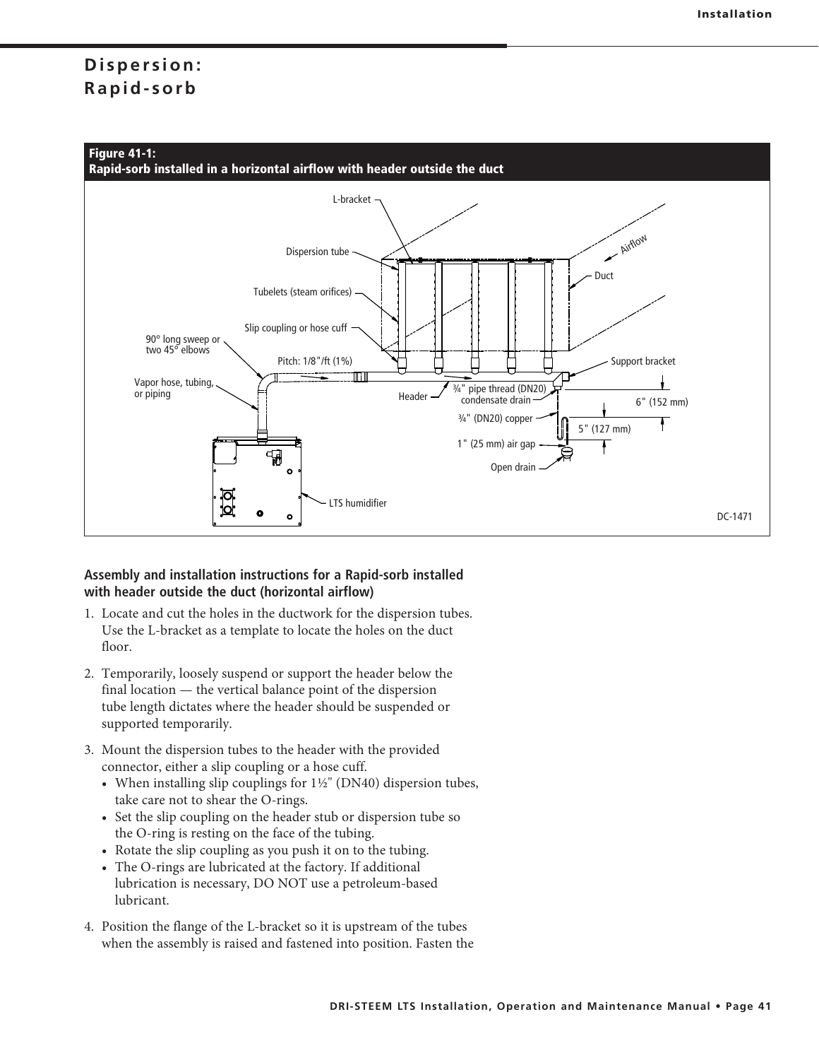# Dispersion: Rapid-sorb

**Figure 41-1:**
**Rapid-sorb installed in a horizontal airflow with header outside the duct**

### Assembly and installation instructions for a Rapid-sorb installed with header outside the duct (horizontal airflow)

1. Locate and cut the holes in the ductwork for the dispersion tubes. Use the L-bracket as a template to locate the holes on the duct floor.

2. Temporarily, loosely suspend or support the header below the final location — the vertical balance point of the dispersion tube length dictates where the header should be suspended or supported temporarily.

3. Mount the dispersion tubes to the header with the provided connector, either a slip coupling or a hose cuff.
   - When installing slip couplings for 1½" (DN40) dispersion tubes, take care not to shear the O-rings.
   - Set the slip coupling on the header stub or dispersion tube so the O-ring is resting on the face of the tubing.
   - Rotate the slip coupling as you push it on to the tubing.
   - The O-rings are lubricated at the factory. If additional lubrication is necessary, DO NOT use a petroleum-based lubricant.

4. Position the flange of the L-bracket so it is upstream of the tubes when the assembly is raised and fastened into position. Fasten the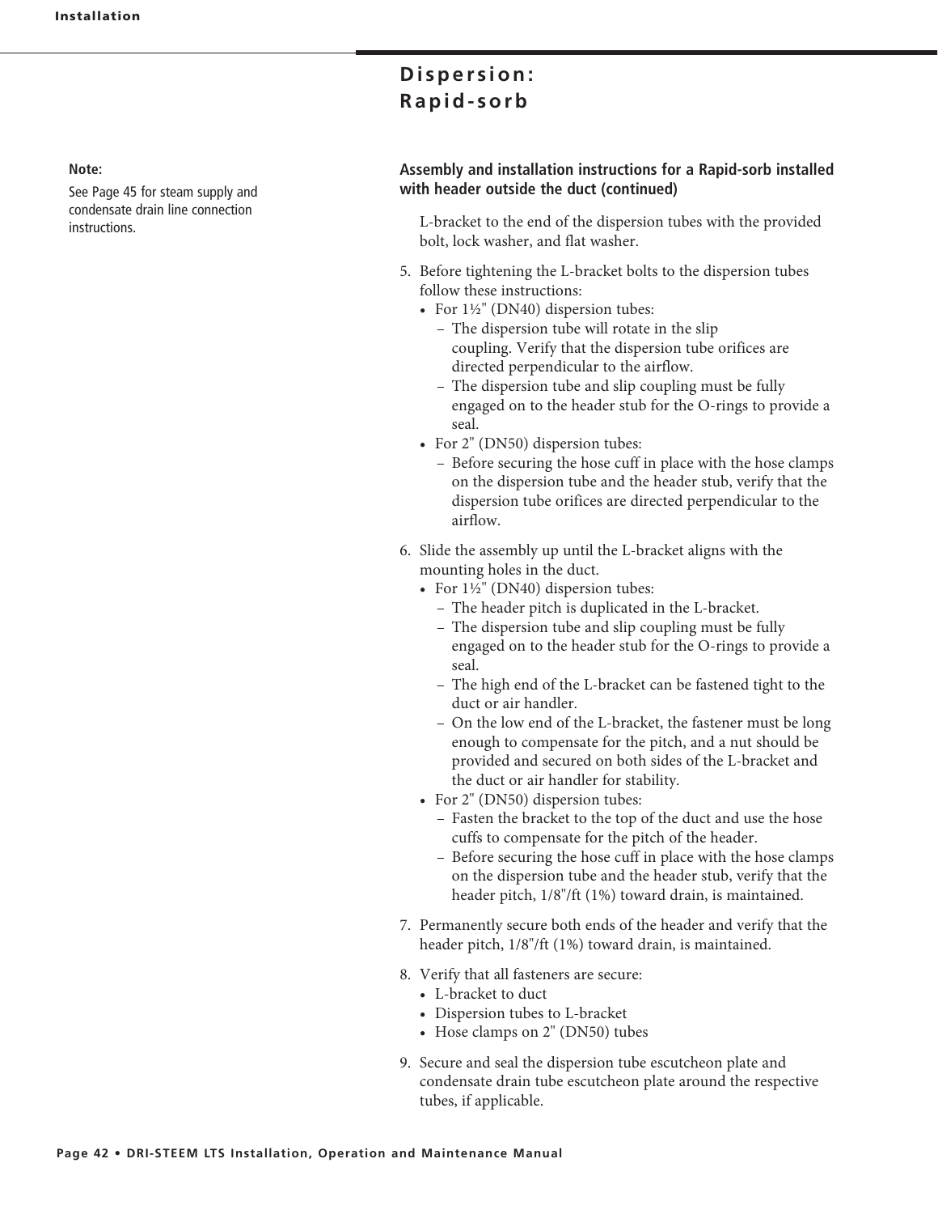## Dispersion: Rapid-sorb

**Note:**

See Page 45 for steam supply and condensate drain line connection instructions.

**Assembly and installation instructions for a Rapid-sorb installed with header outside the duct (continued)**

L-bracket to the end of the dispersion tubes with the provided bolt, lock washer, and flat washer.

5. Before tightening the L-bracket bolts to the dispersion tubes follow these instructions:
   - For 1½" (DN40) dispersion tubes:
     - The dispersion tube will rotate in the slip coupling. Verify that the dispersion tube orifices are directed perpendicular to the airflow.
     - The dispersion tube and slip coupling must be fully engaged on to the header stub for the O-rings to provide a seal.
   - For 2" (DN50) dispersion tubes:
     - Before securing the hose cuff in place with the hose clamps on the dispersion tube and the header stub, verify that the dispersion tube orifices are directed perpendicular to the airflow.

6. Slide the assembly up until the L-bracket aligns with the mounting holes in the duct.
   - For 1½" (DN40) dispersion tubes:
     - The header pitch is duplicated in the L-bracket.
     - The dispersion tube and slip coupling must be fully engaged on to the header stub for the O-rings to provide a seal.
     - The high end of the L-bracket can be fastened tight to the duct or air handler.
     - On the low end of the L-bracket, the fastener must be long enough to compensate for the pitch, and a nut should be provided and secured on both sides of the L-bracket and the duct or air handler for stability.
   - For 2" (DN50) dispersion tubes:
     - Fasten the bracket to the top of the duct and use the hose cuffs to compensate for the pitch of the header.
     - Before securing the hose cuff in place with the hose clamps on the dispersion tube and the header stub, verify that the header pitch, 1/8"/ft (1%) toward drain, is maintained.

7. Permanently secure both ends of the header and verify that the header pitch, 1/8"/ft (1%) toward drain, is maintained.

8. Verify that all fasteners are secure:
   - L-bracket to duct
   - Dispersion tubes to L-bracket
   - Hose clamps on 2" (DN50) tubes

9. Secure and seal the dispersion tube escutcheon plate and condensate drain tube escutcheon plate around the respective tubes, if applicable.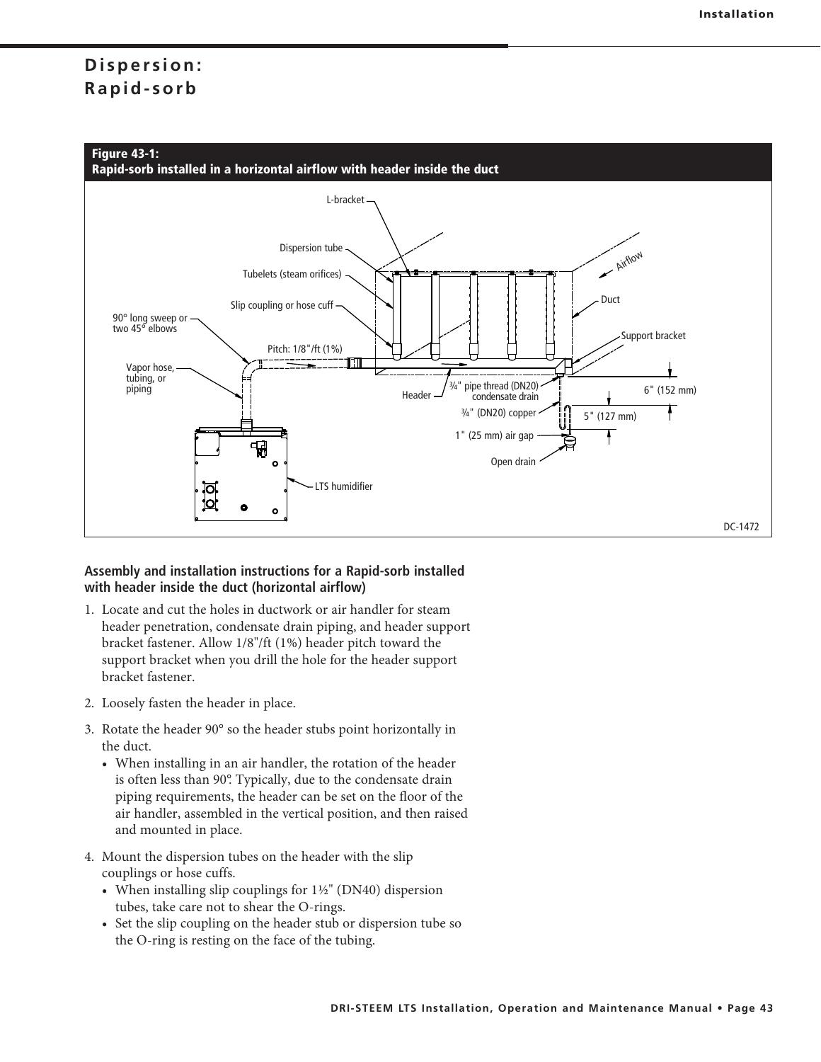# Dispersion: Rapid-sorb

**Figure 43-1:**
**Rapid-sorb installed in a horizontal airflow with header inside the duct**

L-bracket

Dispersion tube

Tubelets (steam orifices)

Slip coupling or hose cuff

90° long sweep or two 45° elbows

Pitch: 1/8"/ft (1%)

Vapor hose, tubing, or piping

Airflow

Duct

Support bracket

Header

¾" pipe thread (DN20) condensate drain

¾" (DN20) copper

1" (25 mm) air gap

Open drain

6" (152 mm)

5" (127 mm)

LTS humidifier

DC-1472

**Assembly and installation instructions for a Rapid-sorb installed with header inside the duct (horizontal airflow)**

1. Locate and cut the holes in ductwork or air handler for steam header penetration, condensate drain piping, and header support bracket fastener. Allow 1/8"/ft (1%) header pitch toward the support bracket when you drill the hole for the header support bracket fastener.

2. Loosely fasten the header in place.

3. Rotate the header 90° so the header stubs point horizontally in the duct.
   - When installing in an air handler, the rotation of the header is often less than 90°. Typically, due to the condensate drain piping requirements, the header can be set on the floor of the air handler, assembled in the vertical position, and then raised and mounted in place.

4. Mount the dispersion tubes on the header with the slip couplings or hose cuffs.
   - When installing slip couplings for 1½" (DN40) dispersion tubes, take care not to shear the O-rings.
   - Set the slip coupling on the header stub or dispersion tube so the O-ring is resting on the face of the tubing.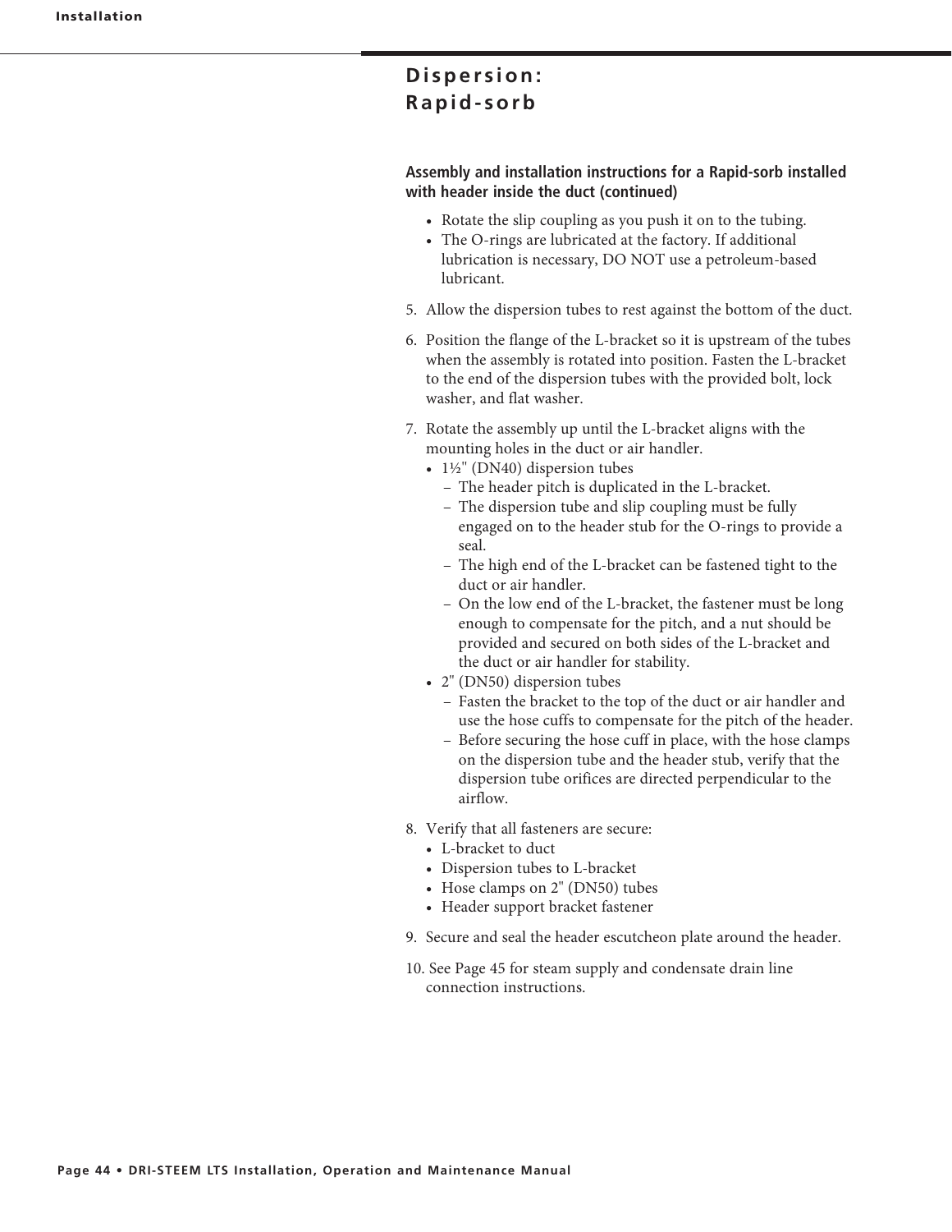## Dispersion: Rapid-sorb

**Assembly and installation instructions for a Rapid-sorb installed with header inside the duct (continued)**

- Rotate the slip coupling as you push it on to the tubing.
- The O-rings are lubricated at the factory. If additional lubrication is necessary, DO NOT use a petroleum-based lubricant.

5. Allow the dispersion tubes to rest against the bottom of the duct.

6. Position the flange of the L-bracket so it is upstream of the tubes when the assembly is rotated into position. Fasten the L-bracket to the end of the dispersion tubes with the provided bolt, lock washer, and flat washer.

7. Rotate the assembly up until the L-bracket aligns with the mounting holes in the duct or air handler.
   - 1½" (DN40) dispersion tubes
     - The header pitch is duplicated in the L-bracket.
     - The dispersion tube and slip coupling must be fully engaged on to the header stub for the O-rings to provide a seal.
     - The high end of the L-bracket can be fastened tight to the duct or air handler.
     - On the low end of the L-bracket, the fastener must be long enough to compensate for the pitch, and a nut should be provided and secured on both sides of the L-bracket and the duct or air handler for stability.
   - 2" (DN50) dispersion tubes
     - Fasten the bracket to the top of the duct or air handler and use the hose cuffs to compensate for the pitch of the header.
     - Before securing the hose cuff in place, with the hose clamps on the dispersion tube and the header stub, verify that the dispersion tube orifices are directed perpendicular to the airflow.

8. Verify that all fasteners are secure:
   - L-bracket to duct
   - Dispersion tubes to L-bracket
   - Hose clamps on 2" (DN50) tubes
   - Header support bracket fastener

9. Secure and seal the header escutcheon plate around the header.

10. See Page 45 for steam supply and condensate drain line connection instructions.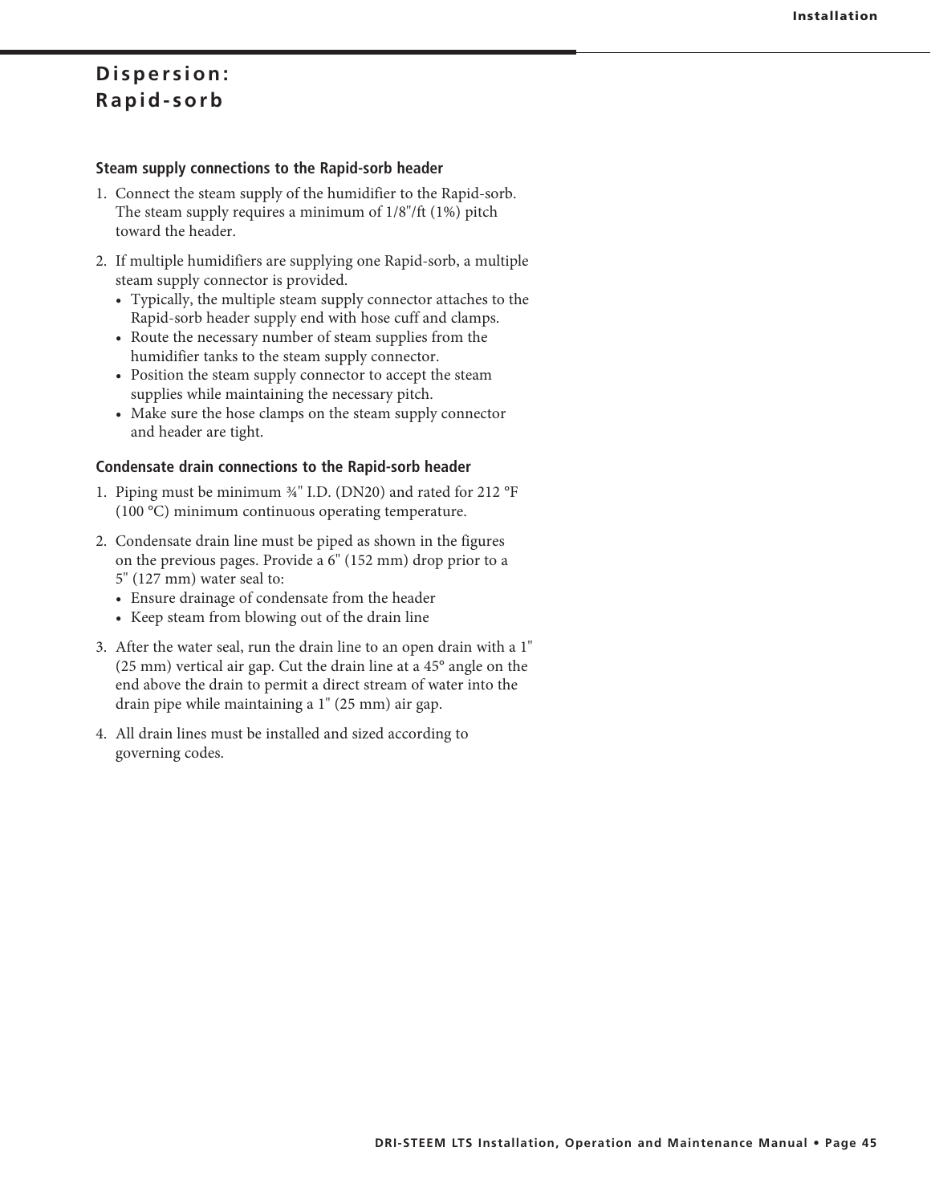# Dispersion: Rapid-sorb

### Steam supply connections to the Rapid-sorb header

1. Connect the steam supply of the humidifier to the Rapid-sorb. The steam supply requires a minimum of 1/8"/ft (1%) pitch toward the header.

2. If multiple humidifiers are supplying one Rapid-sorb, a multiple steam supply connector is provided.
   - Typically, the multiple steam supply connector attaches to the Rapid-sorb header supply end with hose cuff and clamps.
   - Route the necessary number of steam supplies from the humidifier tanks to the steam supply connector.
   - Position the steam supply connector to accept the steam supplies while maintaining the necessary pitch.
   - Make sure the hose clamps on the steam supply connector and header are tight.

### Condensate drain connections to the Rapid-sorb header

1. Piping must be minimum ¾" I.D. (DN20) and rated for 212 °F (100 °C) minimum continuous operating temperature.

2. Condensate drain line must be piped as shown in the figures on the previous pages. Provide a 6" (152 mm) drop prior to a 5" (127 mm) water seal to:
   - Ensure drainage of condensate from the header
   - Keep steam from blowing out of the drain line

3. After the water seal, run the drain line to an open drain with a 1" (25 mm) vertical air gap. Cut the drain line at a 45° angle on the end above the drain to permit a direct stream of water into the drain pipe while maintaining a 1" (25 mm) air gap.

4. All drain lines must be installed and sized according to governing codes.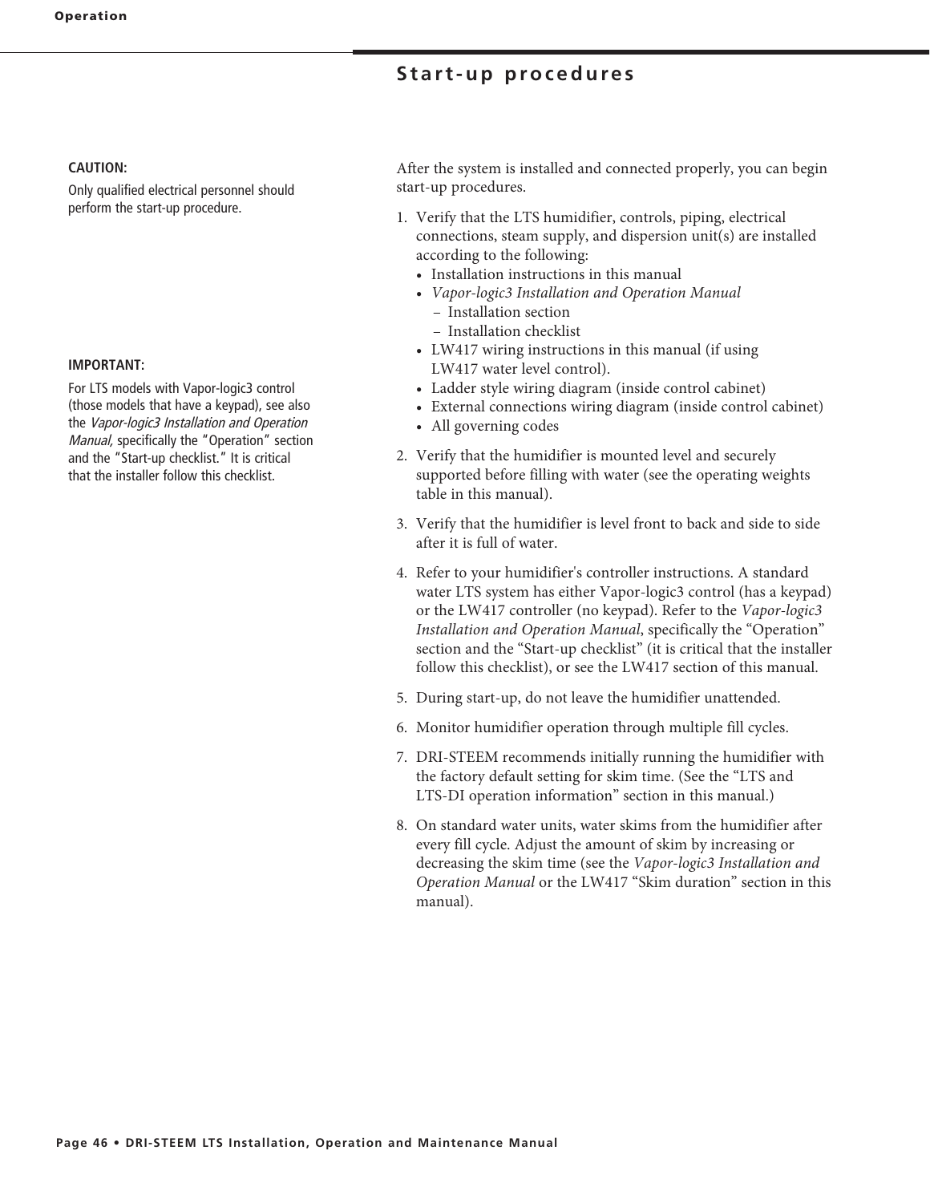## Start-up procedures

**CAUTION:**
Only qualified electrical personnel should perform the start-up procedure.

**IMPORTANT:**
For LTS models with Vapor-logic3 control (those models that have a keypad), see also the *Vapor-logic3 Installation and Operation Manual,* specifically the "Operation" section and the "Start-up checklist." It is critical that the installer follow this checklist.

After the system is installed and connected properly, you can begin start-up procedures.

1. Verify that the LTS humidifier, controls, piping, electrical connections, steam supply, and dispersion unit(s) are installed according to the following:
   - Installation instructions in this manual
   - *Vapor-logic3 Installation and Operation Manual*
     - Installation section
     - Installation checklist
   - LW417 wiring instructions in this manual (if using LW417 water level control).
   - Ladder style wiring diagram (inside control cabinet)
   - External connections wiring diagram (inside control cabinet)
   - All governing codes
2. Verify that the humidifier is mounted level and securely supported before filling with water (see the operating weights table in this manual).
3. Verify that the humidifier is level front to back and side to side after it is full of water.
4. Refer to your humidifier's controller instructions. A standard water LTS system has either Vapor-logic3 control (has a keypad) or the LW417 controller (no keypad). Refer to the *Vapor-logic3 Installation and Operation Manual*, specifically the "Operation" section and the "Start-up checklist" (it is critical that the installer follow this checklist), or see the LW417 section of this manual.
5. During start-up, do not leave the humidifier unattended.
6. Monitor humidifier operation through multiple fill cycles.
7. DRI-STEEM recommends initially running the humidifier with the factory default setting for skim time. (See the "LTS and LTS-DI operation information" section in this manual.)
8. On standard water units, water skims from the humidifier after every fill cycle. Adjust the amount of skim by increasing or decreasing the skim time (see the *Vapor-logic3 Installation and Operation Manual* or the LW417 "Skim duration" section in this manual).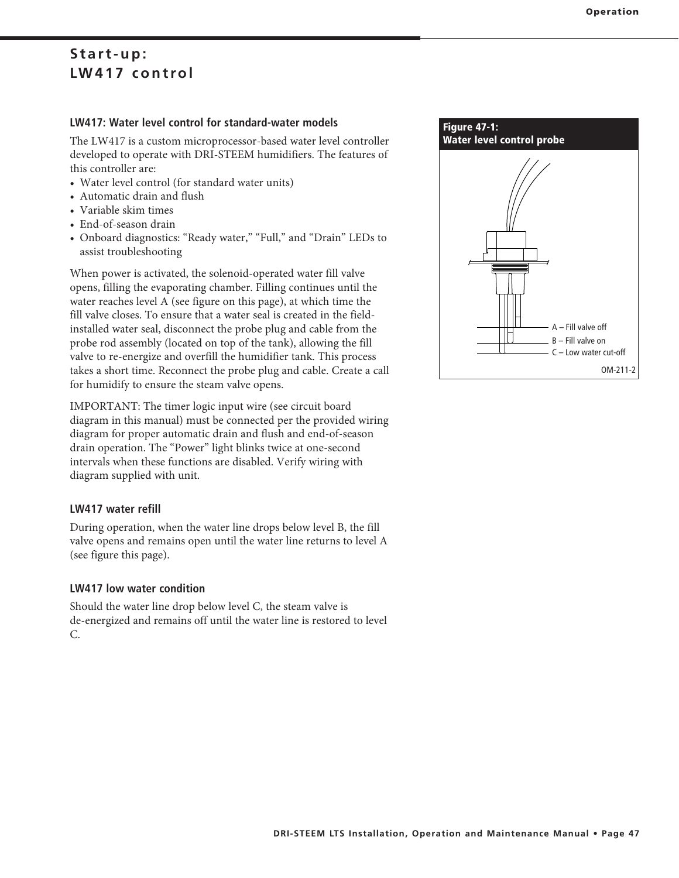# Start-up: LW417 control

### LW417: Water level control for standard-water models

The LW417 is a custom microprocessor-based water level controller developed to operate with DRI-STEEM humidifiers. The features of this controller are:

- Water level control (for standard water units)
- Automatic drain and flush
- Variable skim times
- End-of-season drain
- Onboard diagnostics: "Ready water," "Full," and "Drain" LEDs to assist troubleshooting

When power is activated, the solenoid-operated water fill valve opens, filling the evaporating chamber. Filling continues until the water reaches level A (see figure on this page), at which time the fill valve closes. To ensure that a water seal is created in the field-installed water seal, disconnect the probe plug and cable from the probe rod assembly (located on top of the tank), allowing the fill valve to re-energize and overfill the humidifier tank. This process takes a short time. Reconnect the probe plug and cable. Create a call for humidify to ensure the steam valve opens.

IMPORTANT: The timer logic input wire (see circuit board diagram in this manual) must be connected per the provided wiring diagram for proper automatic drain and flush and end-of-season drain operation. The "Power" light blinks twice at one-second intervals when these functions are disabled. Verify wiring with diagram supplied with unit.

### LW417 water refill

During operation, when the water line drops below level B, the fill valve opens and remains open until the water line returns to level A (see figure this page).

### LW417 low water condition

Should the water line drop below level C, the steam valve is de-energized and remains off until the water line is restored to level C.

**Figure 47-1:**
**Water level control probe**

A – Fill valve off
B – Fill valve on
C – Low water cut-off

OM-211-2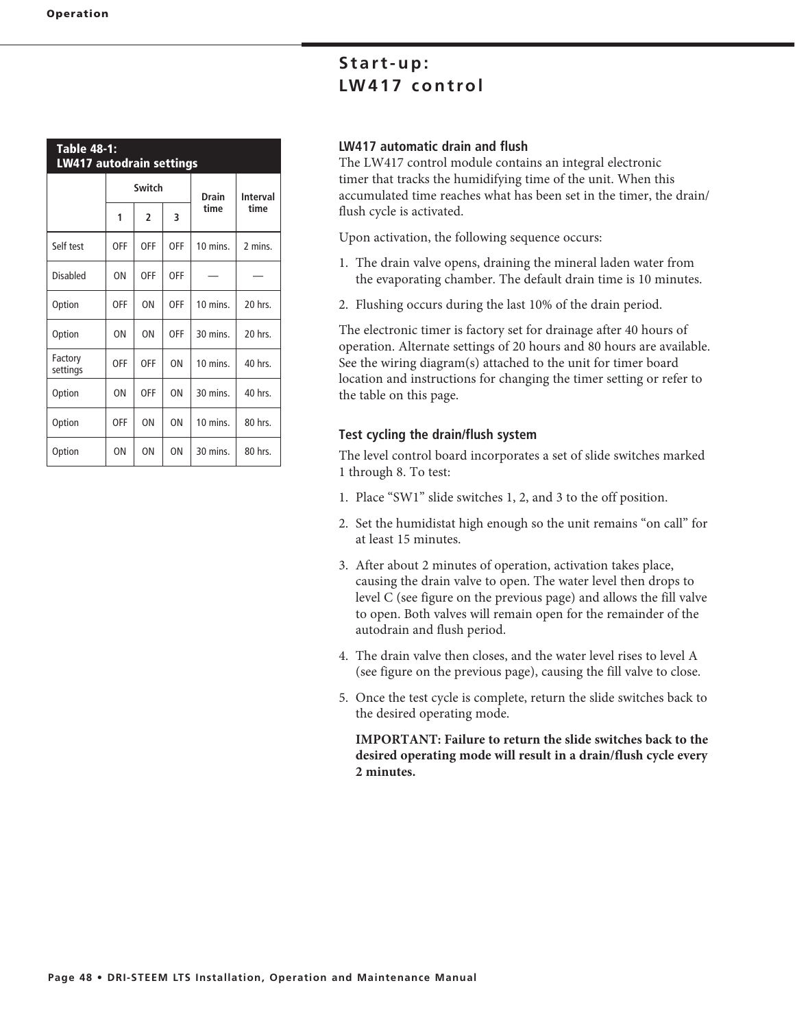# Start-up: LW417 control

**Table 48-1: LW417 autodrain settings**

| | Switch | | | Drain time | Interval time |
|---|---|---|---|---|---|
| | 1 | 2 | 3 | | |
| Self test | OFF | OFF | OFF | 10 mins. | 2 mins. |
| Disabled | ON | OFF | OFF | — | — |
| Option | OFF | ON | OFF | 10 mins. | 20 hrs. |
| Option | ON | ON | OFF | 30 mins. | 20 hrs. |
| Factory settings | OFF | OFF | ON | 10 mins. | 40 hrs. |
| Option | ON | OFF | ON | 30 mins. | 40 hrs. |
| Option | OFF | ON | ON | 10 mins. | 80 hrs. |
| Option | ON | ON | ON | 30 mins. | 80 hrs. |

### LW417 automatic drain and flush

The LW417 control module contains an integral electronic timer that tracks the humidifying time of the unit. When this accumulated time reaches what has been set in the timer, the drain/flush cycle is activated.

Upon activation, the following sequence occurs:

1. The drain valve opens, draining the mineral laden water from the evaporating chamber. The default drain time is 10 minutes.
2. Flushing occurs during the last 10% of the drain period.

The electronic timer is factory set for drainage after 40 hours of operation. Alternate settings of 20 hours and 80 hours are available. See the wiring diagram(s) attached to the unit for timer board location and instructions for changing the timer setting or refer to the table on this page.

### Test cycling the drain/flush system

The level control board incorporates a set of slide switches marked 1 through 8. To test:

1. Place "SW1" slide switches 1, 2, and 3 to the off position.
2. Set the humidistat high enough so the unit remains "on call" for at least 15 minutes.
3. After about 2 minutes of operation, activation takes place, causing the drain valve to open. The water level then drops to level C (see figure on the previous page) and allows the fill valve to open. Both valves will remain open for the remainder of the autodrain and flush period.
4. The drain valve then closes, and the water level rises to level A (see figure on the previous page), causing the fill valve to close.
5. Once the test cycle is complete, return the slide switches back to the desired operating mode.

   **IMPORTANT: Failure to return the slide switches back to the desired operating mode will result in a drain/flush cycle every 2 minutes.**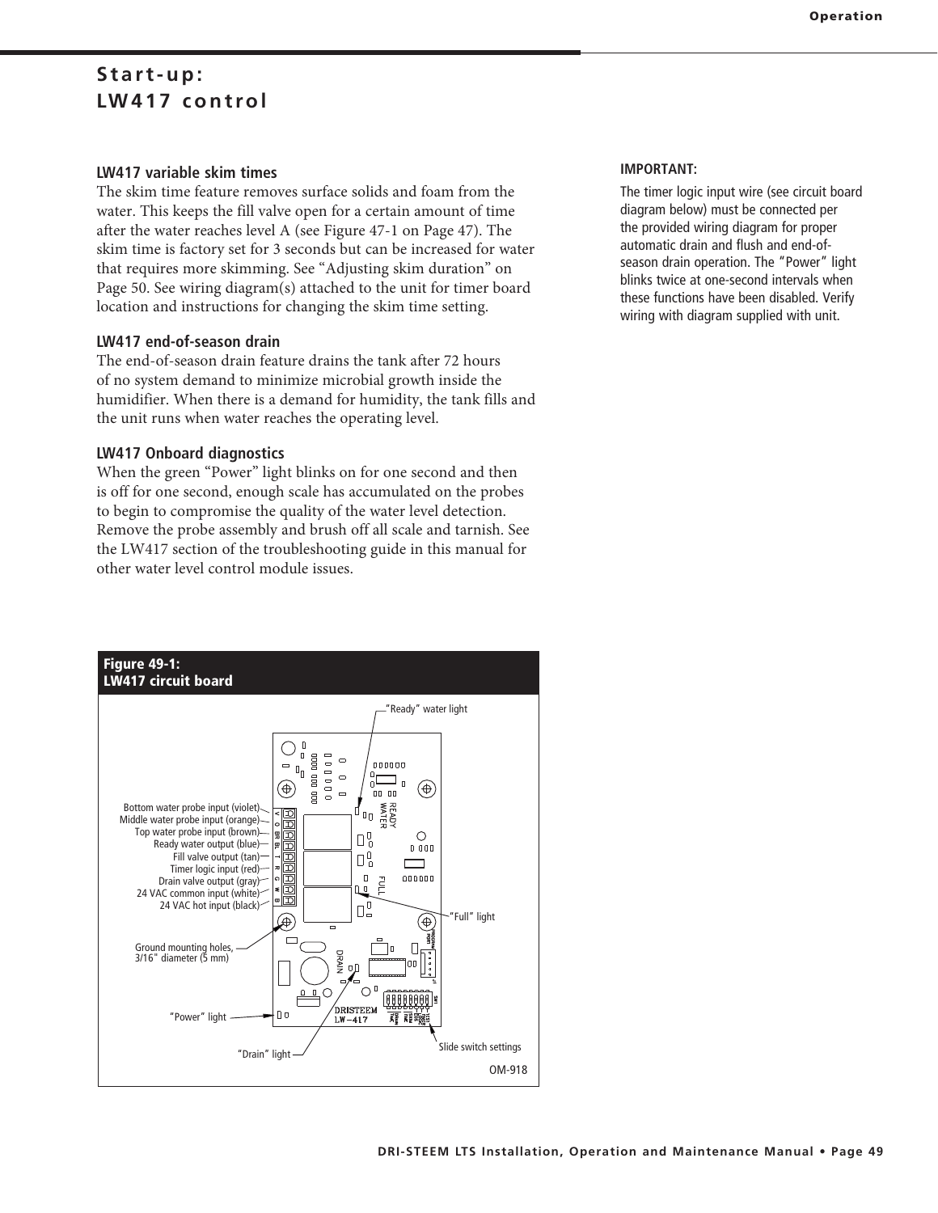# Start-up: LW417 control

### LW417 variable skim times

The skim time feature removes surface solids and foam from the water. This keeps the fill valve open for a certain amount of time after the water reaches level A (see Figure 47-1 on Page 47). The skim time is factory set for 3 seconds but can be increased for water that requires more skimming. See "Adjusting skim duration" on Page 50. See wiring diagram(s) attached to the unit for timer board location and instructions for changing the skim time setting.

### LW417 end-of-season drain

The end-of-season drain feature drains the tank after 72 hours of no system demand to minimize microbial growth inside the humidifier. When there is a demand for humidity, the tank fills and the unit runs when water reaches the operating level.

### LW417 Onboard diagnostics

When the green "Power" light blinks on for one second and then is off for one second, enough scale has accumulated on the probes to begin to compromise the quality of the water level detection. Remove the probe assembly and brush off all scale and tarnish. See the LW417 section of the troubleshooting guide in this manual for other water level control module issues.

**IMPORTANT:**

The timer logic input wire (see circuit board diagram below) must be connected per the provided wiring diagram for proper automatic drain and flush and end-of-season drain operation. The "Power" light blinks twice at one-second intervals when these functions have been disabled. Verify wiring with diagram supplied with unit.

**Figure 49-1: LW417 circuit board**

- Bottom water probe input (violet)
- Middle water probe input (orange)
- Top water probe input (brown)
- Ready water output (blue)
- Fill valve output (tan)
- Timer logic input (red)
- Drain valve output (gray)
- 24 VAC common input (white)
- 24 VAC hot input (black)
- Ground mounting holes, 3/16" diameter (5 mm)
- "Power" light
- "Drain" light
- "Ready" water light
- "Full" light
- Slide switch settings

OM-918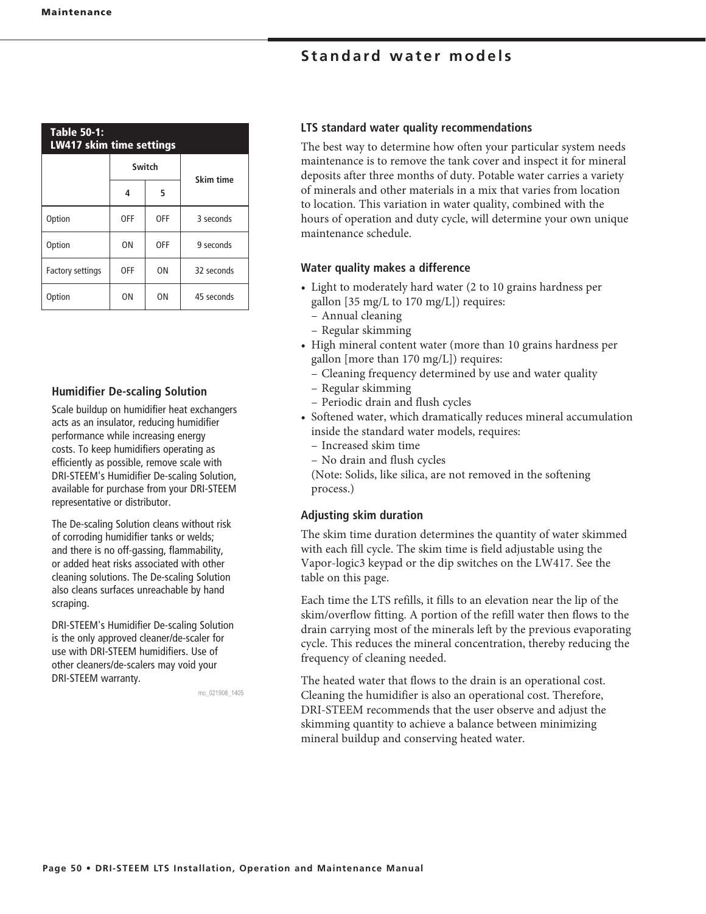## Standard water models

| Table 50-1: LW417 skim time settings | | | |
|---|---|---|---|
| | Switch | | Skim time |
| | 4 | 5 | |
| Option | OFF | OFF | 3 seconds |
| Option | ON | OFF | 9 seconds |
| Factory settings | OFF | ON | 32 seconds |
| Option | ON | ON | 45 seconds |

### Humidifier De-scaling Solution

Scale buildup on humidifier heat exchangers acts as an insulator, reducing humidifier performance while increasing energy costs. To keep humidifiers operating as efficiently as possible, remove scale with DRI-STEEM's Humidifier De-scaling Solution, available for purchase from your DRI-STEEM representative or distributor.

The De-scaling Solution cleans without risk of corroding humidifier tanks or welds; and there is no off-gassing, flammability, or added heat risks associated with other cleaning solutions. The De-scaling Solution also cleans surfaces unreachable by hand scraping.

DRI-STEEM's Humidifier De-scaling Solution is the only approved cleaner/de-scaler for use with DRI-STEEM humidifiers. Use of other cleaners/de-scalers may void your DRI-STEEM warranty.

mc_021908_1405

### LTS standard water quality recommendations

The best way to determine how often your particular system needs maintenance is to remove the tank cover and inspect it for mineral deposits after three months of duty. Potable water carries a variety of minerals and other materials in a mix that varies from location to location. This variation in water quality, combined with the hours of operation and duty cycle, will determine your own unique maintenance schedule.

### Water quality makes a difference

- Light to moderately hard water (2 to 10 grains hardness per gallon [35 mg/L to 170 mg/L]) requires:
  - Annual cleaning
  - Regular skimming
- High mineral content water (more than 10 grains hardness per gallon [more than 170 mg/L]) requires:
  - Cleaning frequency determined by use and water quality
  - Regular skimming
  - Periodic drain and flush cycles
- Softened water, which dramatically reduces mineral accumulation inside the standard water models, requires:
  - Increased skim time
  - No drain and flush cycles

  (Note: Solids, like silica, are not removed in the softening process.)

### Adjusting skim duration

The skim time duration determines the quantity of water skimmed with each fill cycle. The skim time is field adjustable using the Vapor-logic3 keypad or the dip switches on the LW417. See the table on this page.

Each time the LTS refills, it fills to an elevation near the lip of the skim/overflow fitting. A portion of the refill water then flows to the drain carrying most of the minerals left by the previous evaporating cycle. This reduces the mineral concentration, thereby reducing the frequency of cleaning needed.

The heated water that flows to the drain is an operational cost. Cleaning the humidifier is also an operational cost. Therefore, DRI-STEEM recommends that the user observe and adjust the skimming quantity to achieve a balance between minimizing mineral buildup and conserving heated water.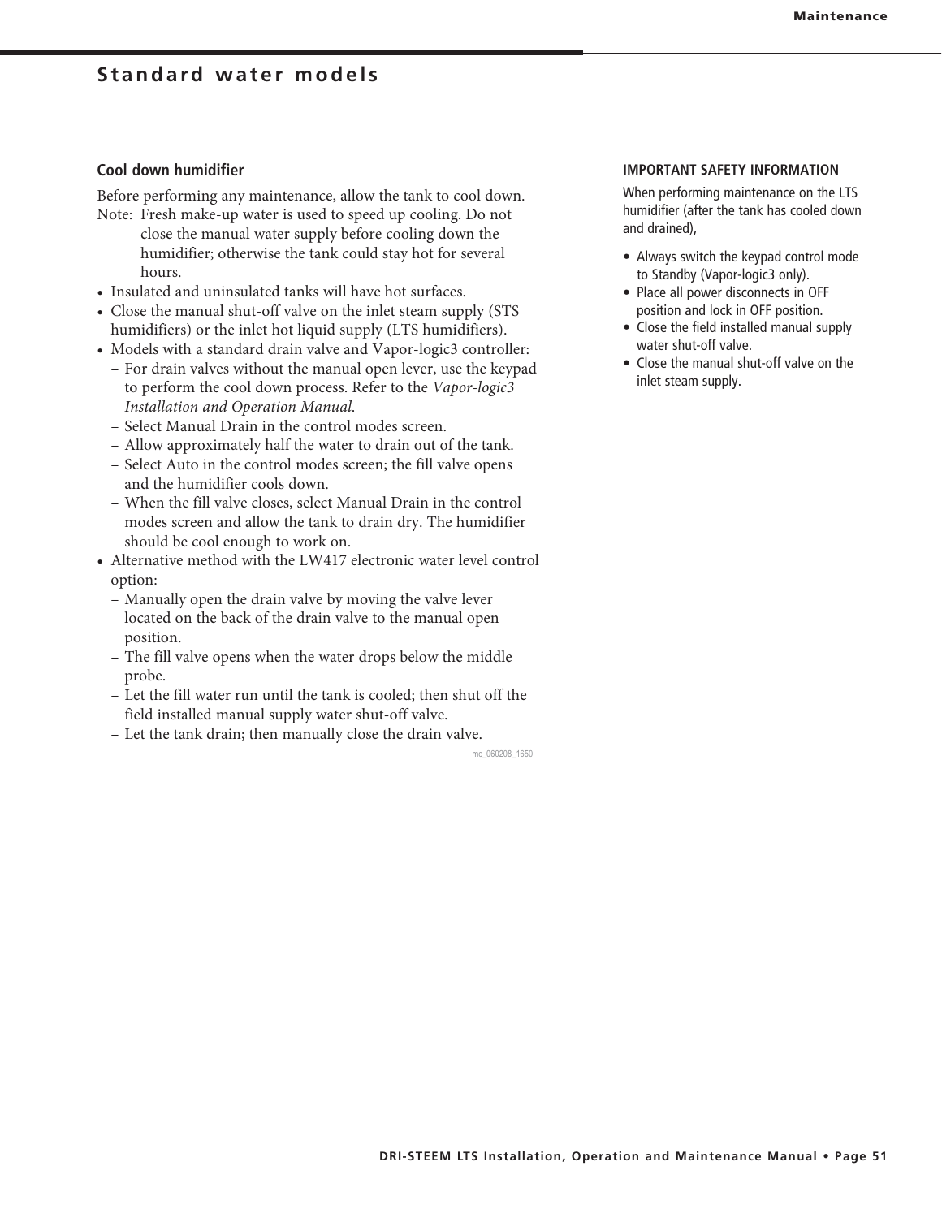## Standard water models

### Cool down humidifier

Before performing any maintenance, allow the tank to cool down.

Note: Fresh make-up water is used to speed up cooling. Do not close the manual water supply before cooling down the humidifier; otherwise the tank could stay hot for several hours.

- Insulated and uninsulated tanks will have hot surfaces.
- Close the manual shut-off valve on the inlet steam supply (STS humidifiers) or the inlet hot liquid supply (LTS humidifiers).
- Models with a standard drain valve and Vapor-logic3 controller:
  - For drain valves without the manual open lever, use the keypad to perform the cool down process. Refer to the *Vapor-logic3 Installation and Operation Manual*.
  - Select Manual Drain in the control modes screen.
  - Allow approximately half the water to drain out of the tank.
  - Select Auto in the control modes screen; the fill valve opens and the humidifier cools down.
  - When the fill valve closes, select Manual Drain in the control modes screen and allow the tank to drain dry. The humidifier should be cool enough to work on.
- Alternative method with the LW417 electronic water level control option:
  - Manually open the drain valve by moving the valve lever located on the back of the drain valve to the manual open position.
  - The fill valve opens when the water drops below the middle probe.
  - Let the fill water run until the tank is cooled; then shut off the field installed manual supply water shut-off valve.
  - Let the tank drain; then manually close the drain valve.

mc_060208_1650

**IMPORTANT SAFETY INFORMATION**

When performing maintenance on the LTS humidifier (after the tank has cooled down and drained),

- Always switch the keypad control mode to Standby (Vapor-logic3 only).
- Place all power disconnects in OFF position and lock in OFF position.
- Close the field installed manual supply water shut-off valve.
- Close the manual shut-off valve on the inlet steam supply.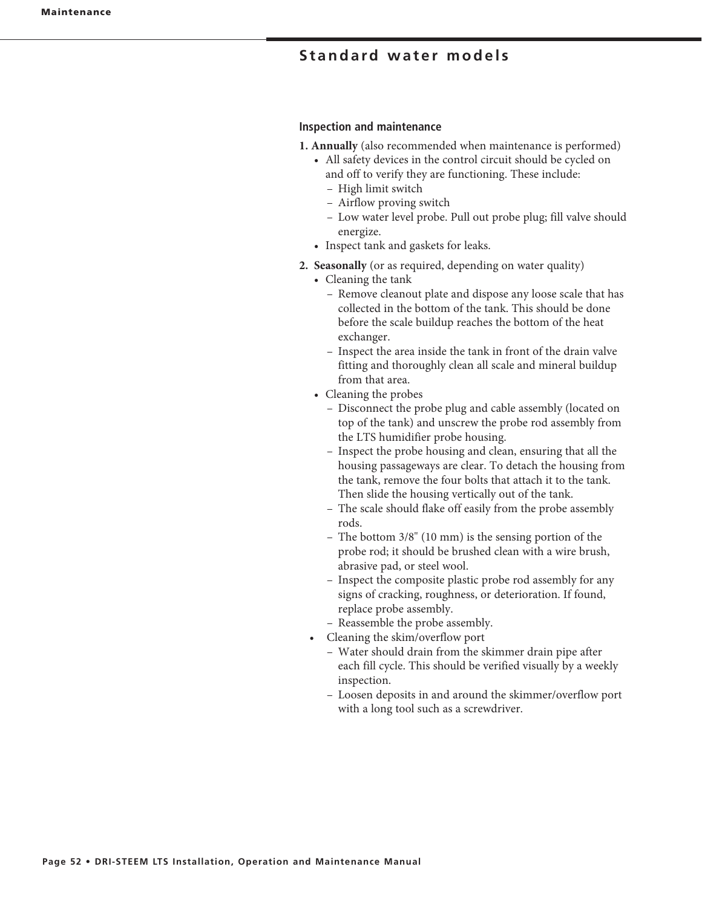## Standard water models

### Inspection and maintenance

1. **Annually** (also recommended when maintenance is performed)
   - All safety devices in the control circuit should be cycled on and off to verify they are functioning. These include:
     - High limit switch
     - Airflow proving switch
     - Low water level probe. Pull out probe plug; fill valve should energize.
   - Inspect tank and gaskets for leaks.
2. **Seasonally** (or as required, depending on water quality)
   - Cleaning the tank
     - Remove cleanout plate and dispose any loose scale that has collected in the bottom of the tank. This should be done before the scale buildup reaches the bottom of the heat exchanger.
     - Inspect the area inside the tank in front of the drain valve fitting and thoroughly clean all scale and mineral buildup from that area.
   - Cleaning the probes
     - Disconnect the probe plug and cable assembly (located on top of the tank) and unscrew the probe rod assembly from the LTS humidifier probe housing.
     - Inspect the probe housing and clean, ensuring that all the housing passageways are clear. To detach the housing from the tank, remove the four bolts that attach it to the tank. Then slide the housing vertically out of the tank.
     - The scale should flake off easily from the probe assembly rods.
     - The bottom 3/8" (10 mm) is the sensing portion of the probe rod; it should be brushed clean with a wire brush, abrasive pad, or steel wool.
     - Inspect the composite plastic probe rod assembly for any signs of cracking, roughness, or deterioration. If found, replace probe assembly.
     - Reassemble the probe assembly.
   - Cleaning the skim/overflow port
     - Water should drain from the skimmer drain pipe after each fill cycle. This should be verified visually by a weekly inspection.
     - Loosen deposits in and around the skimmer/overflow port with a long tool such as a screwdriver.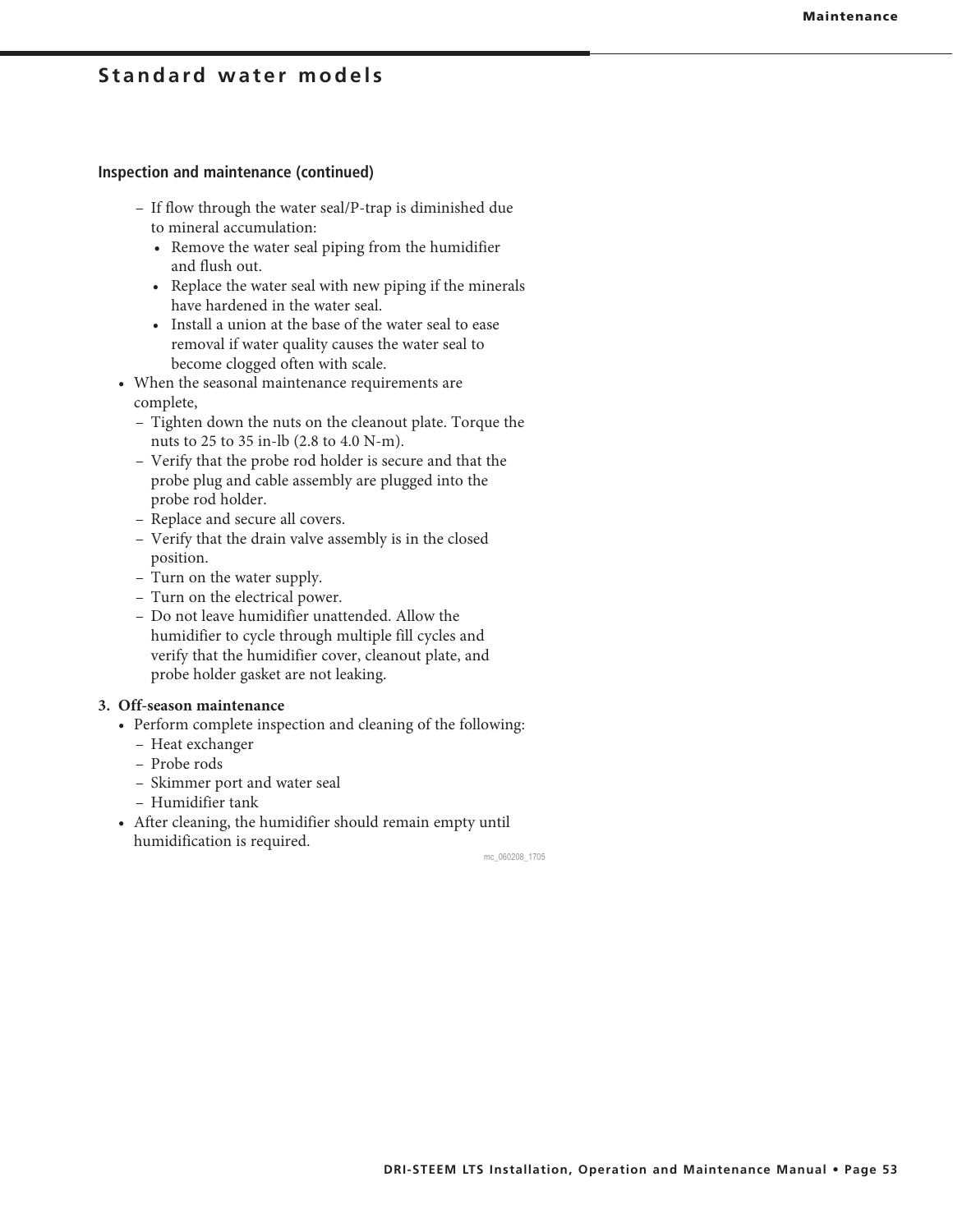## Standard water models

### Inspection and maintenance (continued)

- If flow through the water seal/P-trap is diminished due to mineral accumulation:
  - Remove the water seal piping from the humidifier and flush out.
  - Replace the water seal with new piping if the minerals have hardened in the water seal.
  - Install a union at the base of the water seal to ease removal if water quality causes the water seal to become clogged often with scale.

- When the seasonal maintenance requirements are complete,
  - Tighten down the nuts on the cleanout plate. Torque the nuts to 25 to 35 in-lb (2.8 to 4.0 N-m).
  - Verify that the probe rod holder is secure and that the probe plug and cable assembly are plugged into the probe rod holder.
  - Replace and secure all covers.
  - Verify that the drain valve assembly is in the closed position.
  - Turn on the water supply.
  - Turn on the electrical power.
  - Do not leave humidifier unattended. Allow the humidifier to cycle through multiple fill cycles and verify that the humidifier cover, cleanout plate, and probe holder gasket are not leaking.

**3. Off-season maintenance**

- Perform complete inspection and cleaning of the following:
  - Heat exchanger
  - Probe rods
  - Skimmer port and water seal
  - Humidifier tank
- After cleaning, the humidifier should remain empty until humidification is required.

mc_060208_1705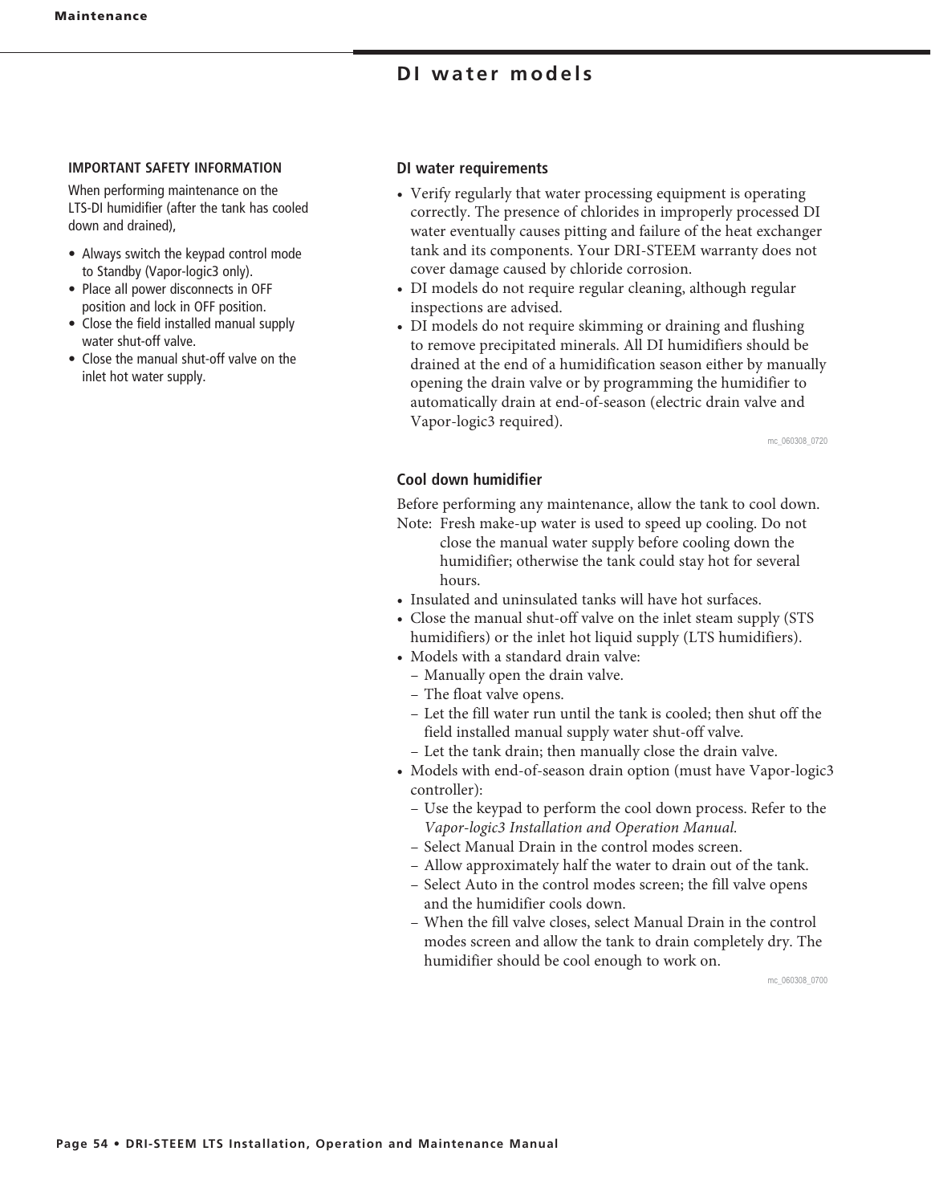# DI water models

**IMPORTANT SAFETY INFORMATION**

When performing maintenance on the LTS-DI humidifier (after the tank has cooled down and drained),

- Always switch the keypad control mode to Standby (Vapor-logic3 only).
- Place all power disconnects in OFF position and lock in OFF position.
- Close the field installed manual supply water shut-off valve.
- Close the manual shut-off valve on the inlet hot water supply.

## DI water requirements

- Verify regularly that water processing equipment is operating correctly. The presence of chlorides in improperly processed DI water eventually causes pitting and failure of the heat exchanger tank and its components. Your DRI-STEEM warranty does not cover damage caused by chloride corrosion.
- DI models do not require regular cleaning, although regular inspections are advised.
- DI models do not require skimming or draining and flushing to remove precipitated minerals. All DI humidifiers should be drained at the end of a humidification season either by manually opening the drain valve or by programming the humidifier to automatically drain at end-of-season (electric drain valve and Vapor-logic3 required).

mc_060308_0720

## Cool down humidifier

Before performing any maintenance, allow the tank to cool down.

Note: Fresh make-up water is used to speed up cooling. Do not close the manual water supply before cooling down the humidifier; otherwise the tank could stay hot for several hours.

- Insulated and uninsulated tanks will have hot surfaces.
- Close the manual shut-off valve on the inlet steam supply (STS humidifiers) or the inlet hot liquid supply (LTS humidifiers).
- Models with a standard drain valve:
  - Manually open the drain valve.
  - The float valve opens.
  - Let the fill water run until the tank is cooled; then shut off the field installed manual supply water shut-off valve.
  - Let the tank drain; then manually close the drain valve.
- Models with end-of-season drain option (must have Vapor-logic3 controller):
  - Use the keypad to perform the cool down process. Refer to the *Vapor-logic3 Installation and Operation Manual.*
  - Select Manual Drain in the control modes screen.
  - Allow approximately half the water to drain out of the tank.
  - Select Auto in the control modes screen; the fill valve opens and the humidifier cools down.
  - When the fill valve closes, select Manual Drain in the control modes screen and allow the tank to drain completely dry. The humidifier should be cool enough to work on.

mc_060308_0700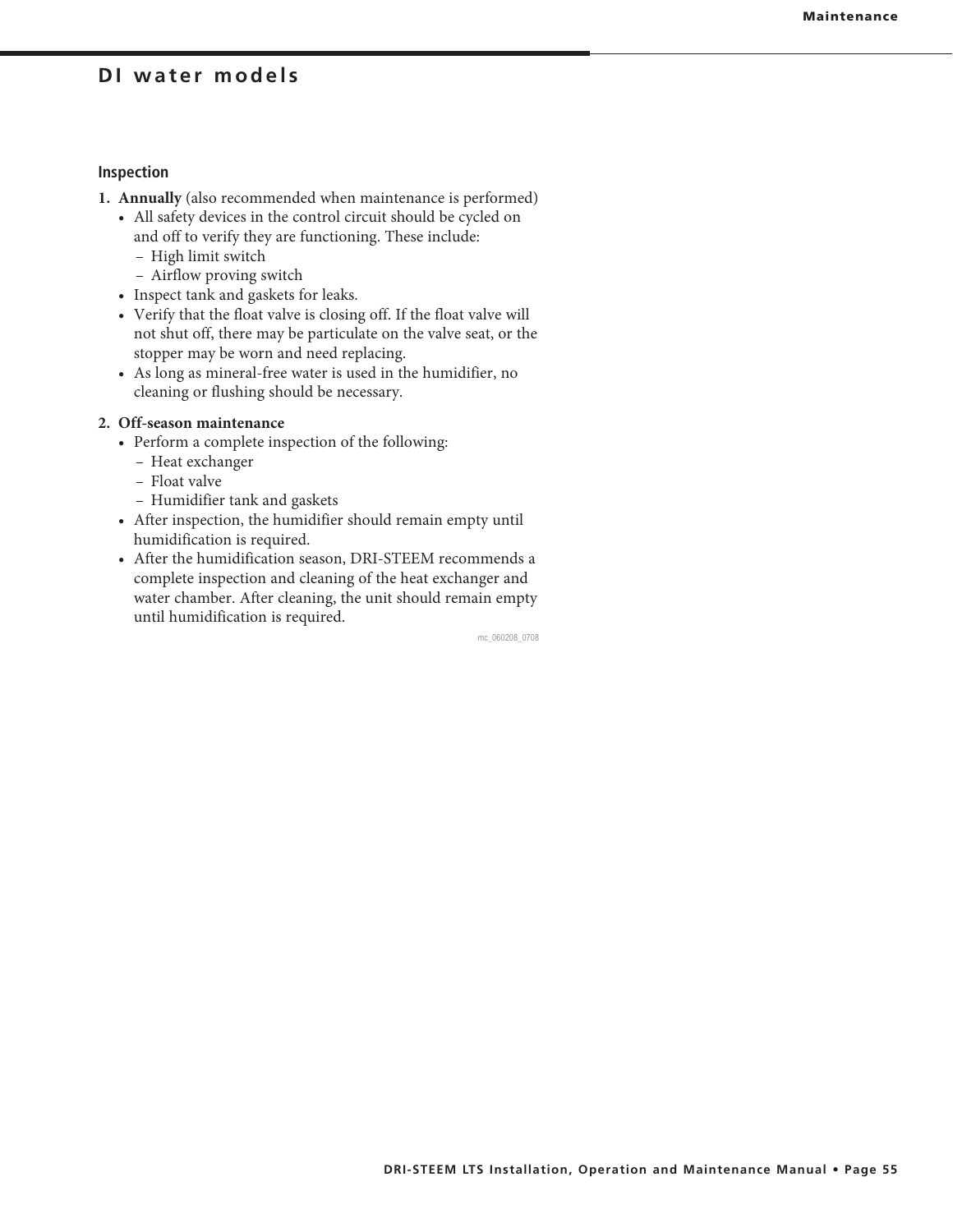## DI water models

### Inspection

1. **Annually** (also recommended when maintenance is performed)
   - All safety devices in the control circuit should be cycled on and off to verify they are functioning. These include:
     - High limit switch
     - Airflow proving switch
   - Inspect tank and gaskets for leaks.
   - Verify that the float valve is closing off. If the float valve will not shut off, there may be particulate on the valve seat, or the stopper may be worn and need replacing.
   - As long as mineral-free water is used in the humidifier, no cleaning or flushing should be necessary.

2. **Off-season maintenance**
   - Perform a complete inspection of the following:
     - Heat exchanger
     - Float valve
     - Humidifier tank and gaskets
   - After inspection, the humidifier should remain empty until humidification is required.
   - After the humidification season, DRI-STEEM recommends a complete inspection and cleaning of the heat exchanger and water chamber. After cleaning, the unit should remain empty until humidification is required.

mc_060208_0708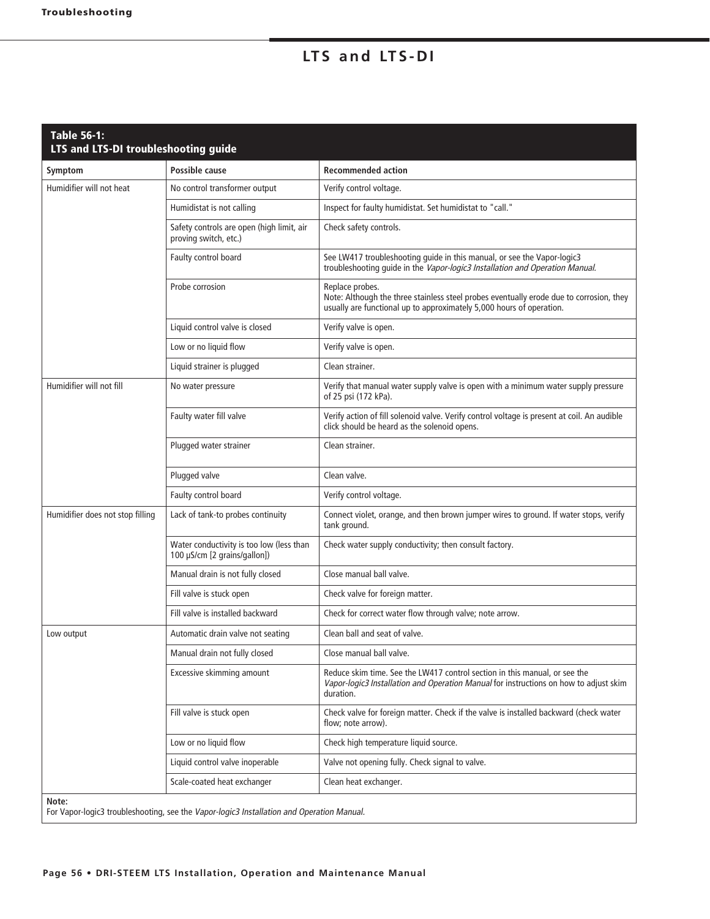## LTS and LTS-DI

**Table 56-1:**
**LTS and LTS-DI troubleshooting guide**

| Symptom | Possible cause | Recommended action |
|---|---|---|
| Humidifier will not heat | No control transformer output | Verify control voltage. |
| | Humidistat is not calling | Inspect for faulty humidistat. Set humidistat to "call." |
| | Safety controls are open (high limit, air proving switch, etc.) | Check safety controls. |
| | Faulty control board | See LW417 troubleshooting guide in this manual, or see the Vapor-logic3 troubleshooting guide in the *Vapor-logic3 Installation and Operation Manual.* |
| | Probe corrosion | Replace probes.<br>Note: Although the three stainless steel probes eventually erode due to corrosion, they usually are functional up to approximately 5,000 hours of operation. |
| | Liquid control valve is closed | Verify valve is open. |
| | Low or no liquid flow | Verify valve is open. |
| | Liquid strainer is plugged | Clean strainer. |
| Humidifier will not fill | No water pressure | Verify that manual water supply valve is open with a minimum water supply pressure of 25 psi (172 kPa). |
| | Faulty water fill valve | Verify action of fill solenoid valve. Verify control voltage is present at coil. An audible click should be heard as the solenoid opens. |
| | Plugged water strainer | Clean strainer. |
| | Plugged valve | Clean valve. |
| | Faulty control board | Verify control voltage. |
| Humidifier does not stop filling | Lack of tank-to probes continuity | Connect violet, orange, and then brown jumper wires to ground. If water stops, verify tank ground. |
| | Water conductivity is too low (less than 100 µS/cm [2 grains/gallon]) | Check water supply conductivity; then consult factory. |
| | Manual drain is not fully closed | Close manual ball valve. |
| | Fill valve is stuck open | Check valve for foreign matter. |
| | Fill valve is installed backward | Check for correct water flow through valve; note arrow. |
| Low output | Automatic drain valve not seating | Clean ball and seat of valve. |
| | Manual drain not fully closed | Close manual ball valve. |
| | Excessive skimming amount | Reduce skim time. See the LW417 control section in this manual, or see the *Vapor-logic3 Installation and Operation Manual* for instructions on how to adjust skim duration. |
| | Fill valve is stuck open | Check valve for foreign matter. Check if the valve is installed backward (check water flow; note arrow). |
| | Low or no liquid flow | Check high temperature liquid source. |
| | Liquid control valve inoperable | Valve not opening fully. Check signal to valve. |
| | Scale-coated heat exchanger | Clean heat exchanger. |

**Note:**
For Vapor-logic3 troubleshooting, see the *Vapor-logic3 Installation and Operation Manual.*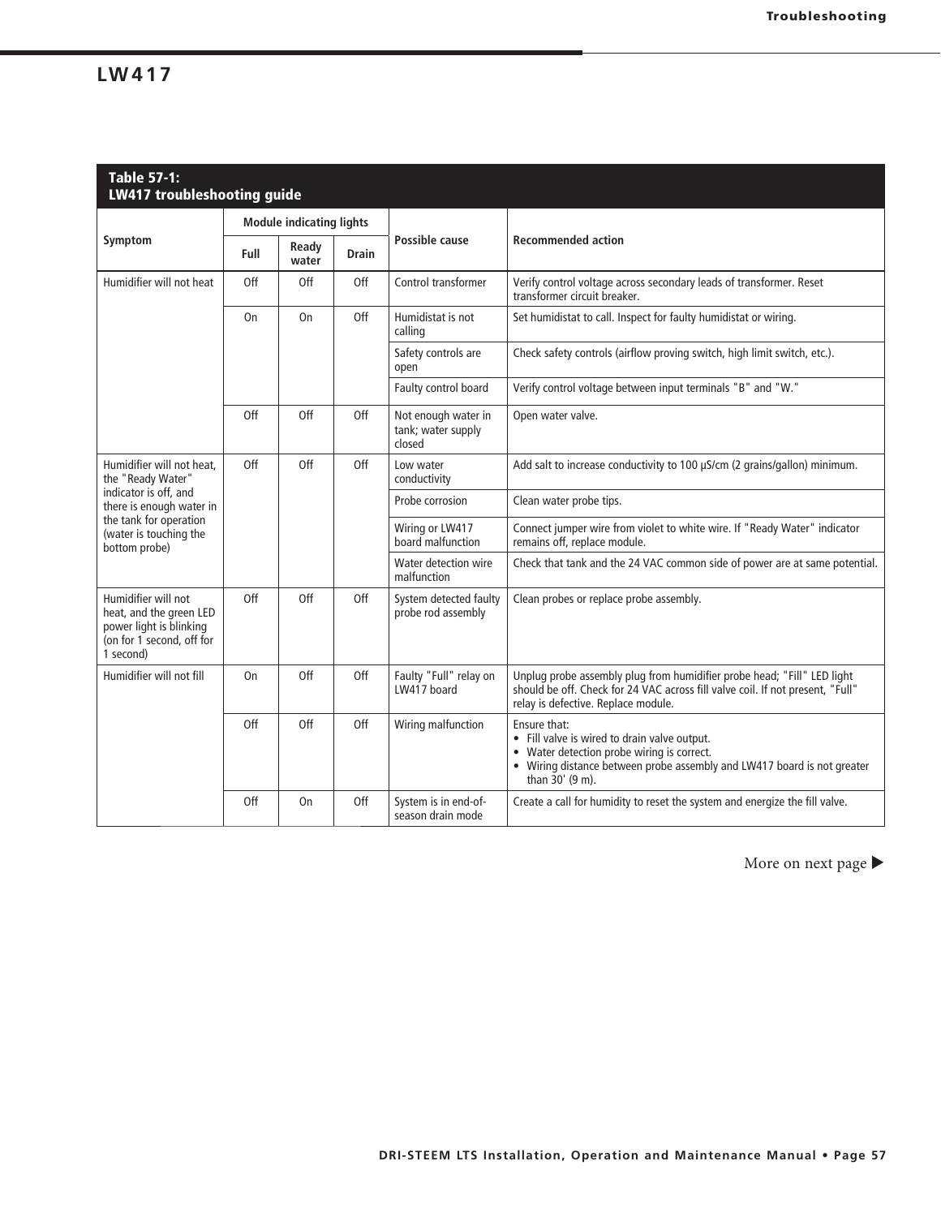## LW417

**Table 57-1: LW417 troubleshooting guide**

| Symptom | Module indicating lights | | | Possible cause | Recommended action |
|---|---|---|---|---|---|
| | Full | Ready water | Drain | | |
| Humidifier will not heat | Off | Off | Off | Control transformer | Verify control voltage across secondary leads of transformer. Reset transformer circuit breaker. |
| | On | On | Off | Humidistat is not calling | Set humidistat to call. Inspect for faulty humidistat or wiring. |
| | | | | Safety controls are open | Check safety controls (airflow proving switch, high limit switch, etc.). |
| | | | | Faulty control board | Verify control voltage between input terminals "B" and "W." |
| | Off | Off | Off | Not enough water in tank; water supply closed | Open water valve. |
| Humidifier will not heat, the "Ready Water" indicator is off, and there is enough water in the tank for operation (water is touching the bottom probe) | Off | Off | Off | Low water conductivity | Add salt to increase conductivity to 100 μS/cm (2 grains/gallon) minimum. |
| | | | | Probe corrosion | Clean water probe tips. |
| | | | | Wiring or LW417 board malfunction | Connect jumper wire from violet to white wire. If "Ready Water" indicator remains off, replace module. |
| | | | | Water detection wire malfunction | Check that tank and the 24 VAC common side of power are at same potential. |
| Humidifier will not heat, and the green LED power light is blinking (on for 1 second, off for 1 second) | Off | Off | Off | System detected faulty probe rod assembly | Clean probes or replace probe assembly. |
| Humidifier will not fill | On | Off | Off | Faulty "Full" relay on LW417 board | Unplug probe assembly plug from humidifier probe head; "Fill" LED light should be off. Check for 24 VAC across fill valve coil. If not present, "Full" relay is defective. Replace module. |
| | Off | Off | Off | Wiring malfunction | Ensure that:<br>• Fill valve is wired to drain valve output.<br>• Water detection probe wiring is correct.<br>• Wiring distance between probe assembly and LW417 board is not greater than 30' (9 m). |
| | Off | On | Off | System is in end-of-season drain mode | Create a call for humidity to reset the system and energize the fill valve. |

More on next page ▶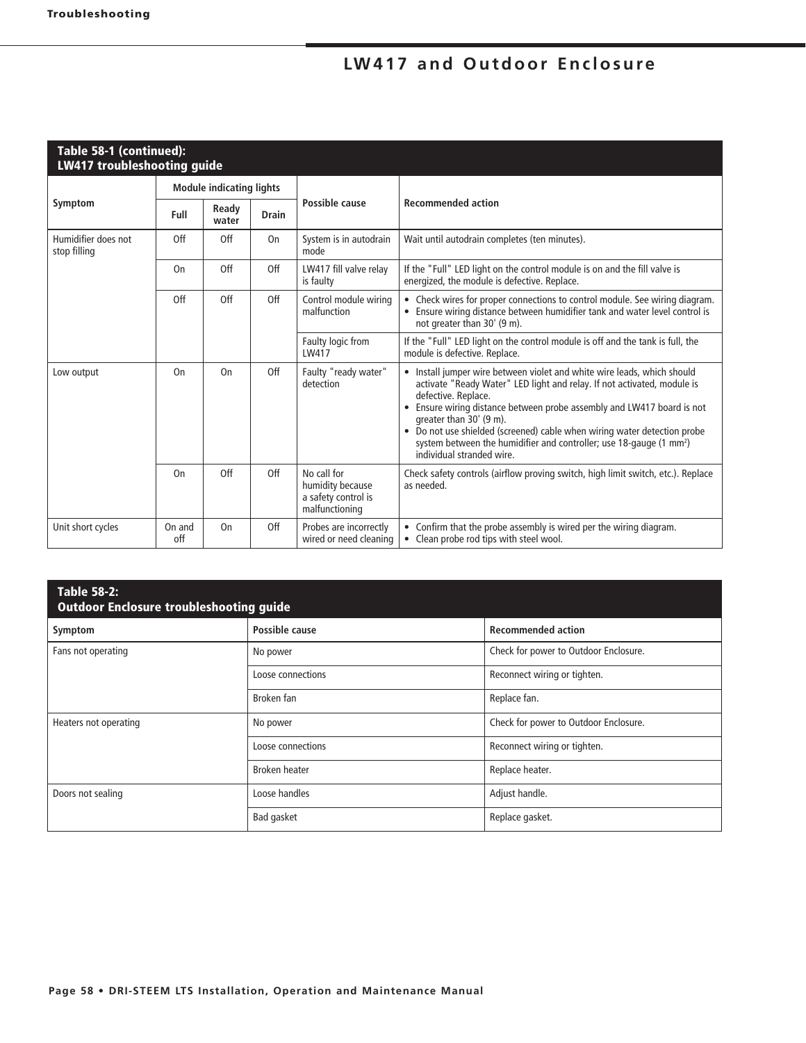## LW417 and Outdoor Enclosure

**Table 58-1 (continued): LW417 troubleshooting guide**

| Symptom | Module indicating lights | | | Possible cause | Recommended action |
|---|---|---|---|---|---|
| | Full | Ready water | Drain | | |
| Humidifier does not stop filling | Off | Off | On | System is in autodrain mode | Wait until autodrain completes (ten minutes). |
| | On | Off | Off | LW417 fill valve relay is faulty | If the "Full" LED light on the control module is on and the fill valve is energized, the module is defective. Replace. |
| | Off | Off | Off | Control module wiring malfunction | • Check wires for proper connections to control module. See wiring diagram.<br>• Ensure wiring distance between humidifier tank and water level control is not greater than 30' (9 m). |
| | | | | Faulty logic from LW417 | If the "Full" LED light on the control module is off and the tank is full, the module is defective. Replace. |
| Low output | On | On | Off | Faulty "ready water" detection | • Install jumper wire between violet and white wire leads, which should activate "Ready Water" LED light and relay. If not activated, module is defective. Replace.<br>• Ensure wiring distance between probe assembly and LW417 board is not greater than 30' (9 m).<br>• Do not use shielded (screened) cable when wiring water detection probe system between the humidifier and controller; use 18-gauge (1 mm$^2$) individual stranded wire. |
| | On | Off | Off | No call for humidity because a safety control is malfunctioning | Check safety controls (airflow proving switch, high limit switch, etc.). Replace as needed. |
| Unit short cycles | On and off | On | Off | Probes are incorrectly wired or need cleaning | • Confirm that the probe assembly is wired per the wiring diagram.<br>• Clean probe rod tips with steel wool. |

**Table 58-2: Outdoor Enclosure troubleshooting guide**

| Symptom | Possible cause | Recommended action |
|---|---|---|
| Fans not operating | No power | Check for power to Outdoor Enclosure. |
| | Loose connections | Reconnect wiring or tighten. |
| | Broken fan | Replace fan. |
| Heaters not operating | No power | Check for power to Outdoor Enclosure. |
| | Loose connections | Reconnect wiring or tighten. |
| | Broken heater | Replace heater. |
| Doors not sealing | Loose handles | Adjust handle. |
| | Bad gasket | Replace gasket. |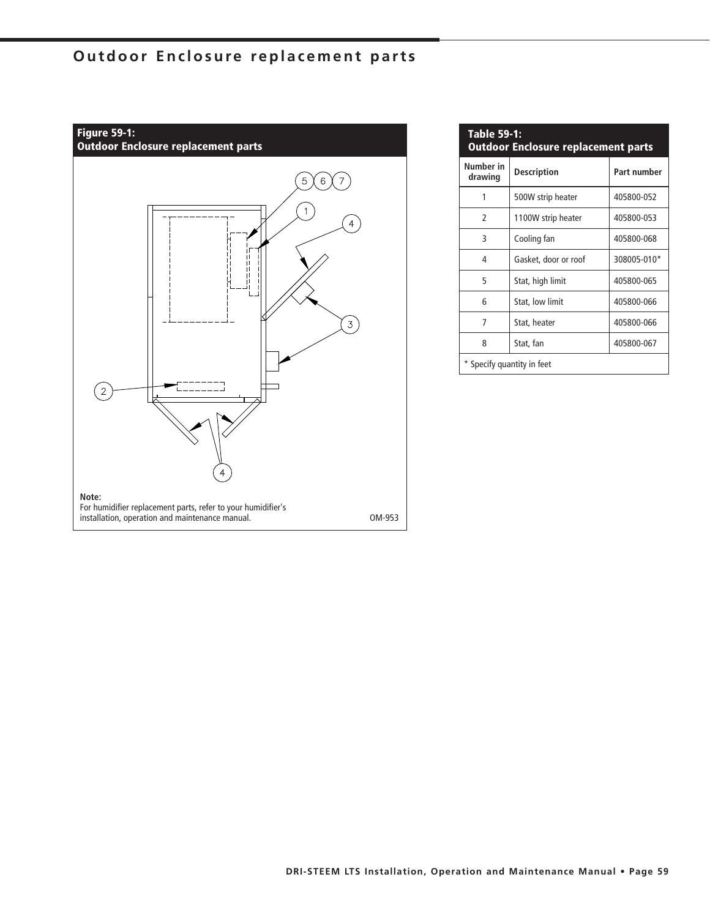# Outdoor Enclosure replacement parts

**Figure 59-1:**
**Outdoor Enclosure replacement parts**

**Note:**
For humidifier replacement parts, refer to your humidifier's installation, operation and maintenance manual.

OM-953

**Table 59-1:**
**Outdoor Enclosure replacement parts**

| Number in drawing | Description | Part number |
|---|---|---|
| 1 | 500W strip heater | 405800-052 |
| 2 | 1100W strip heater | 405800-053 |
| 3 | Cooling fan | 405800-068 |
| 4 | Gasket, door or roof | 308005-010* |
| 5 | Stat, high limit | 405800-065 |
| 6 | Stat, low limit | 405800-066 |
| 7 | Stat, heater | 405800-066 |
| 8 | Stat, fan | 405800-067 |

* Specify quantity in feet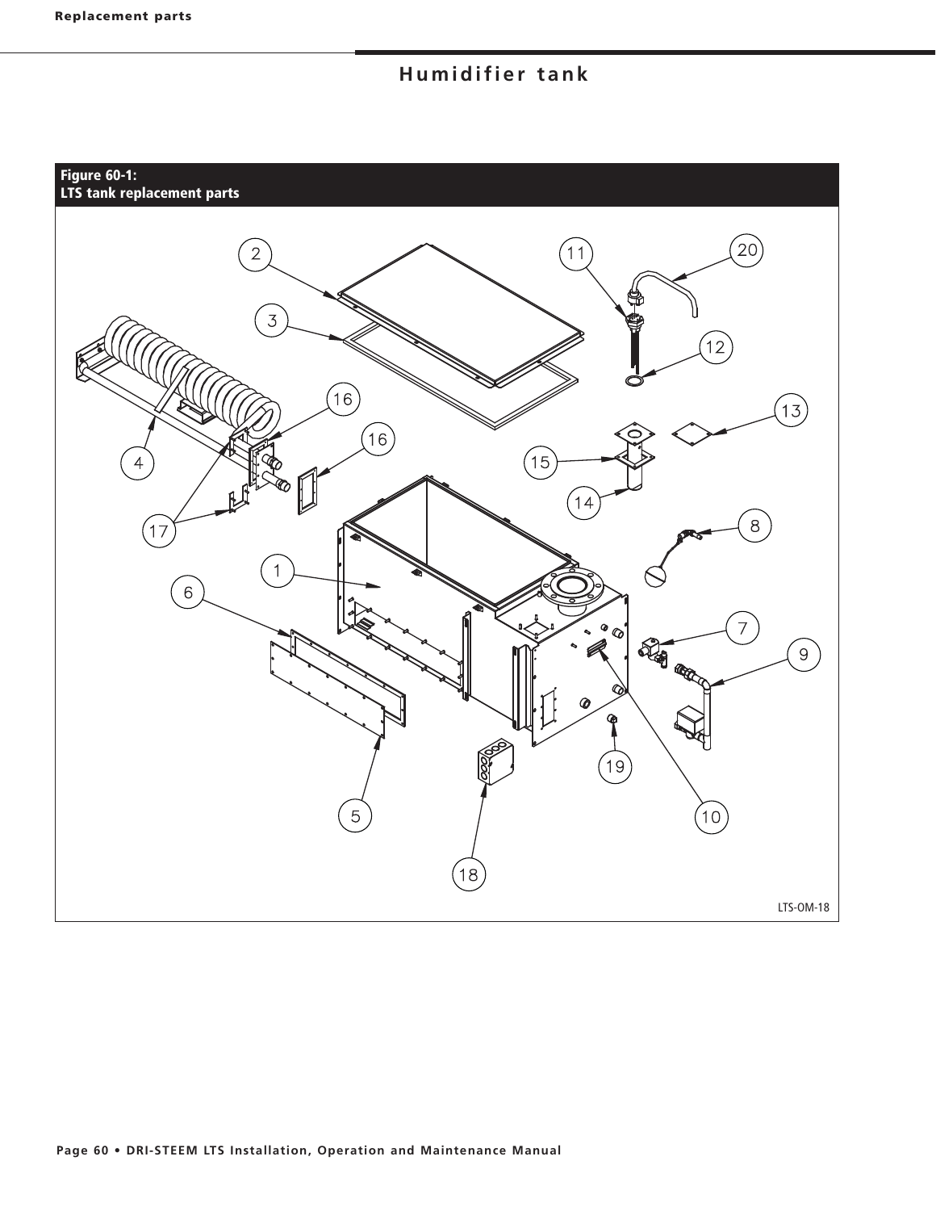## Humidifier tank

**Figure 60-1:**
**LTS tank replacement parts**

LTS-OM-18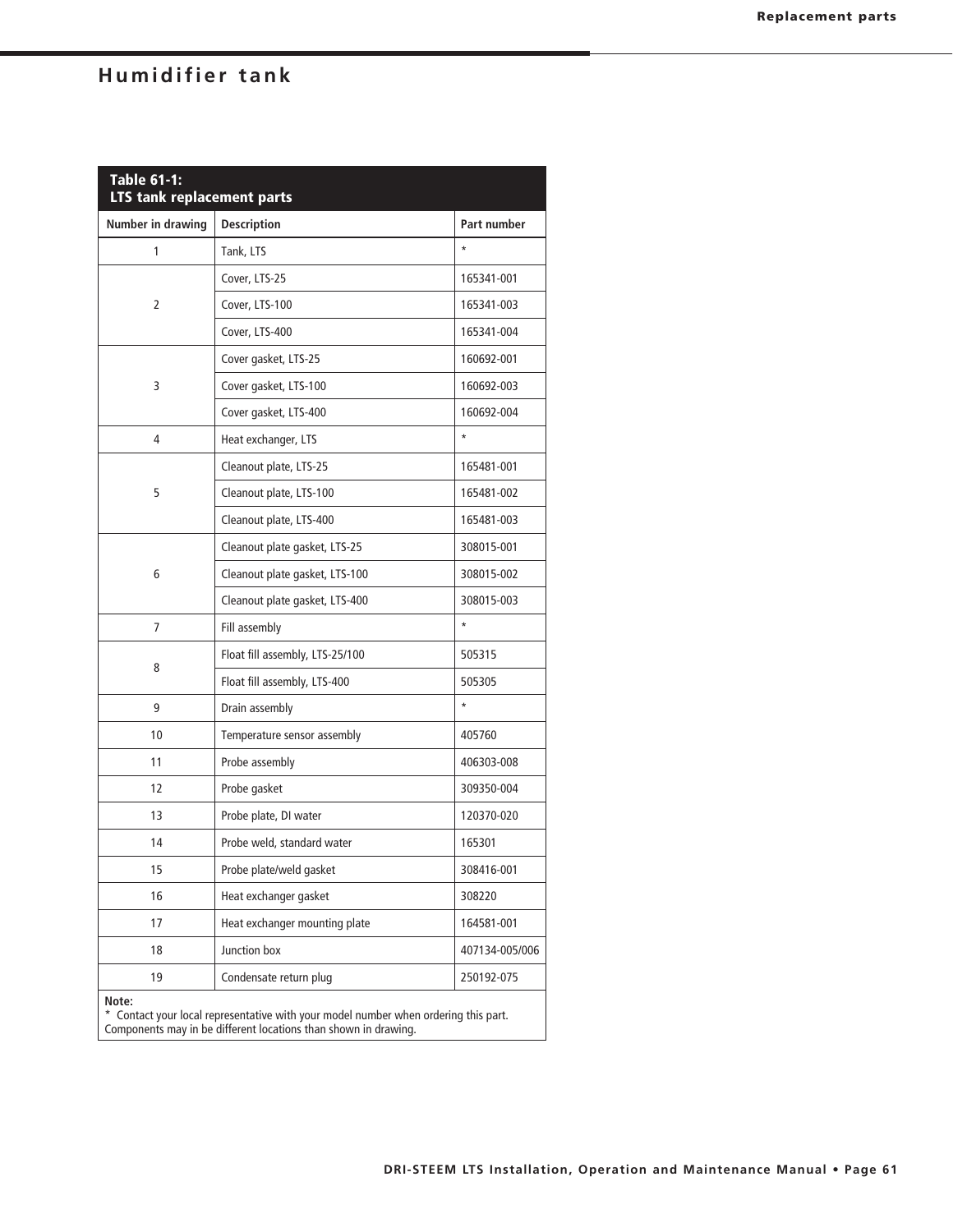## Humidifier tank

**Table 61-1: LTS tank replacement parts**

| Number in drawing | Description | Part number |
|---|---|---|
| 1 | Tank, LTS | * |
| 2 | Cover, LTS-25 | 165341-001 |
| | Cover, LTS-100 | 165341-003 |
| | Cover, LTS-400 | 165341-004 |
| 3 | Cover gasket, LTS-25 | 160692-001 |
| | Cover gasket, LTS-100 | 160692-003 |
| | Cover gasket, LTS-400 | 160692-004 |
| 4 | Heat exchanger, LTS | * |
| 5 | Cleanout plate, LTS-25 | 165481-001 |
| | Cleanout plate, LTS-100 | 165481-002 |
| | Cleanout plate, LTS-400 | 165481-003 |
| 6 | Cleanout plate gasket, LTS-25 | 308015-001 |
| | Cleanout plate gasket, LTS-100 | 308015-002 |
| | Cleanout plate gasket, LTS-400 | 308015-003 |
| 7 | Fill assembly | * |
| 8 | Float fill assembly, LTS-25/100 | 505315 |
| | Float fill assembly, LTS-400 | 505305 |
| 9 | Drain assembly | * |
| 10 | Temperature sensor assembly | 405760 |
| 11 | Probe assembly | 406303-008 |
| 12 | Probe gasket | 309350-004 |
| 13 | Probe plate, DI water | 120370-020 |
| 14 | Probe weld, standard water | 165301 |
| 15 | Probe plate/weld gasket | 308416-001 |
| 16 | Heat exchanger gasket | 308220 |
| 17 | Heat exchanger mounting plate | 164581-001 |
| 18 | Junction box | 407134-005/006 |
| 19 | Condensate return plug | 250192-075 |

**Note:**
* Contact your local representative with your model number when ordering this part.
Components may in be different locations than shown in drawing.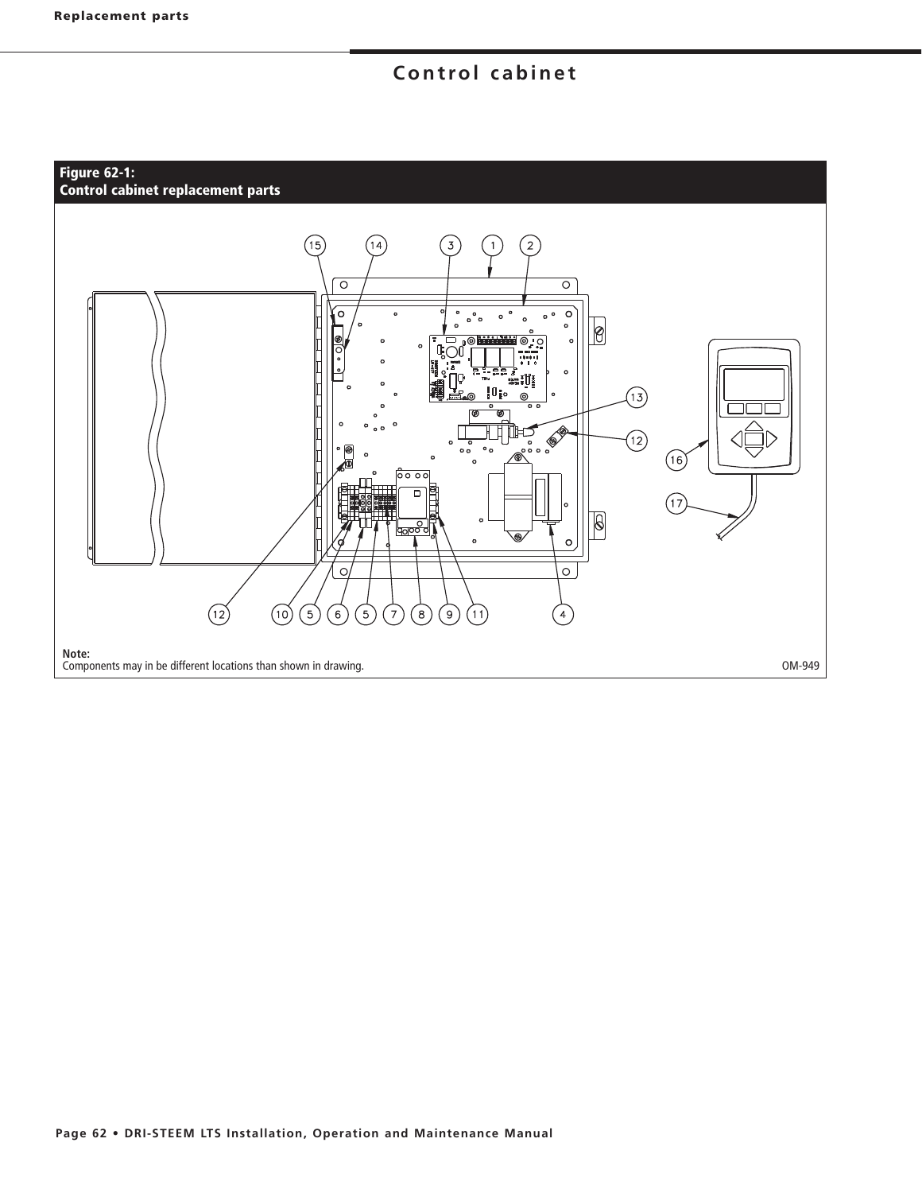# Control cabinet

**Figure 62-1:**
**Control cabinet replacement parts**

**Note:**
Components may in be different locations than shown in drawing.

OM-949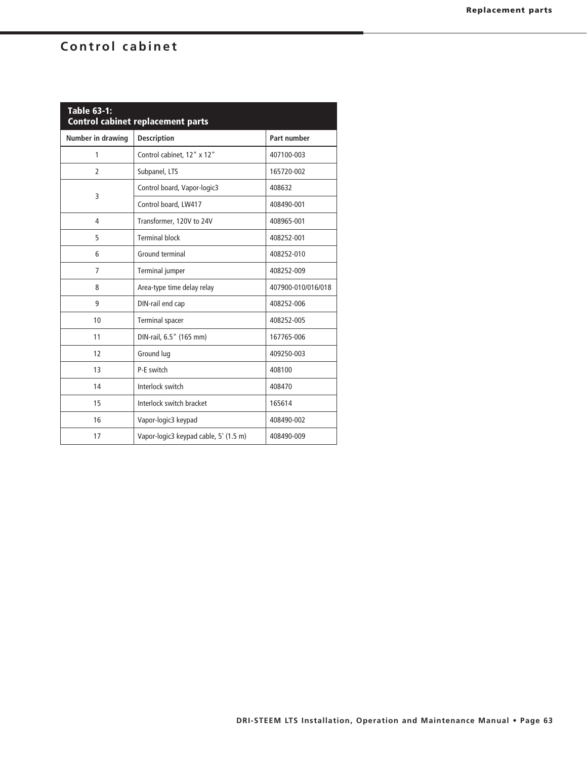## Control cabinet

| Table 63-1: Control cabinet replacement parts | | |
|---|---|---|
| **Number in drawing** | **Description** | **Part number** |
| 1 | Control cabinet, 12" x 12" | 407100-003 |
| 2 | Subpanel, LTS | 165720-002 |
| 3 | Control board, Vapor-logic3 | 408632 |
| | Control board, LW417 | 408490-001 |
| 4 | Transformer, 120V to 24V | 408965-001 |
| 5 | Terminal block | 408252-001 |
| 6 | Ground terminal | 408252-010 |
| 7 | Terminal jumper | 408252-009 |
| 8 | Area-type time delay relay | 407900-010/016/018 |
| 9 | DIN-rail end cap | 408252-006 |
| 10 | Terminal spacer | 408252-005 |
| 11 | DIN-rail, 6.5" (165 mm) | 167765-006 |
| 12 | Ground lug | 409250-003 |
| 13 | P-E switch | 408100 |
| 14 | Interlock switch | 408470 |
| 15 | Interlock switch bracket | 165614 |
| 16 | Vapor-logic3 keypad | 408490-002 |
| 17 | Vapor-logic3 keypad cable, 5' (1.5 m) | 408490-009 |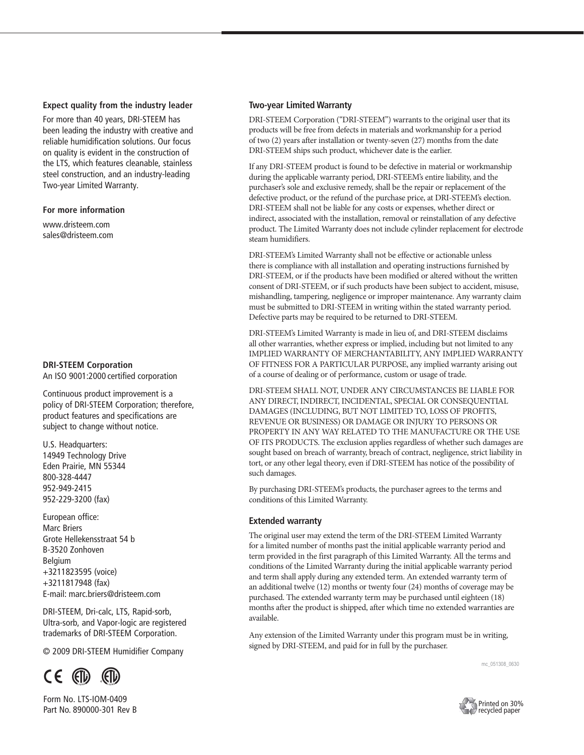## Expect quality from the industry leader

For more than 40 years, DRI-STEEM has been leading the industry with creative and reliable humidification solutions. Our focus on quality is evident in the construction of the LTS, which features cleanable, stainless steel construction, and an industry-leading Two-year Limited Warranty.

## For more information

www.dristeem.com
sales@dristeem.com

**DRI-STEEM Corporation**
An ISO 9001:2000 certified corporation

Continuous product improvement is a policy of DRI-STEEM Corporation; therefore, product features and specifications are subject to change without notice.

U.S. Headquarters:
14949 Technology Drive
Eden Prairie, MN 55344
800-328-4447
952-949-2415
952-229-3200 (fax)

European office:
Marc Briers
Grote Hellekensstraat 54 b
B-3520 Zonhoven
Belgium
+3211823595 (voice)
+3211817948 (fax)
E-mail: marc.briers@dristeem.com

DRI-STEEM, Dri-calc, LTS, Rapid-sorb, Ultra-sorb, and Vapor-logic are registered trademarks of DRI-STEEM Corporation.

© 2009 DRI-STEEM Humidifier Company

Form No. LTS-IOM-0409
Part No. 890000-301 Rev B

## Two-year Limited Warranty

DRI-STEEM Corporation ("DRI-STEEM") warrants to the original user that its products will be free from defects in materials and workmanship for a period of two (2) years after installation or twenty-seven (27) months from the date DRI-STEEM ships such product, whichever date is the earlier.

If any DRI-STEEM product is found to be defective in material or workmanship during the applicable warranty period, DRI-STEEM's entire liability, and the purchaser's sole and exclusive remedy, shall be the repair or replacement of the defective product, or the refund of the purchase price, at DRI-STEEM's election. DRI-STEEM shall not be liable for any costs or expenses, whether direct or indirect, associated with the installation, removal or reinstallation of any defective product. The Limited Warranty does not include cylinder replacement for electrode steam humidifiers.

DRI-STEEM's Limited Warranty shall not be effective or actionable unless there is compliance with all installation and operating instructions furnished by DRI-STEEM, or if the products have been modified or altered without the written consent of DRI-STEEM, or if such products have been subject to accident, misuse, mishandling, tampering, negligence or improper maintenance. Any warranty claim must be submitted to DRI-STEEM in writing within the stated warranty period. Defective parts may be required to be returned to DRI-STEEM.

DRI-STEEM's Limited Warranty is made in lieu of, and DRI-STEEM disclaims all other warranties, whether express or implied, including but not limited to any IMPLIED WARRANTY OF MERCHANTABILITY, ANY IMPLIED WARRANTY OF FITNESS FOR A PARTICULAR PURPOSE, any implied warranty arising out of a course of dealing or of performance, custom or usage of trade.

DRI-STEEM SHALL NOT, UNDER ANY CIRCUMSTANCES BE LIABLE FOR ANY DIRECT, INDIRECT, INCIDENTAL, SPECIAL OR CONSEQUENTIAL DAMAGES (INCLUDING, BUT NOT LIMITED TO, LOSS OF PROFITS, REVENUE OR BUSINESS) OR DAMAGE OR INJURY TO PERSONS OR PROPERTY IN ANY WAY RELATED TO THE MANUFACTURE OR THE USE OF ITS PRODUCTS. The exclusion applies regardless of whether such damages are sought based on breach of warranty, breach of contract, negligence, strict liability in tort, or any other legal theory, even if DRI-STEEM has notice of the possibility of such damages.

By purchasing DRI-STEEM's products, the purchaser agrees to the terms and conditions of this Limited Warranty.

## Extended warranty

The original user may extend the term of the DRI-STEEM Limited Warranty for a limited number of months past the initial applicable warranty period and term provided in the first paragraph of this Limited Warranty. All the terms and conditions of the Limited Warranty during the initial applicable warranty period and term shall apply during any extended term. An extended warranty term of an additional twelve (12) months or twenty four (24) months of coverage may be purchased. The extended warranty term may be purchased until eighteen (18) months after the product is shipped, after which time no extended warranties are available.

Any extension of the Limited Warranty under this program must be in writing, signed by DRI-STEEM, and paid for in full by the purchaser.

mc_051308_0630

Printed on 30% recycled paper